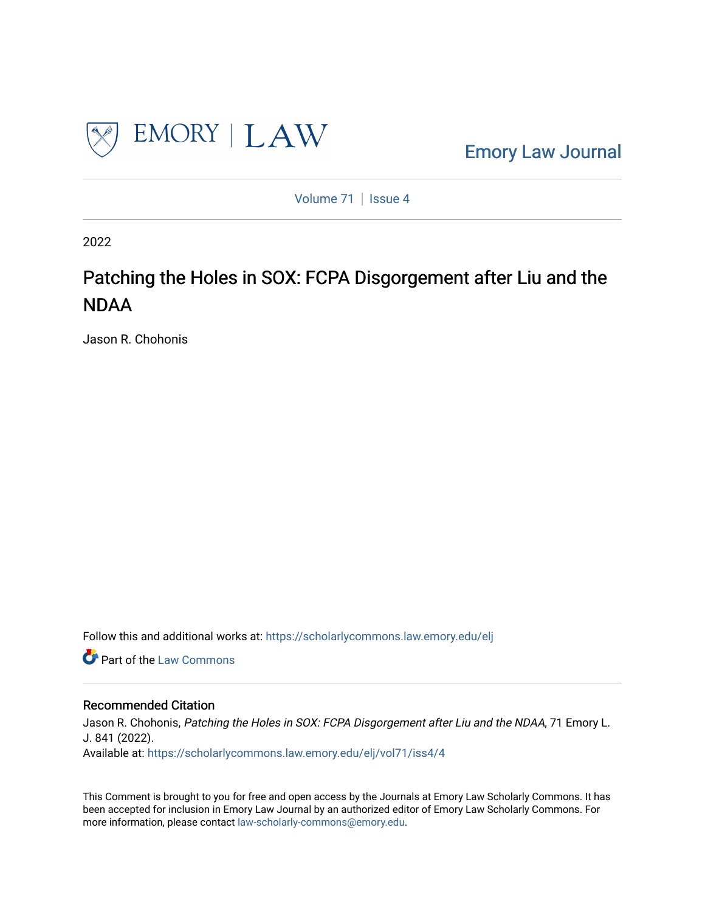Emory Law Journal

Volume 71 | Issue 4

2022

# Patching the Holes in SOX: FCPA Disgorgement after Liu and the NDAA

Jason R. Chohonis

Follow this and additional works at: https://scholarlycommons.law.emory.edu/elj

Part of the Law Commons

## Recommended Citation

Jason R. Chohonis, *Patching the Holes in SOX: FCPA Disgorgement after Liu and the NDAA*, 71 Emory L. J. 841 (2022).
Available at: https://scholarlycommons.law.emory.edu/elj/vol71/iss4/4

This Comment is brought to you for free and open access by the Journals at Emory Law Scholarly Commons. It has been accepted for inclusion in Emory Law Journal by an authorized editor of Emory Law Scholarly Commons. For more information, please contact law-scholarly-commons@emory.edu.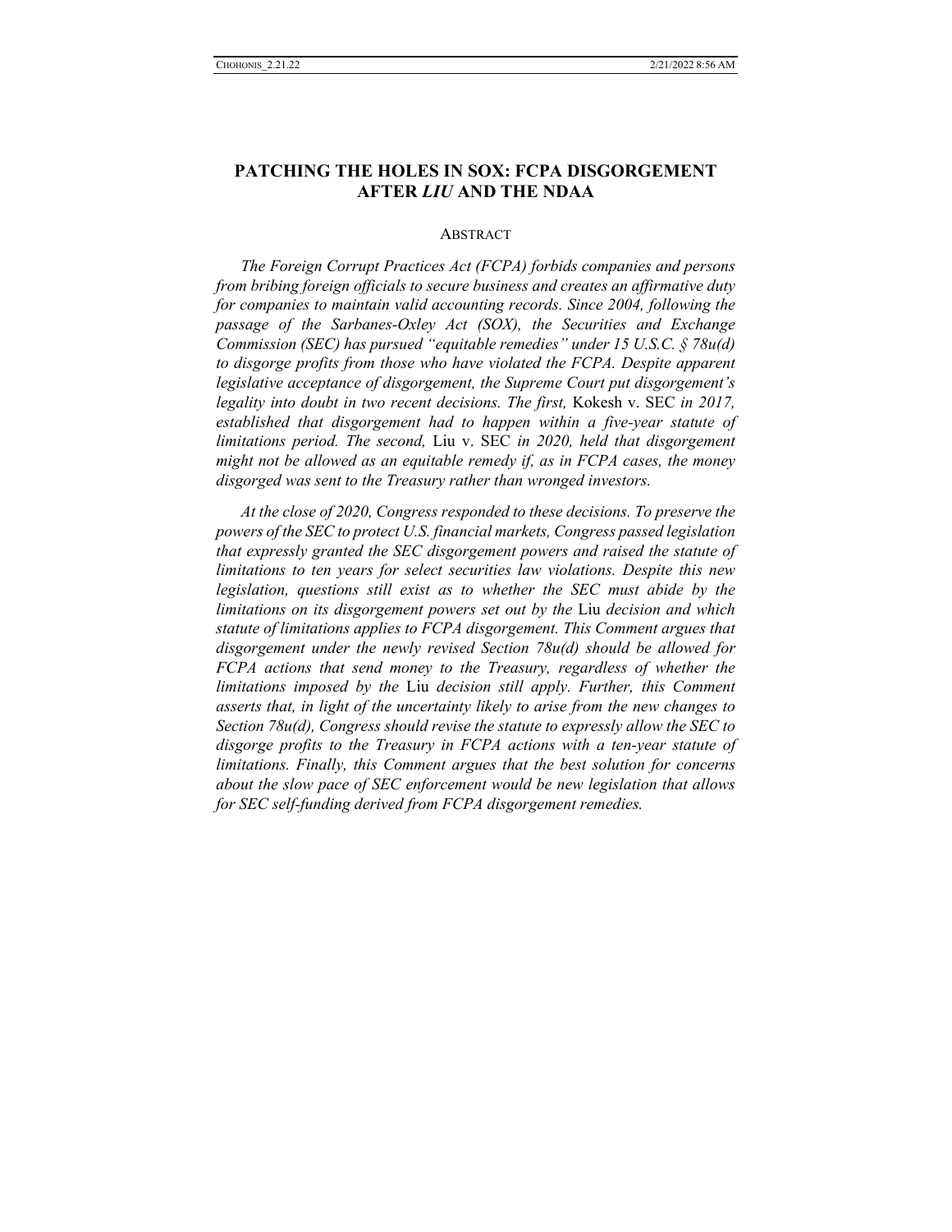# PATCHING THE HOLES IN SOX: FCPA DISGORGEMENT AFTER *LIU* AND THE NDAA

## ABSTRACT

*The Foreign Corrupt Practices Act (FCPA) forbids companies and persons from bribing foreign officials to secure business and creates an affirmative duty for companies to maintain valid accounting records. Since 2004, following the passage of the Sarbanes-Oxley Act (SOX), the Securities and Exchange Commission (SEC) has pursued "equitable remedies" under 15 U.S.C. § 78u(d) to disgorge profits from those who have violated the FCPA. Despite apparent legislative acceptance of disgorgement, the Supreme Court put disgorgement's legality into doubt in two recent decisions. The first,* Kokesh v. SEC *in 2017, established that disgorgement had to happen within a five-year statute of limitations period. The second,* Liu v. SEC *in 2020, held that disgorgement might not be allowed as an equitable remedy if, as in FCPA cases, the money disgorged was sent to the Treasury rather than wronged investors.*

*At the close of 2020, Congress responded to these decisions. To preserve the powers of the SEC to protect U.S. financial markets, Congress passed legislation that expressly granted the SEC disgorgement powers and raised the statute of limitations to ten years for select securities law violations. Despite this new legislation, questions still exist as to whether the SEC must abide by the limitations on its disgorgement powers set out by the* Liu *decision and which statute of limitations applies to FCPA disgorgement. This Comment argues that disgorgement under the newly revised Section 78u(d) should be allowed for FCPA actions that send money to the Treasury, regardless of whether the limitations imposed by the* Liu *decision still apply. Further, this Comment asserts that, in light of the uncertainty likely to arise from the new changes to Section 78u(d), Congress should revise the statute to expressly allow the SEC to disgorge profits to the Treasury in FCPA actions with a ten-year statute of limitations. Finally, this Comment argues that the best solution for concerns about the slow pace of SEC enforcement would be new legislation that allows for SEC self-funding derived from FCPA disgorgement remedies.*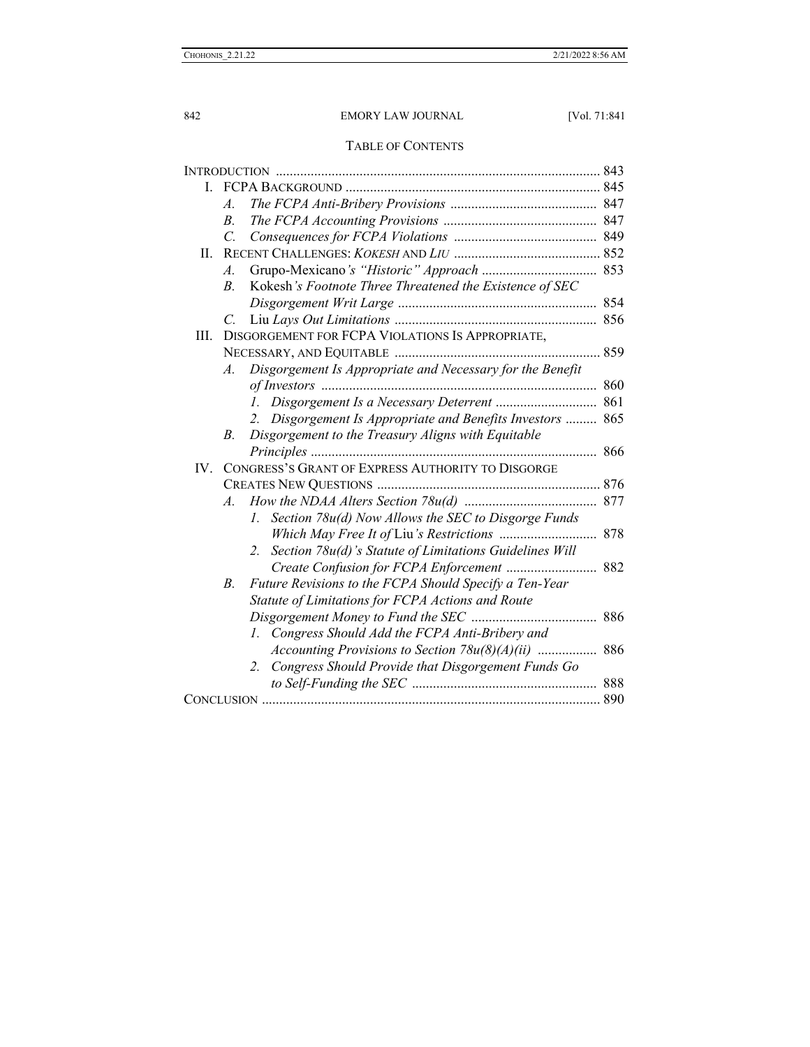## TABLE OF CONTENTS

INTRODUCTION ............................................................................................ 843

I. FCPA BACKGROUND ......................................................................... 845
   - A. *The FCPA Anti-Bribery Provisions* .......................................... 847
   - B. *The FCPA Accounting Provisions* ............................................ 847
   - C. *Consequences for FCPA Violations* ......................................... 849

II. RECENT CHALLENGES: *KOKESH* AND *LIU* .......................................... 852
   - A. Grupo-Mexicano*'s "Historic" Approach* ................................. 853
   - B. Kokesh*'s Footnote Three Threatened the Existence of SEC Disgorgement Writ Large* ......................................................... 854
   - C. Liu *Lays Out Limitations* .......................................................... 856

III. DISGORGEMENT FOR FCPA VIOLATIONS IS APPROPRIATE, NECESSARY, AND EQUITABLE ........................................................... 859
   - A. *Disgorgement Is Appropriate and Necessary for the Benefit of Investors* ............................................................................... 860
     - 1. *Disgorgement Is a Necessary Deterrent* ............................. 861
     - 2. *Disgorgement Is Appropriate and Benefits Investors* ......... 865
   - B. *Disgorgement to the Treasury Aligns with Equitable Principles* .................................................................................. 866

IV. CONGRESS'S GRANT OF EXPRESS AUTHORITY TO DISGORGE CREATES NEW QUESTIONS ................................................................ 876
   - A. *How the NDAA Alters Section 78u(d)* ...................................... 877
     - 1. *Section 78u(d) Now Allows the SEC to Disgorge Funds Which May Free It of* Liu*'s Restrictions* ............................ 878
     - 2. *Section 78u(d)'s Statute of Limitations Guidelines Will Create Confusion for FCPA Enforcement* .......................... 882
   - B. *Future Revisions to the FCPA Should Specify a Ten-Year Statute of Limitations for FCPA Actions and Route Disgorgement Money to Fund the SEC* .................................... 886
     - 1. *Congress Should Add the FCPA Anti-Bribery and Accounting Provisions to Section 78u(8)(A)(ii)* ................. 886
     - 2. *Congress Should Provide that Disgorgement Funds Go to Self-Funding the SEC* ..................................................... 888

CONCLUSION ................................................................................................. 890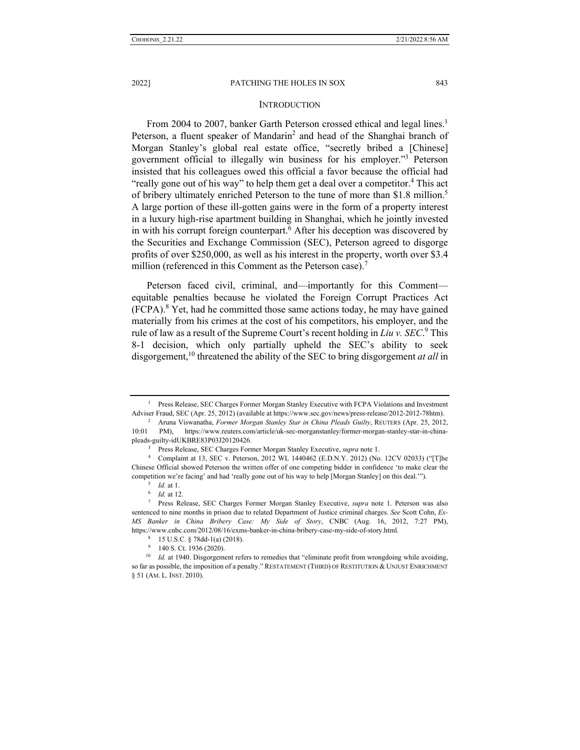## INTRODUCTION

From 2004 to 2007, banker Garth Peterson crossed ethical and legal lines.[1] Peterson, a fluent speaker of Mandarin[2] and head of the Shanghai branch of Morgan Stanley's global real estate office, "secretly bribed a [Chinese] government official to illegally win business for his employer."[3] Peterson insisted that his colleagues owed this official a favor because the official had "really gone out of his way" to help them get a deal over a competitor.[4] This act of bribery ultimately enriched Peterson to the tune of more than $1.8 million.[5] A large portion of these ill-gotten gains were in the form of a property interest in a luxury high-rise apartment building in Shanghai, which he jointly invested in with his corrupt foreign counterpart.[6] After his deception was discovered by the Securities and Exchange Commission (SEC), Peterson agreed to disgorge profits of over $250,000, as well as his interest in the property, worth over $3.4 million (referenced in this Comment as the Peterson case).[7]

Peterson faced civil, criminal, and—importantly for this Comment—equitable penalties because he violated the Foreign Corrupt Practices Act (FCPA).[8] Yet, had he committed those same actions today, he may have gained materially from his crimes at the cost of his competitors, his employer, and the rule of law as a result of the Supreme Court's recent holding in *Liu v. SEC*.[9] This 8-1 decision, which only partially upheld the SEC's ability to seek disgorgement,[10] threatened the ability of the SEC to bring disgorgement *at all* in

---

[1] Press Release, SEC Charges Former Morgan Stanley Executive with FCPA Violations and Investment Adviser Fraud, SEC (Apr. 25, 2012) (available at https://www.sec.gov/news/press-release/2012-2012-78htm).

[2] Aruna Viswanatha, *Former Morgan Stanley Star in China Pleads Guilty*, REUTERS (Apr. 25, 2012, 10:01 PM), https://www.reuters.com/article/uk-sec-morganstanley/former-morgan-stanley-star-in-china-pleads-guilty-idUKBRE83P03J20120426.

[3] Press Release, SEC Charges Former Morgan Stanley Executive, *supra* note 1.

[4] Complaint at 13, SEC v. Peterson, 2012 WL 1440462 (E.D.N.Y. 2012) (No. 12CV 02033) ("[T]he Chinese Official showed Peterson the written offer of one competing bidder in confidence 'to make clear the competition we're facing' and had 'really gone out of his way to help [Morgan Stanley] on this deal.'").

[5] *Id.* at 1.

[6] *Id.* at 12.

[7] Press Release, SEC Charges Former Morgan Stanley Executive, *supra* note 1. Peterson was also sentenced to nine months in prison due to related Department of Justice criminal charges. *See* Scott Cohn, *Ex-MS Banker in China Bribery Case: My Side of Story*, CNBC (Aug. 16, 2012, 7:27 PM), https://www.cnbc.com/2012/08/16/exms-banker-in-china-bribery-case-my-side-of-story.html.

[8] 15 U.S.C. § 78dd-1(a) (2018).

[9] 140 S. Ct. 1936 (2020).

[10] *Id.* at 1940. Disgorgement refers to remedies that "eliminate profit from wrongdoing while avoiding, so far as possible, the imposition of a penalty." RESTATEMENT (THIRD) OF RESTITUTION & UNJUST ENRICHMENT § 51 (AM. L. INST. 2010).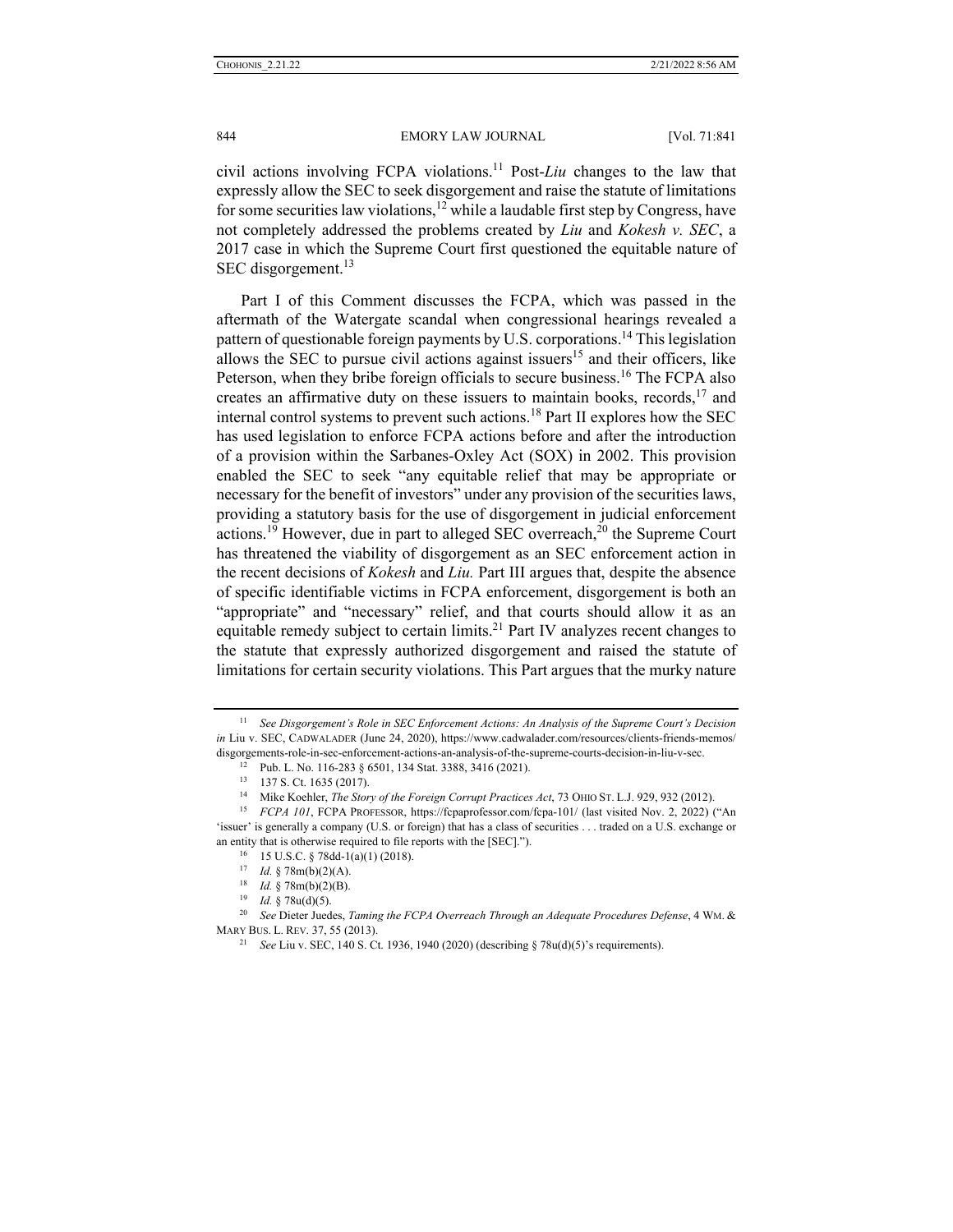civil actions involving FCPA violations.[11] Post-*Liu* changes to the law that expressly allow the SEC to seek disgorgement and raise the statute of limitations for some securities law violations,[12] while a laudable first step by Congress, have not completely addressed the problems created by *Liu* and *Kokesh v. SEC*, a 2017 case in which the Supreme Court first questioned the equitable nature of SEC disgorgement.[13]

Part I of this Comment discusses the FCPA, which was passed in the aftermath of the Watergate scandal when congressional hearings revealed a pattern of questionable foreign payments by U.S. corporations.[14] This legislation allows the SEC to pursue civil actions against issuers[15] and their officers, like Peterson, when they bribe foreign officials to secure business.[16] The FCPA also creates an affirmative duty on these issuers to maintain books, records,[17] and internal control systems to prevent such actions.[18] Part II explores how the SEC has used legislation to enforce FCPA actions before and after the introduction of a provision within the Sarbanes-Oxley Act (SOX) in 2002. This provision enabled the SEC to seek "any equitable relief that may be appropriate or necessary for the benefit of investors" under any provision of the securities laws, providing a statutory basis for the use of disgorgement in judicial enforcement actions.[19] However, due in part to alleged SEC overreach,[20] the Supreme Court has threatened the viability of disgorgement as an SEC enforcement action in the recent decisions of *Kokesh* and *Liu.* Part III argues that, despite the absence of specific identifiable victims in FCPA enforcement, disgorgement is both an "appropriate" and "necessary" relief, and that courts should allow it as an equitable remedy subject to certain limits.[21] Part IV analyzes recent changes to the statute that expressly authorized disgorgement and raised the statute of limitations for certain security violations. This Part argues that the murky nature

---

[11] *See Disgorgement's Role in SEC Enforcement Actions: An Analysis of the Supreme Court's Decision in* Liu v. SEC, CADWALADER (June 24, 2020), https://www.cadwalader.com/resources/clients-friends-memos/disgorgements-role-in-sec-enforcement-actions-an-analysis-of-the-supreme-courts-decision-in-liu-v-sec.

[12] Pub. L. No. 116-283 § 6501, 134 Stat. 3388, 3416 (2021).

[13] 137 S. Ct. 1635 (2017).

[14] Mike Koehler, *The Story of the Foreign Corrupt Practices Act*, 73 OHIO ST. L.J. 929, 932 (2012).

[15] *FCPA 101*, FCPA PROFESSOR, https://fcpaprofessor.com/fcpa-101/ (last visited Nov. 2, 2022) ("An 'issuer' is generally a company (U.S. or foreign) that has a class of securities . . . traded on a U.S. exchange or an entity that is otherwise required to file reports with the [SEC].").

[16] 15 U.S.C. § 78dd-1(a)(1) (2018).

[17] *Id.* § 78m(b)(2)(A).

[18] *Id.* § 78m(b)(2)(B).

[19] *Id.* § 78u(d)(5).

[20] *See* Dieter Juedes, *Taming the FCPA Overreach Through an Adequate Procedures Defense*, 4 WM. & MARY BUS. L. REV. 37, 55 (2013).

[21] *See* Liu v. SEC, 140 S. Ct. 1936, 1940 (2020) (describing § 78u(d)(5)'s requirements).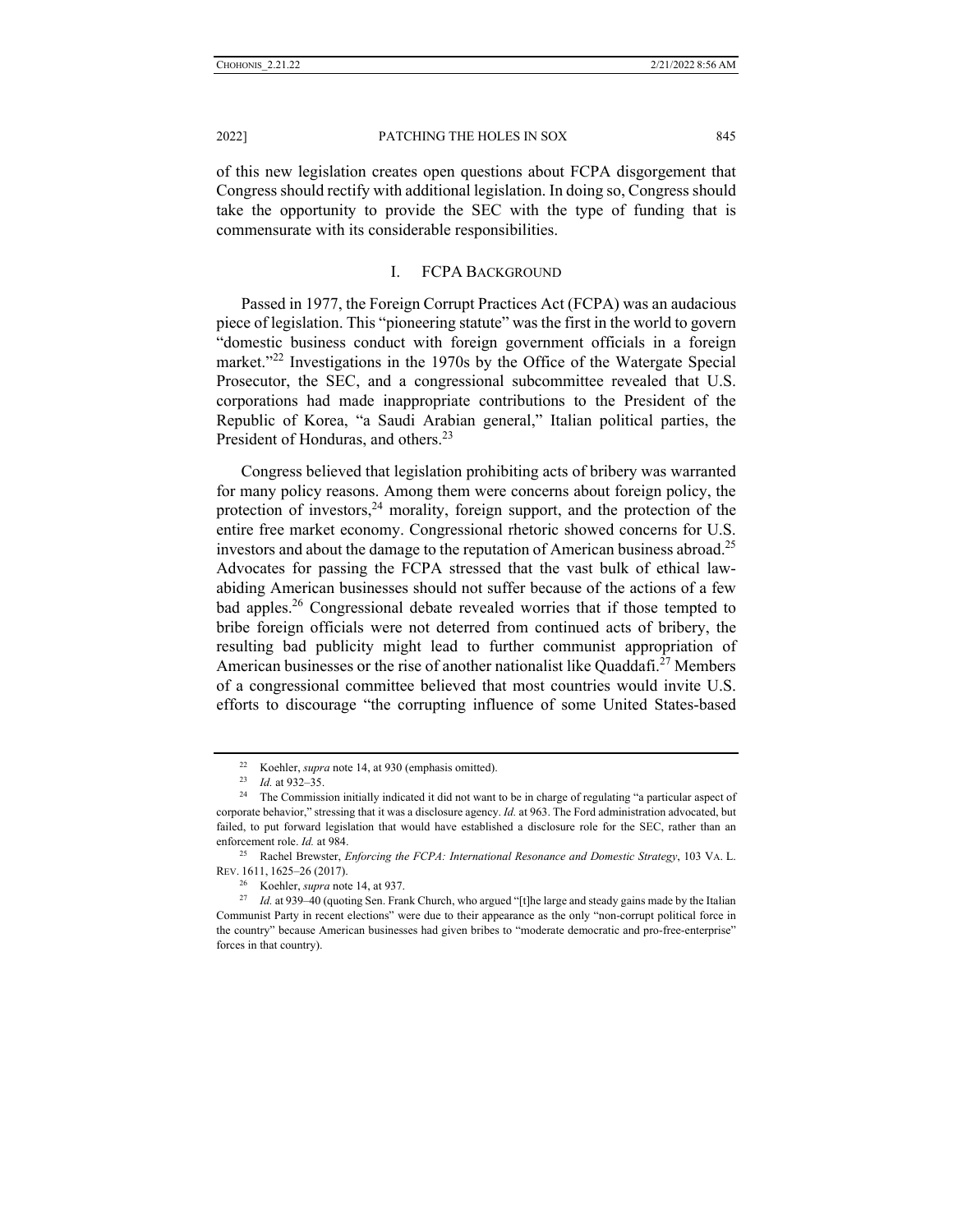of this new legislation creates open questions about FCPA disgorgement that Congress should rectify with additional legislation. In doing so, Congress should take the opportunity to provide the SEC with the type of funding that is commensurate with its considerable responsibilities.

## I. FCPA Background

Passed in 1977, the Foreign Corrupt Practices Act (FCPA) was an audacious piece of legislation. This "pioneering statute" was the first in the world to govern "domestic business conduct with foreign government officials in a foreign market."[22] Investigations in the 1970s by the Office of the Watergate Special Prosecutor, the SEC, and a congressional subcommittee revealed that U.S. corporations had made inappropriate contributions to the President of the Republic of Korea, "a Saudi Arabian general," Italian political parties, the President of Honduras, and others.[23]

Congress believed that legislation prohibiting acts of bribery was warranted for many policy reasons. Among them were concerns about foreign policy, the protection of investors,[24] morality, foreign support, and the protection of the entire free market economy. Congressional rhetoric showed concerns for U.S. investors and about the damage to the reputation of American business abroad.[25] Advocates for passing the FCPA stressed that the vast bulk of ethical law-abiding American businesses should not suffer because of the actions of a few bad apples.[26] Congressional debate revealed worries that if those tempted to bribe foreign officials were not deterred from continued acts of bribery, the resulting bad publicity might lead to further communist appropriation of American businesses or the rise of another nationalist like Quaddafi.[27] Members of a congressional committee believed that most countries would invite U.S. efforts to discourage "the corrupting influence of some United States-based

---

[22] Koehler, *supra* note 14, at 930 (emphasis omitted).

[23] *Id.* at 932–35.

[24] The Commission initially indicated it did not want to be in charge of regulating "a particular aspect of corporate behavior," stressing that it was a disclosure agency. *Id.* at 963. The Ford administration advocated, but failed, to put forward legislation that would have established a disclosure role for the SEC, rather than an enforcement role. *Id.* at 984.

[25] Rachel Brewster, *Enforcing the FCPA: International Resonance and Domestic Strategy*, 103 VA. L. REV. 1611, 1625–26 (2017).

[26] Koehler, *supra* note 14, at 937.

[27] *Id.* at 939–40 (quoting Sen. Frank Church, who argued "[t]he large and steady gains made by the Italian Communist Party in recent elections" were due to their appearance as the only "non-corrupt political force in the country" because American businesses had given bribes to "moderate democratic and pro-free-enterprise" forces in that country).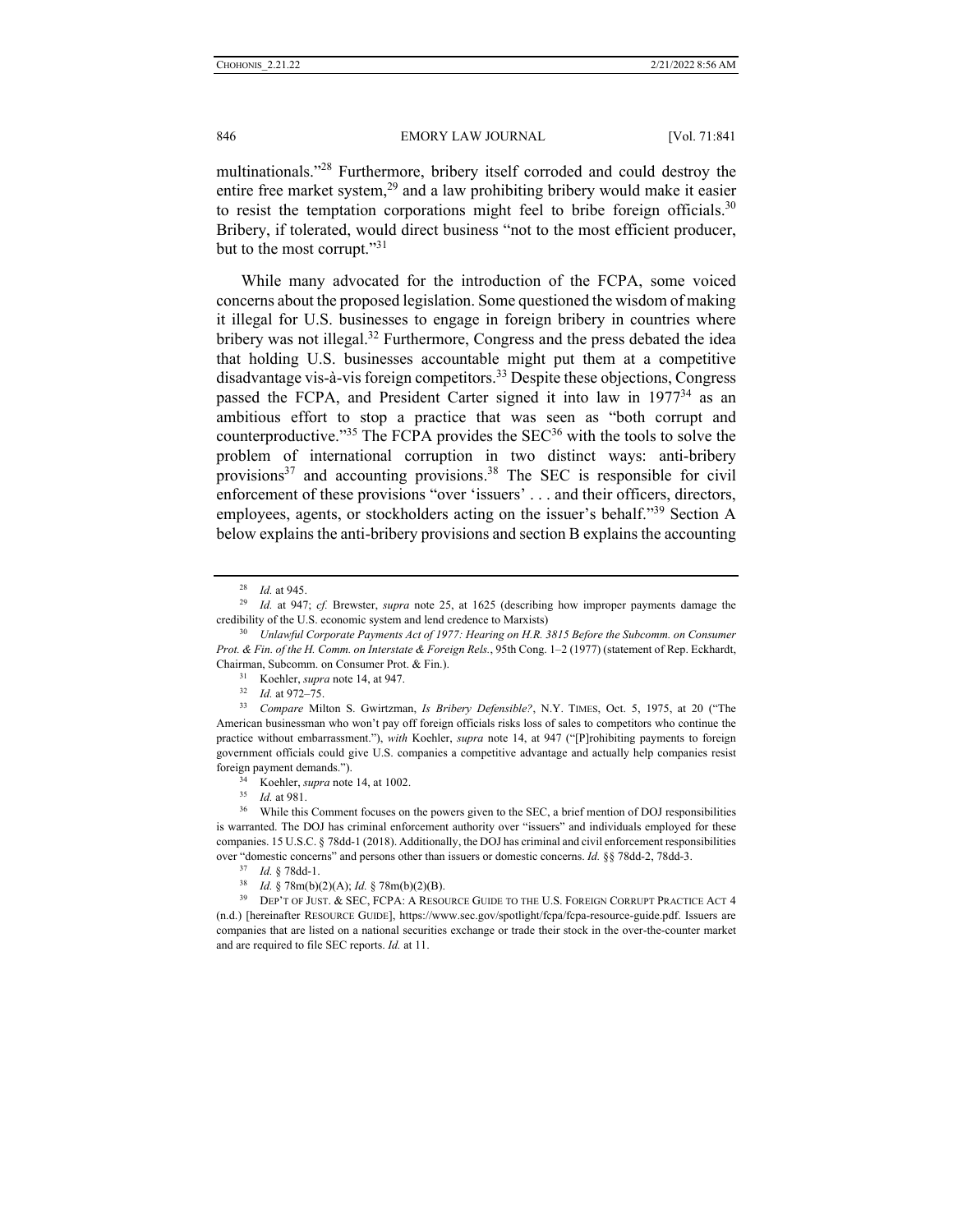multinationals."[28] Furthermore, bribery itself corroded and could destroy the entire free market system,[29] and a law prohibiting bribery would make it easier to resist the temptation corporations might feel to bribe foreign officials.[30] Bribery, if tolerated, would direct business "not to the most efficient producer, but to the most corrupt."[31]

While many advocated for the introduction of the FCPA, some voiced concerns about the proposed legislation. Some questioned the wisdom of making it illegal for U.S. businesses to engage in foreign bribery in countries where bribery was not illegal.[32] Furthermore, Congress and the press debated the idea that holding U.S. businesses accountable might put them at a competitive disadvantage vis-à-vis foreign competitors.[33] Despite these objections, Congress passed the FCPA, and President Carter signed it into law in 1977[34] as an ambitious effort to stop a practice that was seen as "both corrupt and counterproductive."[35] The FCPA provides the SEC[36] with the tools to solve the problem of international corruption in two distinct ways: anti-bribery provisions[37] and accounting provisions.[38] The SEC is responsible for civil enforcement of these provisions "over 'issuers' . . . and their officers, directors, employees, agents, or stockholders acting on the issuer's behalf."[39] Section A below explains the anti-bribery provisions and section B explains the accounting

---

[28] *Id.* at 945.

[29] *Id.* at 947; *cf.* Brewster, *supra* note 25, at 1625 (describing how improper payments damage the credibility of the U.S. economic system and lend credence to Marxists)

[30] *Unlawful Corporate Payments Act of 1977: Hearing on H.R. 3815 Before the Subcomm. on Consumer Prot. & Fin. of the H. Comm. on Interstate & Foreign Rels.*, 95th Cong. 1–2 (1977) (statement of Rep. Eckhardt, Chairman, Subcomm. on Consumer Prot. & Fin.).

[31] Koehler, *supra* note 14, at 947.

[32] *Id.* at 972–75.

[33] *Compare* Milton S. Gwirtzman, *Is Bribery Defensible?*, N.Y. TIMES, Oct. 5, 1975, at 20 ("The American businessman who won't pay off foreign officials risks loss of sales to competitors who continue the practice without embarrassment."), *with* Koehler, *supra* note 14, at 947 ("[P]rohibiting payments to foreign government officials could give U.S. companies a competitive advantage and actually help companies resist foreign payment demands.").

[34] Koehler, *supra* note 14, at 1002.

[35] *Id.* at 981.

[36] While this Comment focuses on the powers given to the SEC, a brief mention of DOJ responsibilities is warranted. The DOJ has criminal enforcement authority over "issuers" and individuals employed for these companies. 15 U.S.C. § 78dd-1 (2018). Additionally, the DOJ has criminal and civil enforcement responsibilities over "domestic concerns" and persons other than issuers or domestic concerns. *Id.* §§ 78dd-2, 78dd-3.

[37] *Id.* § 78dd-1.

[38] *Id.* § 78m(b)(2)(A); *Id.* § 78m(b)(2)(B).

[39] DEP'T OF JUST. & SEC, FCPA: A RESOURCE GUIDE TO THE U.S. FOREIGN CORRUPT PRACTICE ACT 4 (n.d.) [hereinafter RESOURCE GUIDE], https://www.sec.gov/spotlight/fcpa/fcpa-resource-guide.pdf. Issuers are companies that are listed on a national securities exchange or trade their stock in the over-the-counter market and are required to file SEC reports. *Id.* at 11.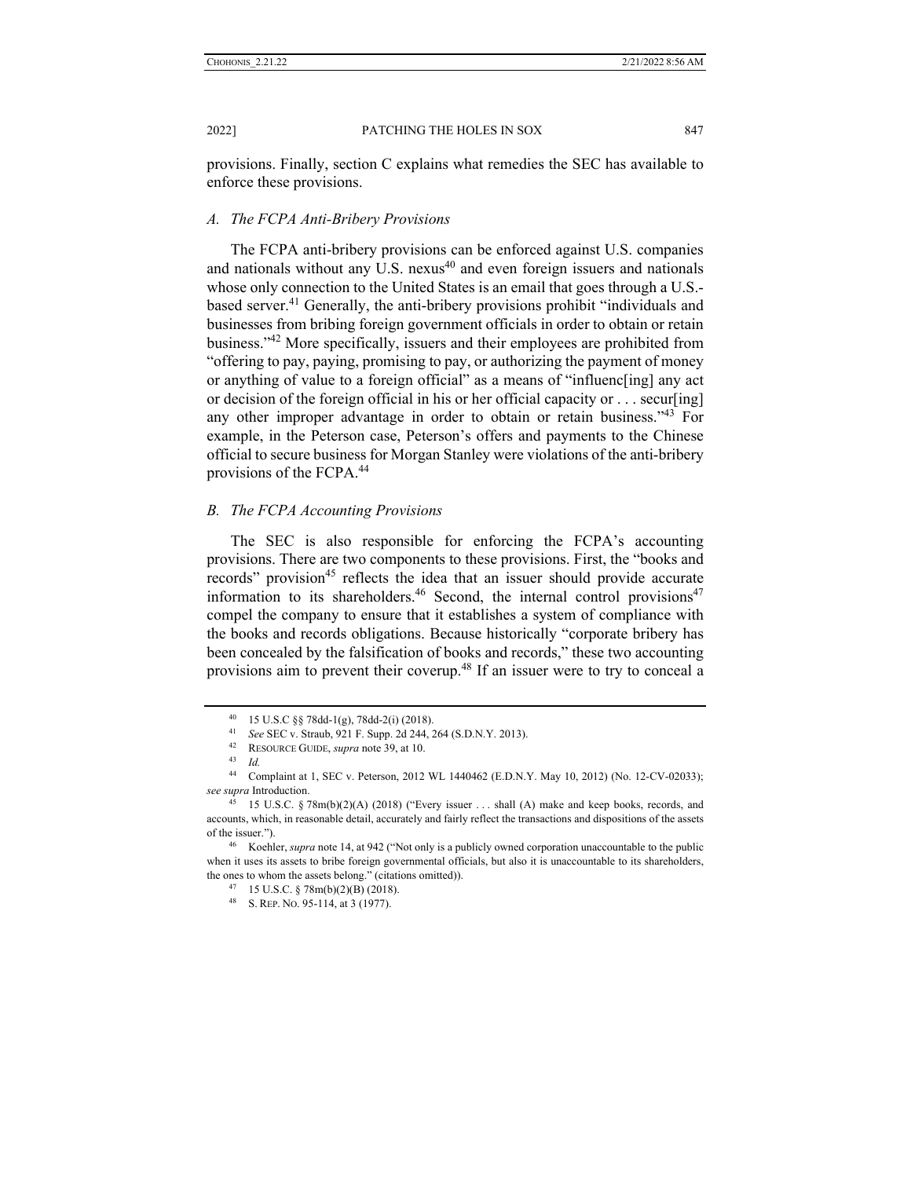provisions. Finally, section C explains what remedies the SEC has available to enforce these provisions.

### *A. The FCPA Anti-Bribery Provisions*

The FCPA anti-bribery provisions can be enforced against U.S. companies and nationals without any U.S. nexus[40] and even foreign issuers and nationals whose only connection to the United States is an email that goes through a U.S.-based server.[41] Generally, the anti-bribery provisions prohibit "individuals and businesses from bribing foreign government officials in order to obtain or retain business."[42] More specifically, issuers and their employees are prohibited from "offering to pay, paying, promising to pay, or authorizing the payment of money or anything of value to a foreign official" as a means of "influenc[ing] any act or decision of the foreign official in his or her official capacity or . . . secur[ing] any other improper advantage in order to obtain or retain business."[43] For example, in the Peterson case, Peterson's offers and payments to the Chinese official to secure business for Morgan Stanley were violations of the anti-bribery provisions of the FCPA.[44]

### *B. The FCPA Accounting Provisions*

The SEC is also responsible for enforcing the FCPA's accounting provisions. There are two components to these provisions. First, the "books and records" provision[45] reflects the idea that an issuer should provide accurate information to its shareholders.[46] Second, the internal control provisions[47] compel the company to ensure that it establishes a system of compliance with the books and records obligations. Because historically "corporate bribery has been concealed by the falsification of books and records," these two accounting provisions aim to prevent their coverup.[48] If an issuer were to try to conceal a

---

[40] 15 U.S.C §§ 78dd-1(g), 78dd-2(i) (2018).

[41] *See* SEC v. Straub, 921 F. Supp. 2d 244, 264 (S.D.N.Y. 2013).

[42] RESOURCE GUIDE, *supra* note 39, at 10.

[43] *Id.*

[44] Complaint at 1, SEC v. Peterson, 2012 WL 1440462 (E.D.N.Y. May 10, 2012) (No. 12-CV-02033); *see supra* Introduction.

[45] 15 U.S.C. § 78m(b)(2)(A) (2018) ("Every issuer . . . shall (A) make and keep books, records, and accounts, which, in reasonable detail, accurately and fairly reflect the transactions and dispositions of the assets of the issuer.").

[46] Koehler, *supra* note 14, at 942 ("Not only is a publicly owned corporation unaccountable to the public when it uses its assets to bribe foreign governmental officials, but also it is unaccountable to its shareholders, the ones to whom the assets belong." (citations omitted)).

[47] 15 U.S.C. § 78m(b)(2)(B) (2018).

[48] S. REP. NO. 95-114, at 3 (1977).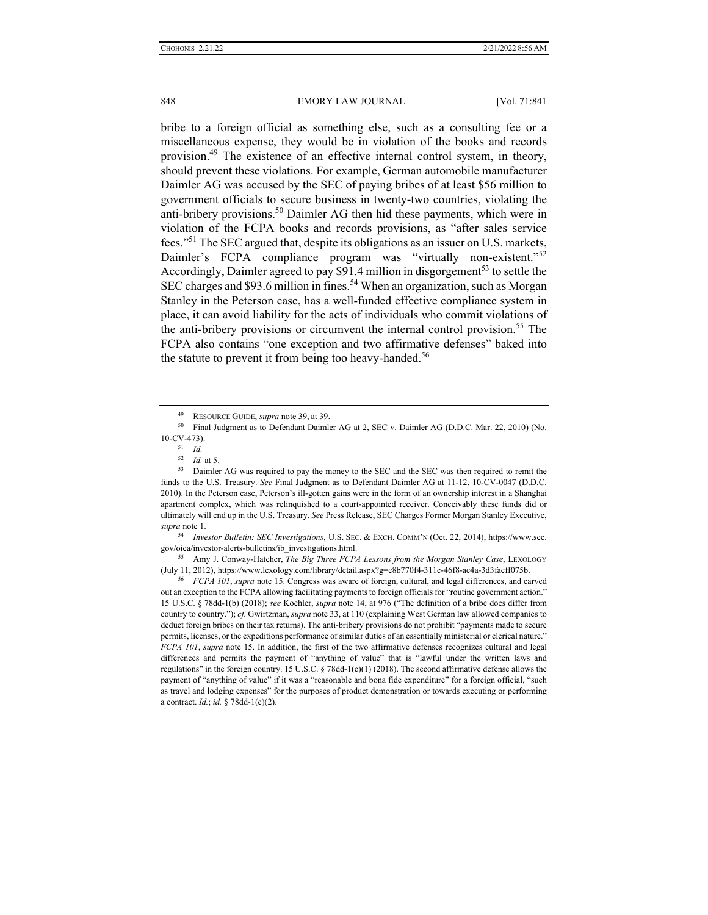bribe to a foreign official as something else, such as a consulting fee or a miscellaneous expense, they would be in violation of the books and records provision.[49] The existence of an effective internal control system, in theory, should prevent these violations. For example, German automobile manufacturer Daimler AG was accused by the SEC of paying bribes of at least $56 million to government officials to secure business in twenty-two countries, violating the anti-bribery provisions.[50] Daimler AG then hid these payments, which were in violation of the FCPA books and records provisions, as "after sales service fees."[51] The SEC argued that, despite its obligations as an issuer on U.S. markets, Daimler's FCPA compliance program was "virtually non-existent."[52] Accordingly, Daimler agreed to pay $91.4 million in disgorgement[53] to settle the SEC charges and $93.6 million in fines.[54] When an organization, such as Morgan Stanley in the Peterson case, has a well-funded effective compliance system in place, it can avoid liability for the acts of individuals who commit violations of the anti-bribery provisions or circumvent the internal control provision.[55] The FCPA also contains "one exception and two affirmative defenses" baked into the statute to prevent it from being too heavy-handed.[56]

---

[49] RESOURCE GUIDE, *supra* note 39, at 39.

[50] Final Judgment as to Defendant Daimler AG at 2, SEC v. Daimler AG (D.D.C. Mar. 22, 2010) (No. 10-CV-473).

[51] *Id.*

[52] *Id.* at 5.

[53] Daimler AG was required to pay the money to the SEC and the SEC was then required to remit the funds to the U.S. Treasury. *See* Final Judgment as to Defendant Daimler AG at 11-12, 10-CV-0047 (D.D.C. 2010). In the Peterson case, Peterson's ill-gotten gains were in the form of an ownership interest in a Shanghai apartment complex, which was relinquished to a court-appointed receiver. Conceivably these funds did or ultimately will end up in the U.S. Treasury. *See* Press Release, SEC Charges Former Morgan Stanley Executive, *supra* note 1.

[54] *Investor Bulletin: SEC Investigations*, U.S. SEC. & EXCH. COMM'N (Oct. 22, 2014), https://www.sec.gov/oiea/investor-alerts-bulletins/ib_investigations.html.

[55] Amy J. Conway-Hatcher, *The Big Three FCPA Lessons from the Morgan Stanley Case*, LEXOLOGY (July 11, 2012), https://www.lexology.com/library/detail.aspx?g=e8b770f4-311c-46f8-ac4a-3d3facff075b.

[56] *FCPA 101*, *supra* note 15. Congress was aware of foreign, cultural, and legal differences, and carved out an exception to the FCPA allowing facilitating payments to foreign officials for "routine government action." 15 U.S.C. § 78dd-1(b) (2018); *see* Koehler, *supra* note 14, at 976 ("The definition of a bribe does differ from country to country."); *cf.* Gwirtzman, *supra* note 33, at 110 (explaining West German law allowed companies to deduct foreign bribes on their tax returns). The anti-bribery provisions do not prohibit "payments made to secure permits, licenses, or the expeditions performance of similar duties of an essentially ministerial or clerical nature." *FCPA 101*, *supra* note 15. In addition, the first of the two affirmative defenses recognizes cultural and legal differences and permits the payment of "anything of value" that is "lawful under the written laws and regulations" in the foreign country. 15 U.S.C. § 78dd-1(c)(1) (2018). The second affirmative defense allows the payment of "anything of value" if it was a "reasonable and bona fide expenditure" for a foreign official, "such as travel and lodging expenses" for the purposes of product demonstration or towards executing or performing a contract. *Id.*; *id.* § 78dd-1(c)(2).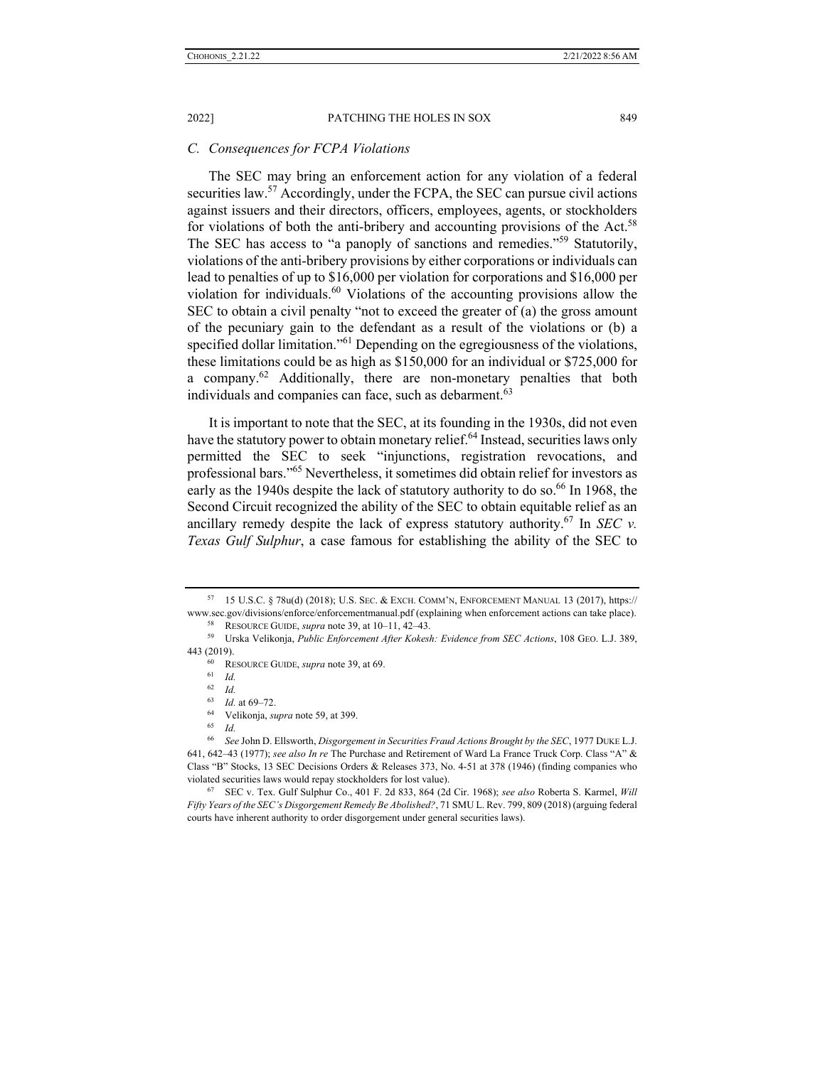### C. *Consequences for FCPA Violations*

The SEC may bring an enforcement action for any violation of a federal securities law.[57] Accordingly, under the FCPA, the SEC can pursue civil actions against issuers and their directors, officers, employees, agents, or stockholders for violations of both the anti-bribery and accounting provisions of the Act.[58] The SEC has access to "a panoply of sanctions and remedies."[59] Statutorily, violations of the anti-bribery provisions by either corporations or individuals can lead to penalties of up to $16,000 per violation for corporations and $16,000 per violation for individuals.[60] Violations of the accounting provisions allow the SEC to obtain a civil penalty "not to exceed the greater of (a) the gross amount of the pecuniary gain to the defendant as a result of the violations or (b) a specified dollar limitation."[61] Depending on the egregiousness of the violations, these limitations could be as high as $150,000 for an individual or $725,000 for a company.[62] Additionally, there are non-monetary penalties that both individuals and companies can face, such as debarment.[63]

It is important to note that the SEC, at its founding in the 1930s, did not even have the statutory power to obtain monetary relief.[64] Instead, securities laws only permitted the SEC to seek "injunctions, registration revocations, and professional bars."[65] Nevertheless, it sometimes did obtain relief for investors as early as the 1940s despite the lack of statutory authority to do so.[66] In 1968, the Second Circuit recognized the ability of the SEC to obtain equitable relief as an ancillary remedy despite the lack of express statutory authority.[67] In *SEC v. Texas Gulf Sulphur*, a case famous for establishing the ability of the SEC to

---

[57] 15 U.S.C. § 78u(d) (2018); U.S. SEC. & EXCH. COMM'N, ENFORCEMENT MANUAL 13 (2017), https://www.sec.gov/divisions/enforce/enforcementmanual.pdf (explaining when enforcement actions can take place).

[58] RESOURCE GUIDE, *supra* note 39, at 10–11, 42–43.

[59] Urska Velikonja, *Public Enforcement After Kokesh: Evidence from SEC Actions*, 108 GEO. L.J. 389, 443 (2019).

[60] RESOURCE GUIDE, *supra* note 39, at 69.

[61] *Id.*

[62] *Id.*

[63] *Id.* at 69–72.

[64] Velikonja, *supra* note 59, at 399.

[65] *Id.*

[66] *See* John D. Ellsworth, *Disgorgement in Securities Fraud Actions Brought by the SEC*, 1977 DUKE L.J. 641, 642–43 (1977); *see also In re* The Purchase and Retirement of Ward La France Truck Corp. Class "A" & Class "B" Stocks, 13 SEC Decisions Orders & Releases 373, No. 4-51 at 378 (1946) (finding companies who violated securities laws would repay stockholders for lost value).

[67] SEC v. Tex. Gulf Sulphur Co., 401 F. 2d 833, 864 (2d Cir. 1968); *see also* Roberta S. Karmel, *Will Fifty Years of the SEC's Disgorgement Remedy Be Abolished?*, 71 SMU L. Rev. 799, 809 (2018) (arguing federal courts have inherent authority to order disgorgement under general securities laws).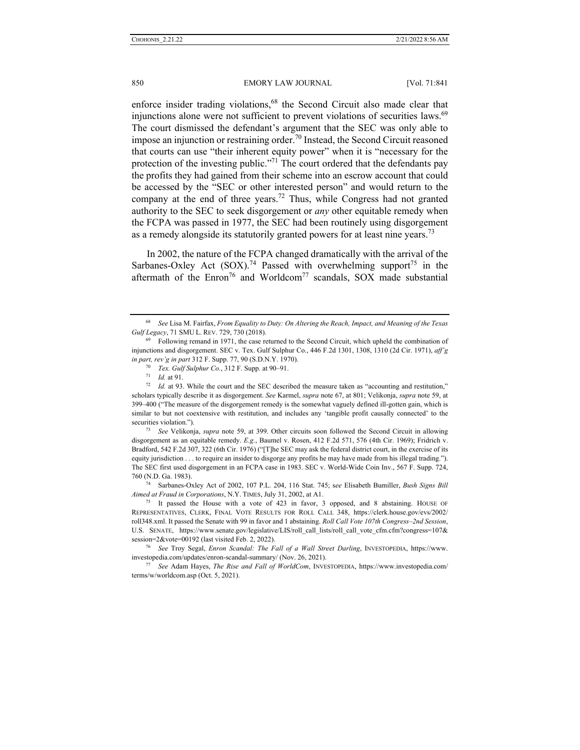enforce insider trading violations,[68] the Second Circuit also made clear that injunctions alone were not sufficient to prevent violations of securities laws.[69] The court dismissed the defendant's argument that the SEC was only able to impose an injunction or restraining order.[70] Instead, the Second Circuit reasoned that courts can use "their inherent equity power" when it is "necessary for the protection of the investing public."[71] The court ordered that the defendants pay the profits they had gained from their scheme into an escrow account that could be accessed by the "SEC or other interested person" and would return to the company at the end of three years.[72] Thus, while Congress had not granted authority to the SEC to seek disgorgement or *any* other equitable remedy when the FCPA was passed in 1977, the SEC had been routinely using disgorgement as a remedy alongside its statutorily granted powers for at least nine years.[73]

In 2002, the nature of the FCPA changed dramatically with the arrival of the Sarbanes-Oxley Act (SOX).[74] Passed with overwhelming support[75] in the aftermath of the Enron[76] and Worldcom[77] scandals, SOX made substantial

---

[68] *See* Lisa M. Fairfax, *From Equality to Duty: On Altering the Reach, Impact, and Meaning of the Texas Gulf Legacy*, 71 SMU L. REV. 729, 730 (2018).

[69] Following remand in 1971, the case returned to the Second Circuit, which upheld the combination of injunctions and disgorgement. SEC v. Tex. Gulf Sulphur Co., 446 F.2d 1301, 1308, 1310 (2d Cir. 1971), *aff'g in part, rev'g in part* 312 F. Supp. 77, 90 (S.D.N.Y. 1970).

[70] *Tex. Gulf Sulphur Co.*, 312 F. Supp. at 90–91.

[71] *Id.* at 91.

[72] *Id.* at 93. While the court and the SEC described the measure taken as "accounting and restitution," scholars typically describe it as disgorgement. *See* Karmel, *supra* note 67, at 801; Velikonja, *supra* note 59, at 399–400 ("The measure of the disgorgement remedy is the somewhat vaguely defined ill-gotten gain, which is similar to but not coextensive with restitution, and includes any 'tangible profit causally connected' to the securities violation.").

[73] *See* Velikonja, *supra* note 59, at 399. Other circuits soon followed the Second Circuit in allowing disgorgement as an equitable remedy. *E.g.*, Baumel v. Rosen, 412 F.2d 571, 576 (4th Cir. 1969); Fridrich v. Bradford, 542 F.2d 307, 322 (6th Cir. 1976) ("[T]he SEC may ask the federal district court, in the exercise of its equity jurisdiction . . . to require an insider to disgorge any profits he may have made from his illegal trading."). The SEC first used disgorgement in an FCPA case in 1983. SEC v. World-Wide Coin Inv., 567 F. Supp. 724, 760 (N.D. Ga. 1983).

[74] Sarbanes-Oxley Act of 2002, 107 P.L. 204, 116 Stat. 745; s*ee* Elisabeth Bumiller, *Bush Signs Bill Aimed at Fraud in Corporations*, N.Y. TIMES, July 31, 2002, at A1.

[75] It passed the House with a vote of 423 in favor, 3 opposed, and 8 abstaining. HOUSE OF REPRESENTATIVES, CLERK, FINAL VOTE RESULTS FOR ROLL CALL 348, https://clerk.house.gov/evs/2002/roll348.xml. It passed the Senate with 99 in favor and 1 abstaining. *Roll Call Vote 107th Congress–2nd Session*, U.S. SENATE, https://www.senate.gov/legislative/LIS/roll_call_lists/roll_call_vote_cfm.cfm?congress=107&session=2&vote=00192 (last visited Feb. 2, 2022).

[76] *See* Troy Segal, *Enron Scandal: The Fall of a Wall Street Darling*, INVESTOPEDIA, https://www.investopedia.com/updates/enron-scandal-summary/ (Nov. 26, 2021).

[77] *See* Adam Hayes, *The Rise and Fall of WorldCom*, INVESTOPEDIA, https://www.investopedia.com/terms/w/worldcom.asp (Oct. 5, 2021).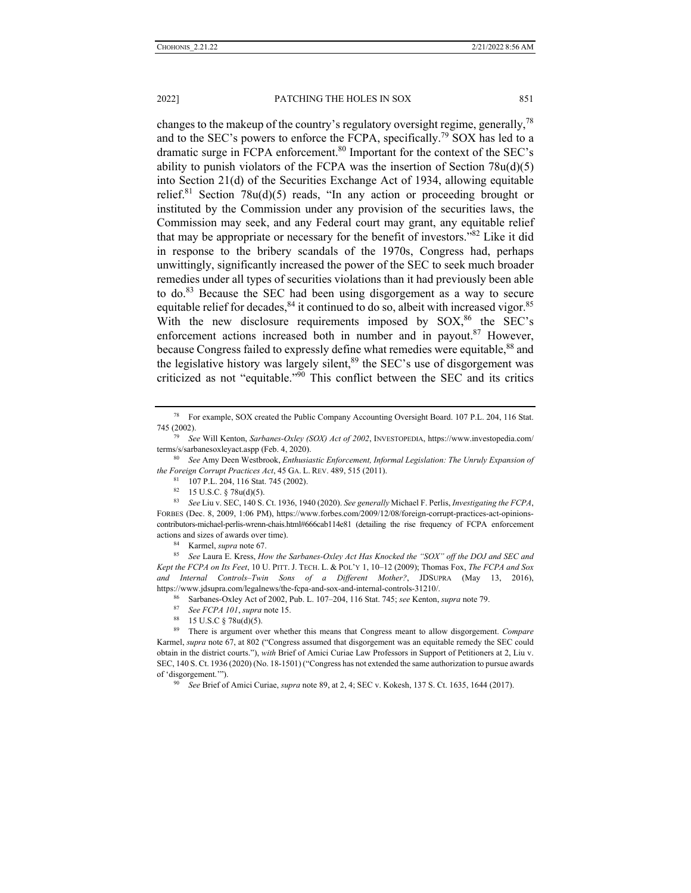changes to the makeup of the country's regulatory oversight regime, generally,[78] and to the SEC's powers to enforce the FCPA, specifically.[79] SOX has led to a dramatic surge in FCPA enforcement.[80] Important for the context of the SEC's ability to punish violators of the FCPA was the insertion of Section 78u(d)(5) into Section 21(d) of the Securities Exchange Act of 1934, allowing equitable relief.[81] Section 78u(d)(5) reads, "In any action or proceeding brought or instituted by the Commission under any provision of the securities laws, the Commission may seek, and any Federal court may grant, any equitable relief that may be appropriate or necessary for the benefit of investors."[82] Like it did in response to the bribery scandals of the 1970s, Congress had, perhaps unwittingly, significantly increased the power of the SEC to seek much broader remedies under all types of securities violations than it had previously been able to do.[83] Because the SEC had been using disgorgement as a way to secure equitable relief for decades,[84] it continued to do so, albeit with increased vigor.[85] With the new disclosure requirements imposed by SOX,[86] the SEC's enforcement actions increased both in number and in payout.[87] However, because Congress failed to expressly define what remedies were equitable,[88] and the legislative history was largely silent,[89] the SEC's use of disgorgement was criticized as not "equitable."[90] This conflict between the SEC and its critics

---

[78] For example, SOX created the Public Company Accounting Oversight Board. 107 P.L. 204, 116 Stat. 745 (2002).

[79] *See* Will Kenton, *Sarbanes-Oxley (SOX) Act of 2002*, INVESTOPEDIA, https://www.investopedia.com/terms/s/sarbanesoxleyact.aspp (Feb. 4, 2020).

[80] *See* Amy Deen Westbrook, *Enthusiastic Enforcement, Informal Legislation: The Unruly Expansion of the Foreign Corrupt Practices Act*, 45 GA. L. REV. 489, 515 (2011).

[81] 107 P.L. 204, 116 Stat. 745 (2002).

[82] 15 U.S.C. § 78u(d)(5).

[83] *See* Liu v. SEC, 140 S. Ct. 1936, 1940 (2020). *See generally* Michael F. Perlis, *Investigating the FCPA*, FORBES (Dec. 8, 2009, 1:06 PM), https://www.forbes.com/2009/12/08/foreign-corrupt-practices-act-opinions-contributors-michael-perlis-wrenn-chais.html#666cab114e81 (detailing the rise frequency of FCPA enforcement actions and sizes of awards over time).

[84] Karmel, *supra* note 67.

[85] *See* Laura E. Kress, *How the Sarbanes-Oxley Act Has Knocked the "SOX" off the DOJ and SEC and Kept the FCPA on Its Feet*, 10 U. PITT. J. TECH. L. & POL'Y 1, 10–12 (2009); Thomas Fox, *The FCPA and Sox and Internal Controls–Twin Sons of a Different Mother?*, JDSUPRA (May 13, 2016), https://www.jdsupra.com/legalnews/the-fcpa-and-sox-and-internal-controls-31210/.

[86] Sarbanes-Oxley Act of 2002, Pub. L. 107–204, 116 Stat. 745; *see* Kenton, *supra* note 79.

[87] *See FCPA 101*, *supra* note 15.

[88] 15 U.S.C § 78u(d)(5).

[89] There is argument over whether this means that Congress meant to allow disgorgement. *Compare* Karmel, *supra* note 67, at 802 ("Congress assumed that disgorgement was an equitable remedy the SEC could obtain in the district courts."), *with* Brief of Amici Curiae Law Professors in Support of Petitioners at 2, Liu v. SEC, 140 S. Ct. 1936 (2020) (No. 18-1501) ("Congress has not extended the same authorization to pursue awards of 'disgorgement.'").

[90] *See* Brief of Amici Curiae, *supra* note 89, at 2, 4; SEC v. Kokesh, 137 S. Ct. 1635, 1644 (2017).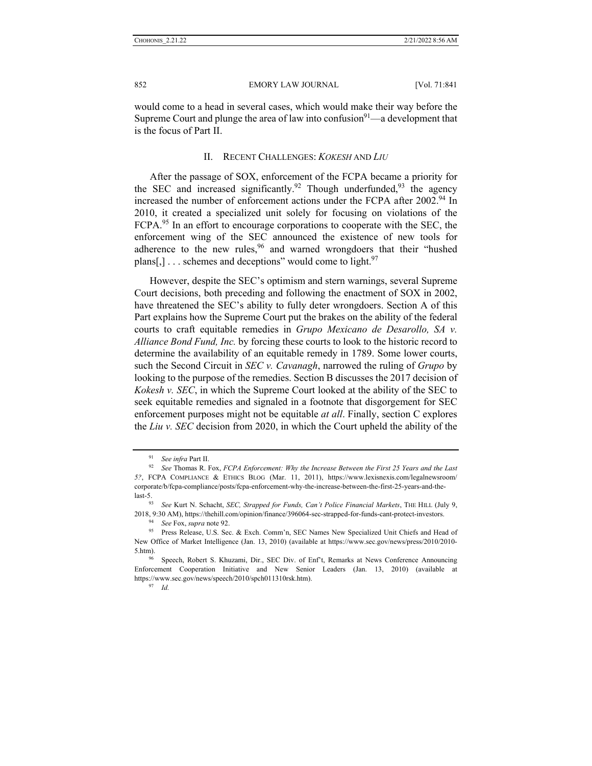would come to a head in several cases, which would make their way before the Supreme Court and plunge the area of law into confusion[91]—a development that is the focus of Part II.

## II. RECENT CHALLENGES: *KOKESH* AND *LIU*

After the passage of SOX, enforcement of the FCPA became a priority for the SEC and increased significantly.[92] Though underfunded,[93] the agency increased the number of enforcement actions under the FCPA after 2002.[94] In 2010, it created a specialized unit solely for focusing on violations of the FCPA.[95] In an effort to encourage corporations to cooperate with the SEC, the enforcement wing of the SEC announced the existence of new tools for adherence to the new rules,[96] and warned wrongdoers that their "hushed plans[,] . . . schemes and deceptions" would come to light.[97]

However, despite the SEC's optimism and stern warnings, several Supreme Court decisions, both preceding and following the enactment of SOX in 2002, have threatened the SEC's ability to fully deter wrongdoers. Section A of this Part explains how the Supreme Court put the brakes on the ability of the federal courts to craft equitable remedies in *Grupo Mexicano de Desarollo, SA v. Alliance Bond Fund, Inc.* by forcing these courts to look to the historic record to determine the availability of an equitable remedy in 1789. Some lower courts, such the Second Circuit in *SEC v. Cavanagh*, narrowed the ruling of *Grupo* by looking to the purpose of the remedies. Section B discusses the 2017 decision of *Kokesh v. SEC*, in which the Supreme Court looked at the ability of the SEC to seek equitable remedies and signaled in a footnote that disgorgement for SEC enforcement purposes might not be equitable *at all*. Finally, section C explores the *Liu v. SEC* decision from 2020, in which the Court upheld the ability of the

---

[91] *See infra* Part II.

[92] *See* Thomas R. Fox, *FCPA Enforcement: Why the Increase Between the First 25 Years and the Last 5?*, FCPA COMPLIANCE & ETHICS BLOG (Mar. 11, 2011), https://www.lexisnexis.com/legalnewsroom/corporate/b/fcpa-compliance/posts/fcpa-enforcement-why-the-increase-between-the-first-25-years-and-the-last-5.

[93] *See* Kurt N. Schacht, *SEC, Strapped for Funds, Can't Police Financial Markets*, THE HILL (July 9, 2018, 9:30 AM), https://thehill.com/opinion/finance/396064-sec-strapped-for-funds-cant-protect-investors.

[94] *See* Fox, *supra* note 92.

[95] Press Release, U.S. Sec. & Exch. Comm'n, SEC Names New Specialized Unit Chiefs and Head of New Office of Market Intelligence (Jan. 13, 2010) (available at https://www.sec.gov/news/press/2010/2010-5.htm).

[96] Speech, Robert S. Khuzami, Dir., SEC Div. of Enf't, Remarks at News Conference Announcing Enforcement Cooperation Initiative and New Senior Leaders (Jan. 13, 2010) (available at https://www.sec.gov/news/speech/2010/spch011310rsk.htm).

[97] *Id.*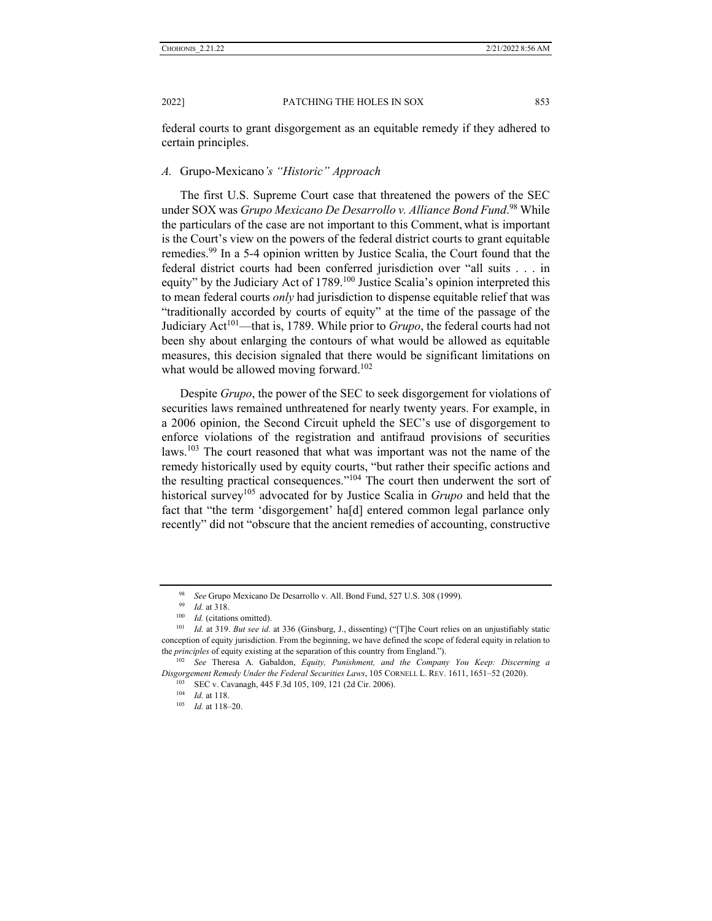federal courts to grant disgorgement as an equitable remedy if they adhered to certain principles.

### *A.* Grupo-Mexicano*'s "Historic" Approach*

The first U.S. Supreme Court case that threatened the powers of the SEC under SOX was *Grupo Mexicano De Desarrollo v. Alliance Bond Fund*.[98] While the particulars of the case are not important to this Comment, what is important is the Court's view on the powers of the federal district courts to grant equitable remedies.[99] In a 5-4 opinion written by Justice Scalia, the Court found that the federal district courts had been conferred jurisdiction over "all suits . . . in equity" by the Judiciary Act of 1789.[100] Justice Scalia's opinion interpreted this to mean federal courts *only* had jurisdiction to dispense equitable relief that was "traditionally accorded by courts of equity" at the time of the passage of the Judiciary Act[101]—that is, 1789. While prior to *Grupo*, the federal courts had not been shy about enlarging the contours of what would be allowed as equitable measures, this decision signaled that there would be significant limitations on what would be allowed moving forward.[102]

Despite *Grupo*, the power of the SEC to seek disgorgement for violations of securities laws remained unthreatened for nearly twenty years. For example, in a 2006 opinion, the Second Circuit upheld the SEC's use of disgorgement to enforce violations of the registration and antifraud provisions of securities laws.[103] The court reasoned that what was important was not the name of the remedy historically used by equity courts, "but rather their specific actions and the resulting practical consequences."[104] The court then underwent the sort of historical survey[105] advocated for by Justice Scalia in *Grupo* and held that the fact that "the term 'disgorgement' ha[d] entered common legal parlance only recently" did not "obscure that the ancient remedies of accounting, constructive

---

[98] *See* Grupo Mexicano De Desarrollo v. All. Bond Fund, 527 U.S. 308 (1999).

[99] *Id.* at 318.

[100] *Id.* (citations omitted).

[101] *Id.* at 319. *But see id.* at 336 (Ginsburg, J., dissenting) ("[T]he Court relies on an unjustifiably static conception of equity jurisdiction. From the beginning, we have defined the scope of federal equity in relation to the *principles* of equity existing at the separation of this country from England.").

[102] *See* Theresa A. Gabaldon, *Equity, Punishment, and the Company You Keep: Discerning a Disgorgement Remedy Under the Federal Securities Laws*, 105 CORNELL L. REV. 1611, 1651–52 (2020).

[103] SEC v. Cavanagh, 445 F.3d 105, 109, 121 (2d Cir. 2006).

[104] *Id.* at 118.

[105] *Id.* at 118–20.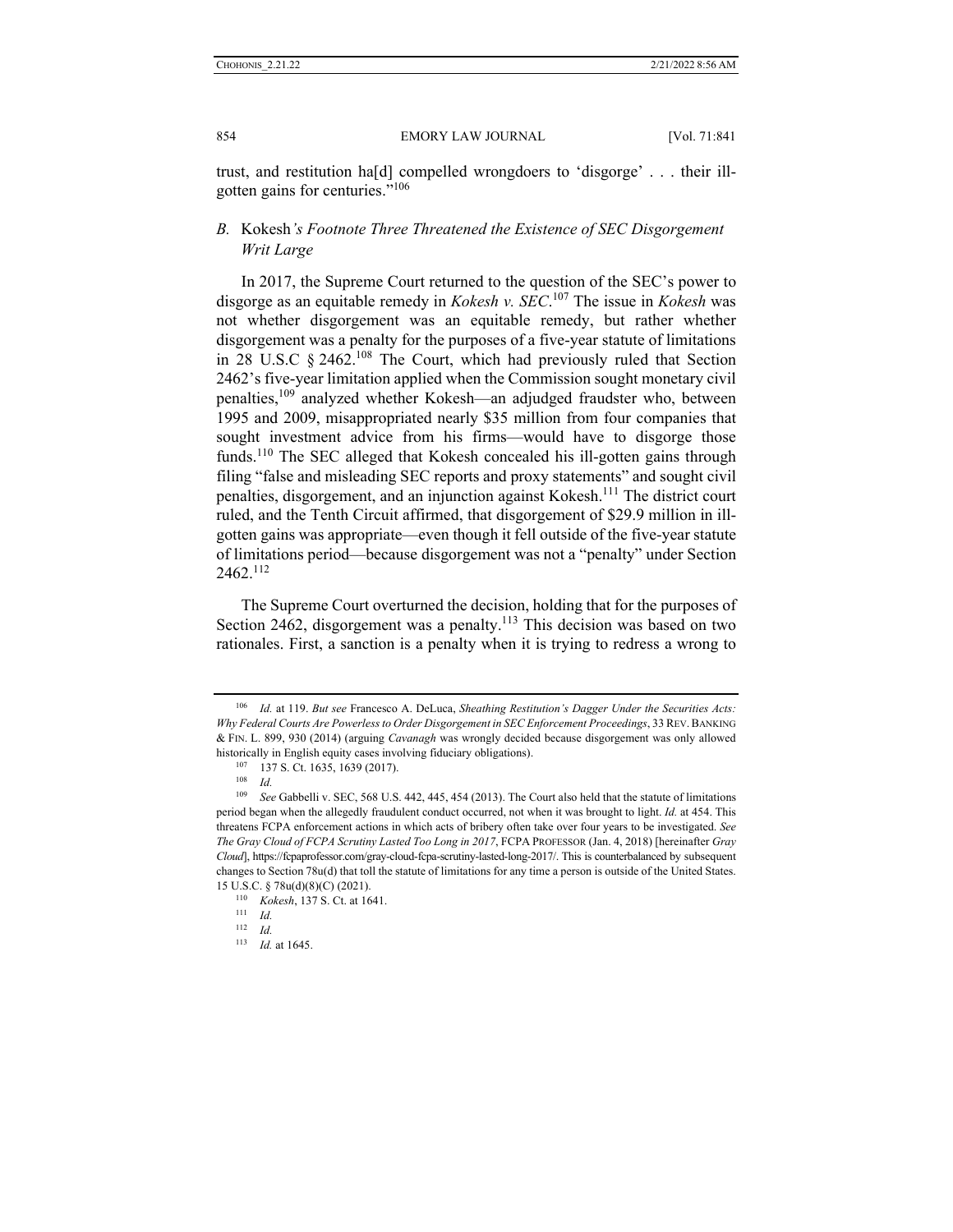trust, and restitution ha[d] compelled wrongdoers to 'disgorge' . . . their ill-gotten gains for centuries."[106]

### B. *Kokesh's Footnote Three Threatened the Existence of SEC Disgorgement Writ Large*

In 2017, the Supreme Court returned to the question of the SEC's power to disgorge as an equitable remedy in *Kokesh v. SEC*.[107] The issue in *Kokesh* was not whether disgorgement was an equitable remedy, but rather whether disgorgement was a penalty for the purposes of a five-year statute of limitations in 28 U.S.C § 2462.[108] The Court, which had previously ruled that Section 2462's five-year limitation applied when the Commission sought monetary civil penalties,[109] analyzed whether Kokesh—an adjudged fraudster who, between 1995 and 2009, misappropriated nearly $35 million from four companies that sought investment advice from his firms—would have to disgorge those funds.[110] The SEC alleged that Kokesh concealed his ill-gotten gains through filing "false and misleading SEC reports and proxy statements" and sought civil penalties, disgorgement, and an injunction against Kokesh.[111] The district court ruled, and the Tenth Circuit affirmed, that disgorgement of $29.9 million in ill-gotten gains was appropriate—even though it fell outside of the five-year statute of limitations period—because disgorgement was not a "penalty" under Section 2462.[112]

The Supreme Court overturned the decision, holding that for the purposes of Section 2462, disgorgement was a penalty.[113] This decision was based on two rationales. First, a sanction is a penalty when it is trying to redress a wrong to

---

[106] *Id.* at 119. *But see* Francesco A. DeLuca, *Sheathing Restitution's Dagger Under the Securities Acts: Why Federal Courts Are Powerless to Order Disgorgement in SEC Enforcement Proceedings*, 33 REV. BANKING & FIN. L. 899, 930 (2014) (arguing *Cavanagh* was wrongly decided because disgorgement was only allowed historically in English equity cases involving fiduciary obligations).

[107] 137 S. Ct. 1635, 1639 (2017).

[108] *Id.*

[109] *See* Gabbelli v. SEC, 568 U.S. 442, 445, 454 (2013). The Court also held that the statute of limitations period began when the allegedly fraudulent conduct occurred, not when it was brought to light. *Id.* at 454. This threatens FCPA enforcement actions in which acts of bribery often take over four years to be investigated. *See The Gray Cloud of FCPA Scrutiny Lasted Too Long in 2017*, FCPA PROFESSOR (Jan. 4, 2018) [hereinafter *Gray Cloud*], https://fcpaprofessor.com/gray-cloud-fcpa-scrutiny-lasted-long-2017/. This is counterbalanced by subsequent changes to Section 78u(d) that toll the statute of limitations for any time a person is outside of the United States. 15 U.S.C. § 78u(d)(8)(C) (2021).

[110] *Kokesh*, 137 S. Ct. at 1641.

[111] *Id.*

[112] *Id.*

[113] *Id.* at 1645.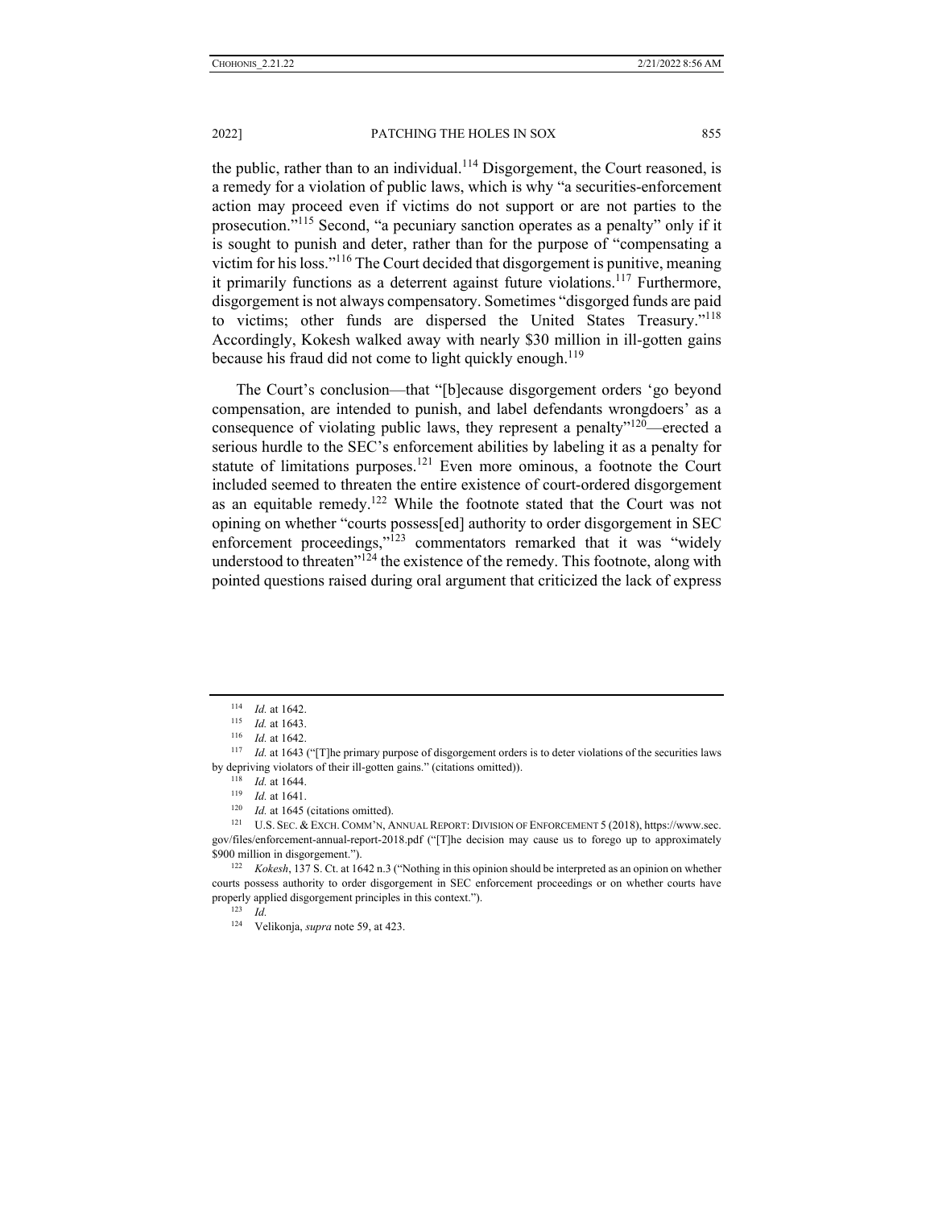the public, rather than to an individual.[114] Disgorgement, the Court reasoned, is a remedy for a violation of public laws, which is why "a securities-enforcement action may proceed even if victims do not support or are not parties to the prosecution."[115] Second, "a pecuniary sanction operates as a penalty" only if it is sought to punish and deter, rather than for the purpose of "compensating a victim for his loss."[116] The Court decided that disgorgement is punitive, meaning it primarily functions as a deterrent against future violations.[117] Furthermore, disgorgement is not always compensatory. Sometimes "disgorged funds are paid to victims; other funds are dispersed the United States Treasury."[118] Accordingly, Kokesh walked away with nearly $30 million in ill-gotten gains because his fraud did not come to light quickly enough.[119]

The Court's conclusion—that "[b]ecause disgorgement orders 'go beyond compensation, are intended to punish, and label defendants wrongdoers' as a consequence of violating public laws, they represent a penalty"[120]—erected a serious hurdle to the SEC's enforcement abilities by labeling it as a penalty for statute of limitations purposes.[121] Even more ominous, a footnote the Court included seemed to threaten the entire existence of court-ordered disgorgement as an equitable remedy.[122] While the footnote stated that the Court was not opining on whether "courts possess[ed] authority to order disgorgement in SEC enforcement proceedings,"[123] commentators remarked that it was "widely understood to threaten"[124] the existence of the remedy. This footnote, along with pointed questions raised during oral argument that criticized the lack of express

---

[114] *Id.* at 1642.

[115] *Id.* at 1643.

[116] *Id.* at 1642.

[117] *Id.* at 1643 ("[T]he primary purpose of disgorgement orders is to deter violations of the securities laws by depriving violators of their ill-gotten gains." (citations omitted)).

[118] *Id.* at 1644.

[119] *Id.* at 1641.

[120] *Id.* at 1645 (citations omitted).

[121] U.S. SEC. & EXCH. COMM'N, ANNUAL REPORT: DIVISION OF ENFORCEMENT 5 (2018), https://www.sec.gov/files/enforcement-annual-report-2018.pdf ("[T]he decision may cause us to forego up to approximately $900 million in disgorgement.").

[122] *Kokesh*, 137 S. Ct. at 1642 n.3 ("Nothing in this opinion should be interpreted as an opinion on whether courts possess authority to order disgorgement in SEC enforcement proceedings or on whether courts have properly applied disgorgement principles in this context.").

[123] *Id.*

[124] Velikonja, *supra* note 59, at 423.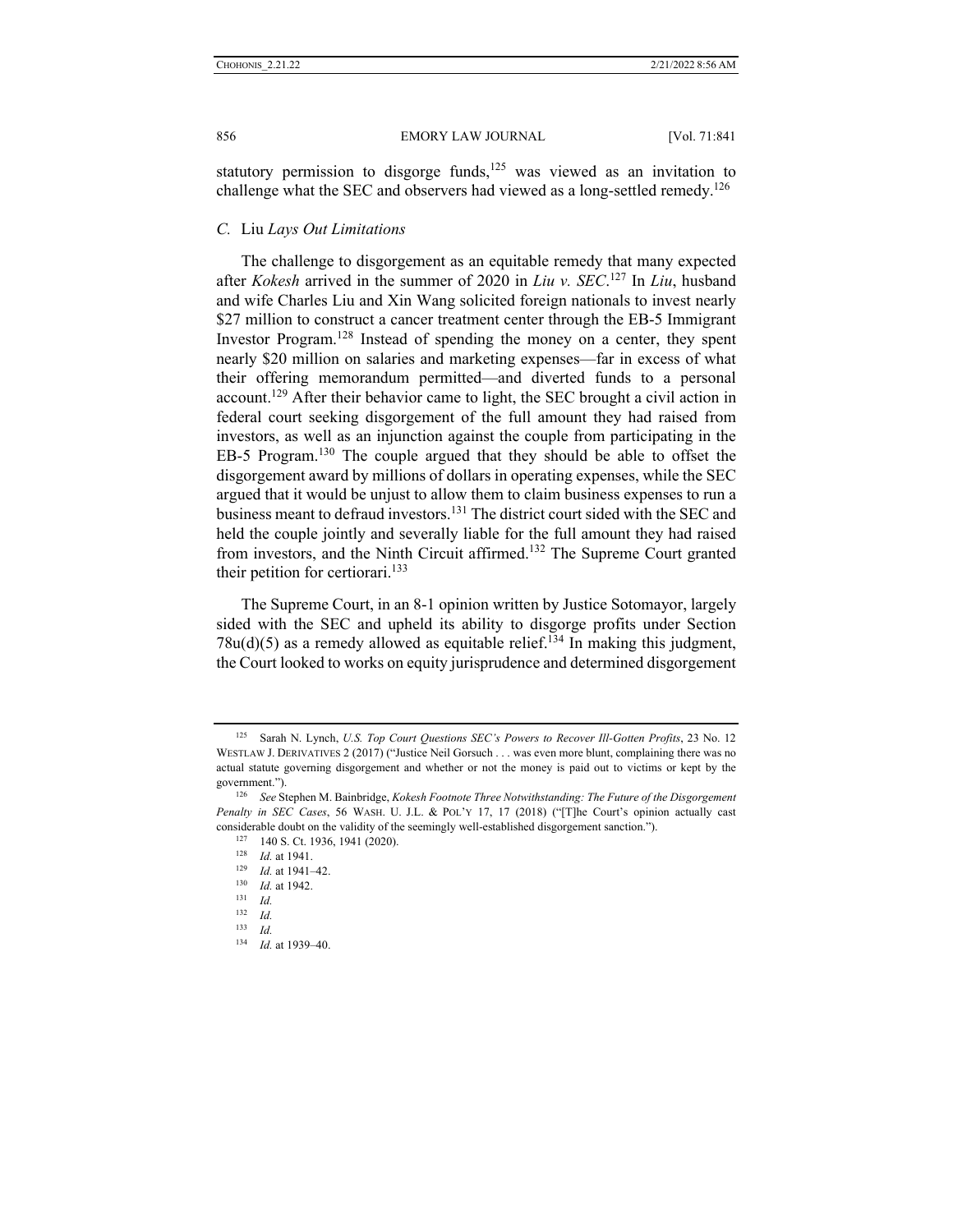statutory permission to disgorge funds,[125] was viewed as an invitation to challenge what the SEC and observers had viewed as a long-settled remedy.[126]

### *C.* Liu *Lays Out Limitations*

The challenge to disgorgement as an equitable remedy that many expected after *Kokesh* arrived in the summer of 2020 in *Liu v. SEC*.[127] In *Liu*, husband and wife Charles Liu and Xin Wang solicited foreign nationals to invest nearly $27 million to construct a cancer treatment center through the EB-5 Immigrant Investor Program.[128] Instead of spending the money on a center, they spent nearly $20 million on salaries and marketing expenses—far in excess of what their offering memorandum permitted—and diverted funds to a personal account.[129] After their behavior came to light, the SEC brought a civil action in federal court seeking disgorgement of the full amount they had raised from investors, as well as an injunction against the couple from participating in the EB-5 Program.[130] The couple argued that they should be able to offset the disgorgement award by millions of dollars in operating expenses, while the SEC argued that it would be unjust to allow them to claim business expenses to run a business meant to defraud investors.[131] The district court sided with the SEC and held the couple jointly and severally liable for the full amount they had raised from investors, and the Ninth Circuit affirmed.[132] The Supreme Court granted their petition for certiorari.[133]

The Supreme Court, in an 8-1 opinion written by Justice Sotomayor, largely sided with the SEC and upheld its ability to disgorge profits under Section 78u(d)(5) as a remedy allowed as equitable relief.[134] In making this judgment, the Court looked to works on equity jurisprudence and determined disgorgement

---

[125] Sarah N. Lynch, *U.S. Top Court Questions SEC's Powers to Recover Ill-Gotten Profits*, 23 No. 12 WESTLAW J. DERIVATIVES 2 (2017) ("Justice Neil Gorsuch . . . was even more blunt, complaining there was no actual statute governing disgorgement and whether or not the money is paid out to victims or kept by the government.").

[126] *See* Stephen M. Bainbridge, *Kokesh Footnote Three Notwithstanding: The Future of the Disgorgement Penalty in SEC Cases*, 56 WASH. U. J.L. & POL'Y 17, 17 (2018) ("[T]he Court's opinion actually cast considerable doubt on the validity of the seemingly well-established disgorgement sanction.").

[127] 140 S. Ct. 1936, 1941 (2020).

[128] *Id.* at 1941.

[129] *Id.* at 1941–42.

[130] *Id.* at 1942.

[131] *Id.*

[132] *Id.*

[133] *Id.*

[134] *Id.* at 1939–40.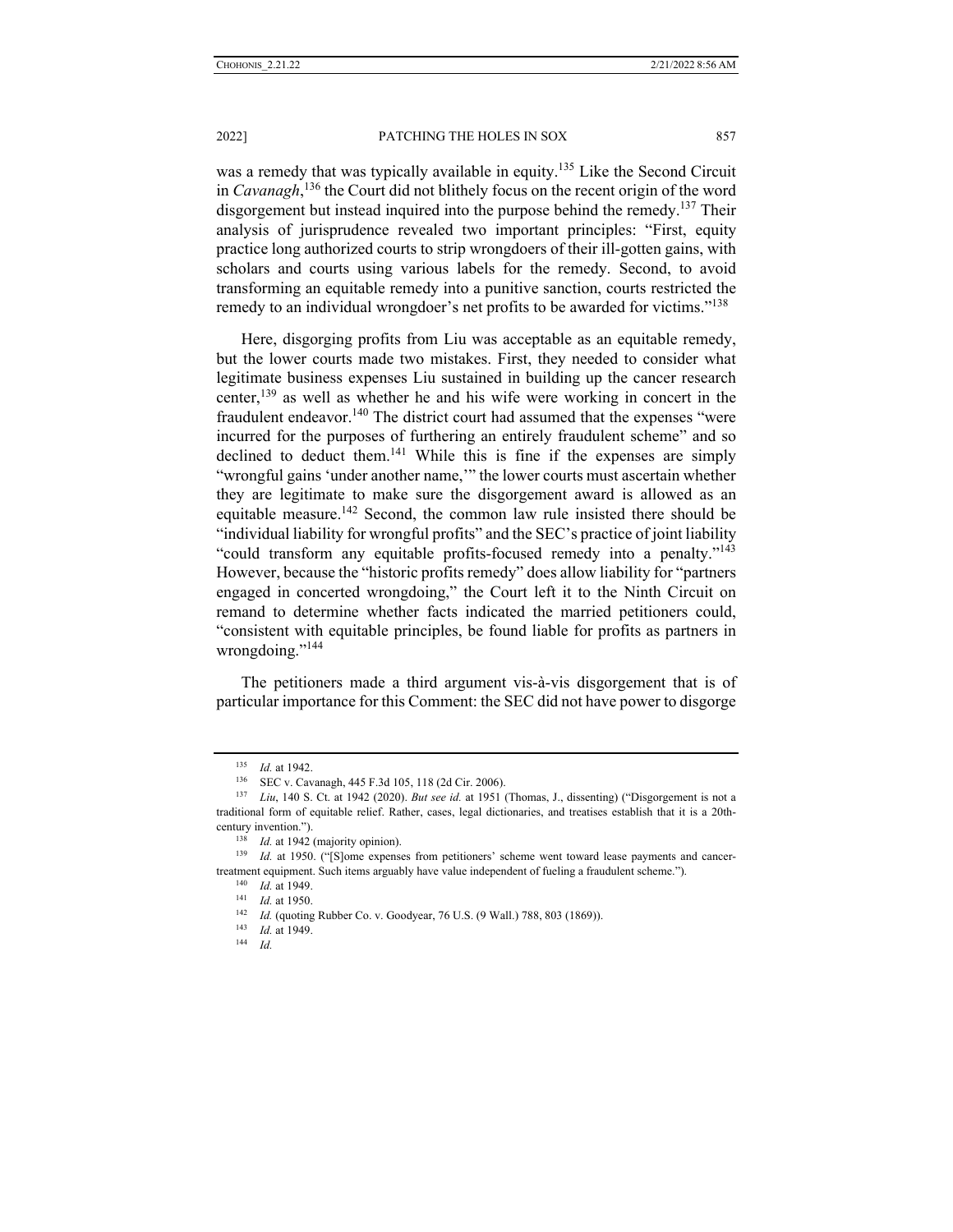was a remedy that was typically available in equity.[135] Like the Second Circuit in *Cavanagh*,[136] the Court did not blithely focus on the recent origin of the word disgorgement but instead inquired into the purpose behind the remedy.[137] Their analysis of jurisprudence revealed two important principles: "First, equity practice long authorized courts to strip wrongdoers of their ill-gotten gains, with scholars and courts using various labels for the remedy. Second, to avoid transforming an equitable remedy into a punitive sanction, courts restricted the remedy to an individual wrongdoer's net profits to be awarded for victims."[138]

Here, disgorging profits from Liu was acceptable as an equitable remedy, but the lower courts made two mistakes. First, they needed to consider what legitimate business expenses Liu sustained in building up the cancer research center,[139] as well as whether he and his wife were working in concert in the fraudulent endeavor.[140] The district court had assumed that the expenses "were incurred for the purposes of furthering an entirely fraudulent scheme" and so declined to deduct them.[141] While this is fine if the expenses are simply "wrongful gains 'under another name,'" the lower courts must ascertain whether they are legitimate to make sure the disgorgement award is allowed as an equitable measure.[142] Second, the common law rule insisted there should be "individual liability for wrongful profits" and the SEC's practice of joint liability "could transform any equitable profits-focused remedy into a penalty."[143] However, because the "historic profits remedy" does allow liability for "partners engaged in concerted wrongdoing," the Court left it to the Ninth Circuit on remand to determine whether facts indicated the married petitioners could, "consistent with equitable principles, be found liable for profits as partners in wrongdoing."[144]

The petitioners made a third argument vis-à-vis disgorgement that is of particular importance for this Comment: the SEC did not have power to disgorge

---

[135] *Id.* at 1942.

[136] SEC v. Cavanagh, 445 F.3d 105, 118 (2d Cir. 2006).

[137] *Liu*, 140 S. Ct. at 1942 (2020). *But see id.* at 1951 (Thomas, J., dissenting) ("Disgorgement is not a traditional form of equitable relief. Rather, cases, legal dictionaries, and treatises establish that it is a 20th-century invention.").

[138] *Id.* at 1942 (majority opinion).

[139] *Id.* at 1950. ("[S]ome expenses from petitioners' scheme went toward lease payments and cancer-treatment equipment. Such items arguably have value independent of fueling a fraudulent scheme.").

[140] *Id.* at 1949.

[141] *Id.* at 1950.

[142] *Id.* (quoting Rubber Co. v. Goodyear, 76 U.S. (9 Wall.) 788, 803 (1869)).

[143] *Id.* at 1949.

[144] *Id.*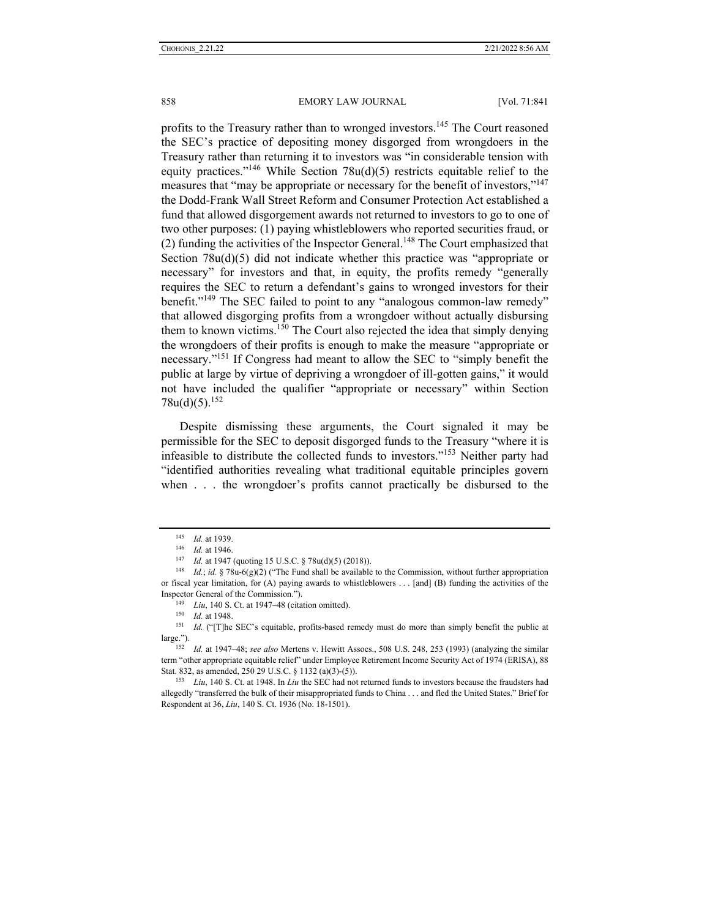profits to the Treasury rather than to wronged investors.[145] The Court reasoned the SEC's practice of depositing money disgorged from wrongdoers in the Treasury rather than returning it to investors was "in considerable tension with equity practices."[146] While Section 78u(d)(5) restricts equitable relief to the measures that "may be appropriate or necessary for the benefit of investors,"[147] the Dodd-Frank Wall Street Reform and Consumer Protection Act established a fund that allowed disgorgement awards not returned to investors to go to one of two other purposes: (1) paying whistleblowers who reported securities fraud, or (2) funding the activities of the Inspector General.[148] The Court emphasized that Section 78u(d)(5) did not indicate whether this practice was "appropriate or necessary" for investors and that, in equity, the profits remedy "generally requires the SEC to return a defendant's gains to wronged investors for their benefit."[149] The SEC failed to point to any "analogous common-law remedy" that allowed disgorging profits from a wrongdoer without actually disbursing them to known victims.[150] The Court also rejected the idea that simply denying the wrongdoers of their profits is enough to make the measure "appropriate or necessary."[151] If Congress had meant to allow the SEC to "simply benefit the public at large by virtue of depriving a wrongdoer of ill-gotten gains," it would not have included the qualifier "appropriate or necessary" within Section 78u(d)(5).[152]

Despite dismissing these arguments, the Court signaled it may be permissible for the SEC to deposit disgorged funds to the Treasury "where it is infeasible to distribute the collected funds to investors."[153] Neither party had "identified authorities revealing what traditional equitable principles govern when . . . the wrongdoer's profits cannot practically be disbursed to the

---

[145] *Id.* at 1939.

[146] *Id.* at 1946.

[147] *Id.* at 1947 (quoting 15 U.S.C. § 78u(d)(5) (2018)).

[148] *Id.*; *id.* § 78u-6(g)(2) ("The Fund shall be available to the Commission, without further appropriation or fiscal year limitation, for (A) paying awards to whistleblowers . . . [and] (B) funding the activities of the Inspector General of the Commission.").

[149] *Liu*, 140 S. Ct. at 1947–48 (citation omitted).

[150] *Id.* at 1948.

[151] *Id.* ("[T]he SEC's equitable, profits-based remedy must do more than simply benefit the public at large.").

[152] *Id.* at 1947–48; *see also* Mertens v. Hewitt Assocs., 508 U.S. 248, 253 (1993) (analyzing the similar term "other appropriate equitable relief" under Employee Retirement Income Security Act of 1974 (ERISA), 88 Stat. 832, as amended, 250 29 U.S.C. § 1132 (a)(3)-(5)).

[153] *Liu*, 140 S. Ct. at 1948. In *Liu* the SEC had not returned funds to investors because the fraudsters had allegedly "transferred the bulk of their misappropriated funds to China . . . and fled the United States." Brief for Respondent at 36, *Liu*, 140 S. Ct. 1936 (No. 18-1501).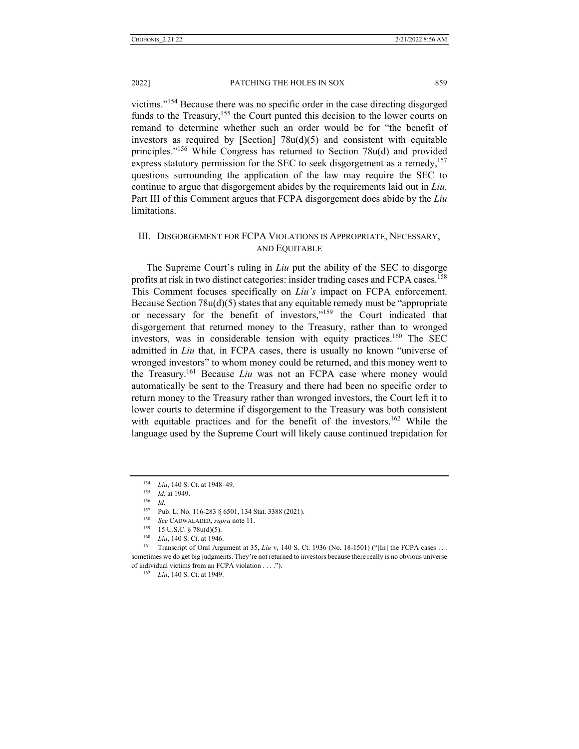victims."[154] Because there was no specific order in the case directing disgorged funds to the Treasury,[155] the Court punted this decision to the lower courts on remand to determine whether such an order would be for "the benefit of investors as required by [Section] 78u(d)(5) and consistent with equitable principles."[156] While Congress has returned to Section 78u(d) and provided express statutory permission for the SEC to seek disgorgement as a remedy,[157] questions surrounding the application of the law may require the SEC to continue to argue that disgorgement abides by the requirements laid out in *Liu*. Part III of this Comment argues that FCPA disgorgement does abide by the *Liu* limitations.

## III. Disgorgement for FCPA Violations is Appropriate, Necessary, and Equitable

The Supreme Court's ruling in *Liu* put the ability of the SEC to disgorge profits at risk in two distinct categories: insider trading cases and FCPA cases.[158] This Comment focuses specifically on *Liu's* impact on FCPA enforcement. Because Section 78u(d)(5) states that any equitable remedy must be "appropriate or necessary for the benefit of investors,"[159] the Court indicated that disgorgement that returned money to the Treasury, rather than to wronged investors, was in considerable tension with equity practices.[160] The SEC admitted in *Liu* that, in FCPA cases, there is usually no known "universe of wronged investors" to whom money could be returned, and this money went to the Treasury.[161] Because *Liu* was not an FCPA case where money would automatically be sent to the Treasury and there had been no specific order to return money to the Treasury rather than wronged investors, the Court left it to lower courts to determine if disgorgement to the Treasury was both consistent with equitable practices and for the benefit of the investors.[162] While the language used by the Supreme Court will likely cause continued trepidation for

---

[154] *Liu*, 140 S. Ct. at 1948–49.

[155] *Id.* at 1949.

[156] *Id.*

[157] Pub. L. No. 116-283 § 6501, 134 Stat. 3388 (2021).

[158] *See* CADWALADER, *supra* note 11.

[159] 15 U.S.C. § 78u(d)(5).

[160] *Liu*, 140 S. Ct. at 1946.

[161] Transcript of Oral Argument at 35, *Liu* v, 140 S. Ct. 1936 (No. 18-1501) ("[In] the FCPA cases . . . sometimes we do get big judgments. They're not returned to investors because there really is no obvious universe of individual victims from an FCPA violation . . . .").

[162] *Liu*, 140 S. Ct. at 1949.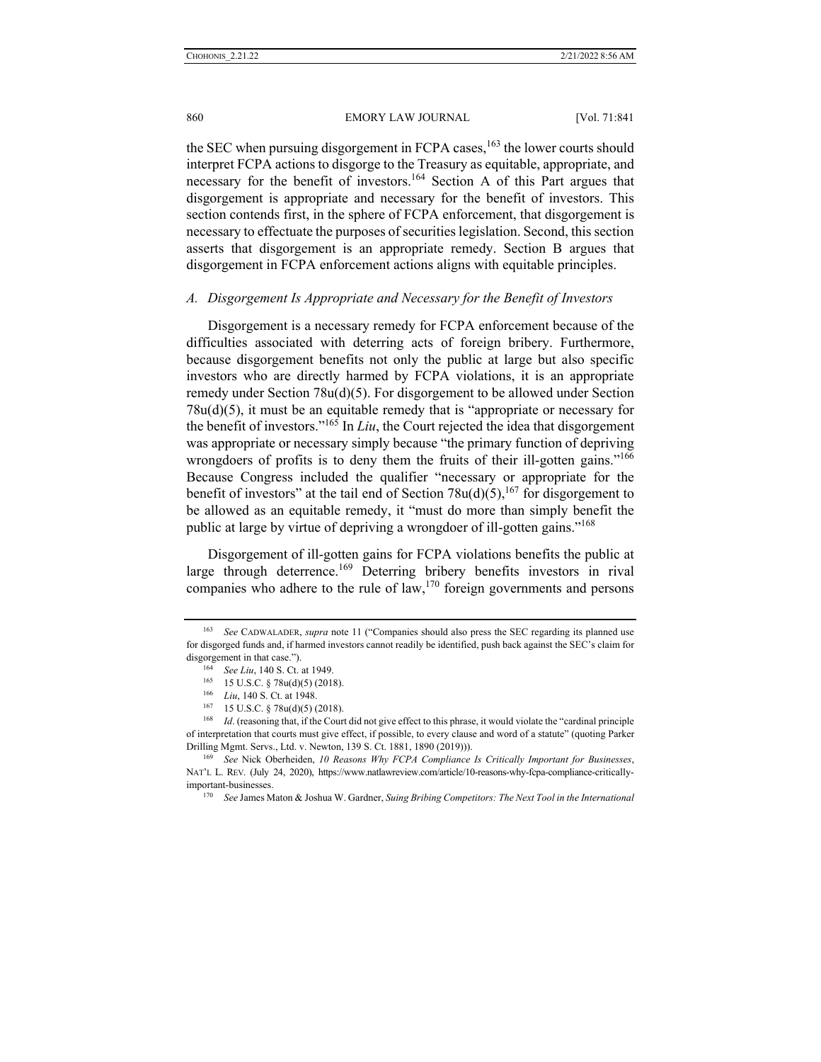the SEC when pursuing disgorgement in FCPA cases,[163] the lower courts should interpret FCPA actions to disgorge to the Treasury as equitable, appropriate, and necessary for the benefit of investors.[164] Section A of this Part argues that disgorgement is appropriate and necessary for the benefit of investors. This section contends first, in the sphere of FCPA enforcement, that disgorgement is necessary to effectuate the purposes of securities legislation. Second, this section asserts that disgorgement is an appropriate remedy. Section B argues that disgorgement in FCPA enforcement actions aligns with equitable principles.

### *A. Disgorgement Is Appropriate and Necessary for the Benefit of Investors*

Disgorgement is a necessary remedy for FCPA enforcement because of the difficulties associated with deterring acts of foreign bribery. Furthermore, because disgorgement benefits not only the public at large but also specific investors who are directly harmed by FCPA violations, it is an appropriate remedy under Section 78u(d)(5). For disgorgement to be allowed under Section 78u(d)(5), it must be an equitable remedy that is "appropriate or necessary for the benefit of investors."[165] In *Liu*, the Court rejected the idea that disgorgement was appropriate or necessary simply because "the primary function of depriving wrongdoers of profits is to deny them the fruits of their ill-gotten gains."[166] Because Congress included the qualifier "necessary or appropriate for the benefit of investors" at the tail end of Section 78u(d)(5),[167] for disgorgement to be allowed as an equitable remedy, it "must do more than simply benefit the public at large by virtue of depriving a wrongdoer of ill-gotten gains."[168]

Disgorgement of ill-gotten gains for FCPA violations benefits the public at large through deterrence.[169] Deterring bribery benefits investors in rival companies who adhere to the rule of law,[170] foreign governments and persons

---

[163] *See* CADWALADER, *supra* note 11 ("Companies should also press the SEC regarding its planned use for disgorged funds and, if harmed investors cannot readily be identified, push back against the SEC's claim for disgorgement in that case.").

[164] *See Liu*, 140 S. Ct. at 1949.

[165] 15 U.S.C. § 78u(d)(5) (2018).

[166] *Liu*, 140 S. Ct. at 1948.

[167] 15 U.S.C. § 78u(d)(5) (2018).

[168] *Id*. (reasoning that, if the Court did not give effect to this phrase, it would violate the "cardinal principle of interpretation that courts must give effect, if possible, to every clause and word of a statute" (quoting Parker Drilling Mgmt. Servs., Ltd. v. Newton, 139 S. Ct. 1881, 1890 (2019))).

[169] *See* Nick Oberheiden, *10 Reasons Why FCPA Compliance Is Critically Important for Businesses*, NAT'L L. REV. (July 24, 2020), https://www.natlawreview.com/article/10-reasons-why-fcpa-compliance-critically-important-businesses.

[170] *See* James Maton & Joshua W. Gardner, *Suing Bribing Competitors: The Next Tool in the International*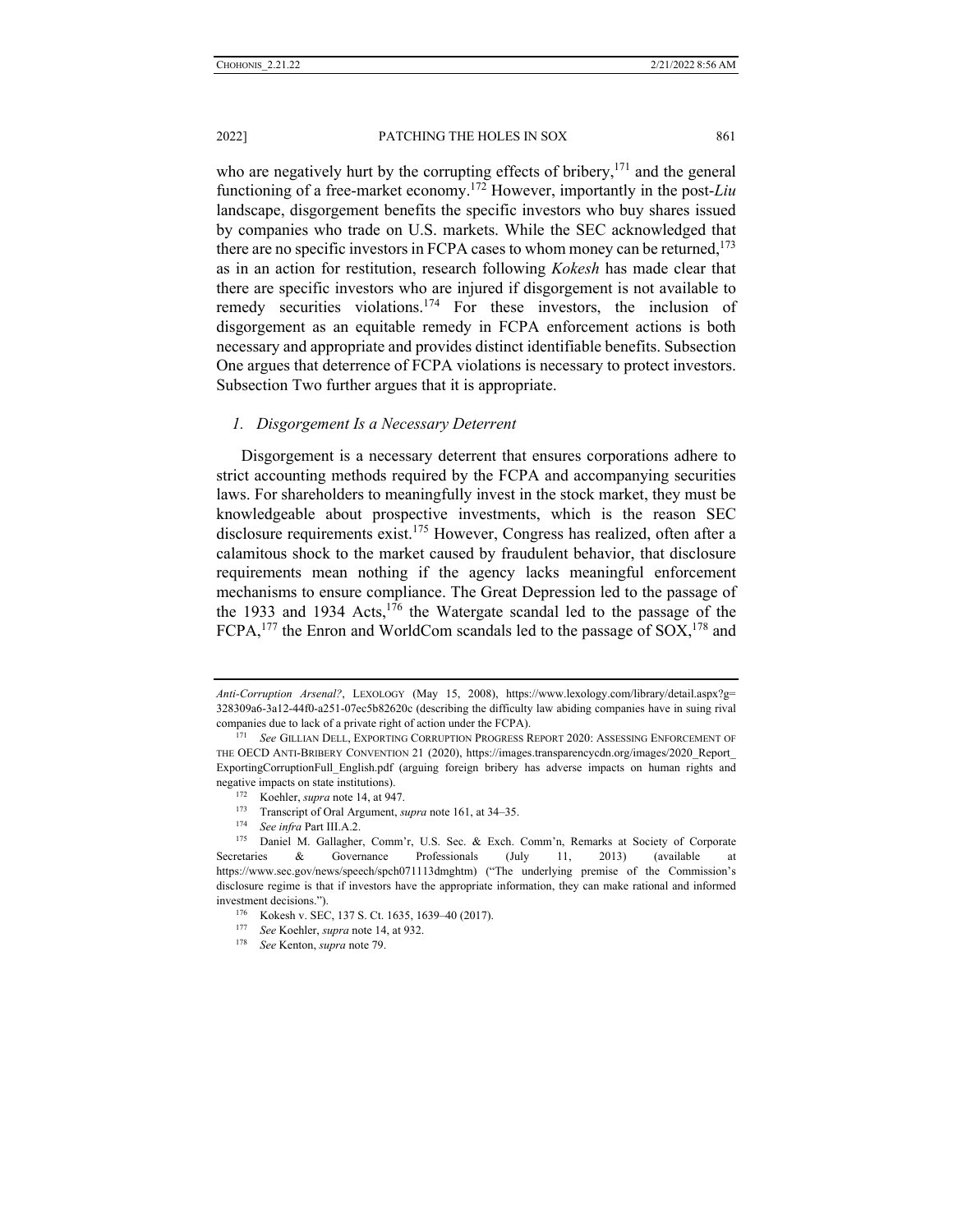who are negatively hurt by the corrupting effects of bribery,[171] and the general functioning of a free-market economy.[172] However, importantly in the post-*Liu* landscape, disgorgement benefits the specific investors who buy shares issued by companies who trade on U.S. markets. While the SEC acknowledged that there are no specific investors in FCPA cases to whom money can be returned,[173] as in an action for restitution, research following *Kokesh* has made clear that there are specific investors who are injured if disgorgement is not available to remedy securities violations.[174] For these investors, the inclusion of disgorgement as an equitable remedy in FCPA enforcement actions is both necessary and appropriate and provides distinct identifiable benefits. Subsection One argues that deterrence of FCPA violations is necessary to protect investors. Subsection Two further argues that it is appropriate.

### *1. Disgorgement Is a Necessary Deterrent*

Disgorgement is a necessary deterrent that ensures corporations adhere to strict accounting methods required by the FCPA and accompanying securities laws. For shareholders to meaningfully invest in the stock market, they must be knowledgeable about prospective investments, which is the reason SEC disclosure requirements exist.[175] However, Congress has realized, often after a calamitous shock to the market caused by fraudulent behavior, that disclosure requirements mean nothing if the agency lacks meaningful enforcement mechanisms to ensure compliance. The Great Depression led to the passage of the 1933 and 1934 Acts,[176] the Watergate scandal led to the passage of the FCPA,[177] the Enron and WorldCom scandals led to the passage of SOX,[178] and

---

*Anti-Corruption Arsenal?*, LEXOLOGY (May 15, 2008), https://www.lexology.com/library/detail.aspx?g=328309a6-3a12-44f0-a251-07ec5b82620c (describing the difficulty law abiding companies have in suing rival companies due to lack of a private right of action under the FCPA).

[171] *See* GILLIAN DELL, EXPORTING CORRUPTION PROGRESS REPORT 2020: ASSESSING ENFORCEMENT OF THE OECD ANTI-BRIBERY CONVENTION 21 (2020), https://images.transparencycdn.org/images/2020_Report_ExportingCorruptionFull_English.pdf (arguing foreign bribery has adverse impacts on human rights and negative impacts on state institutions).

[172] Koehler, *supra* note 14, at 947.

[173] Transcript of Oral Argument, *supra* note 161, at 34–35.

[174] *See infra* Part III.A.2.

[175] Daniel M. Gallagher, Comm'r, U.S. Sec. & Exch. Comm'n, Remarks at Society of Corporate Secretaries & Governance Professionals (July 11, 2013) (available at https://www.sec.gov/news/speech/spch071113dmghtm) ("The underlying premise of the Commission's disclosure regime is that if investors have the appropriate information, they can make rational and informed investment decisions.").

[176] Kokesh v. SEC, 137 S. Ct. 1635, 1639–40 (2017).

[177] *See* Koehler, *supra* note 14, at 932.

[178] *See* Kenton, *supra* note 79.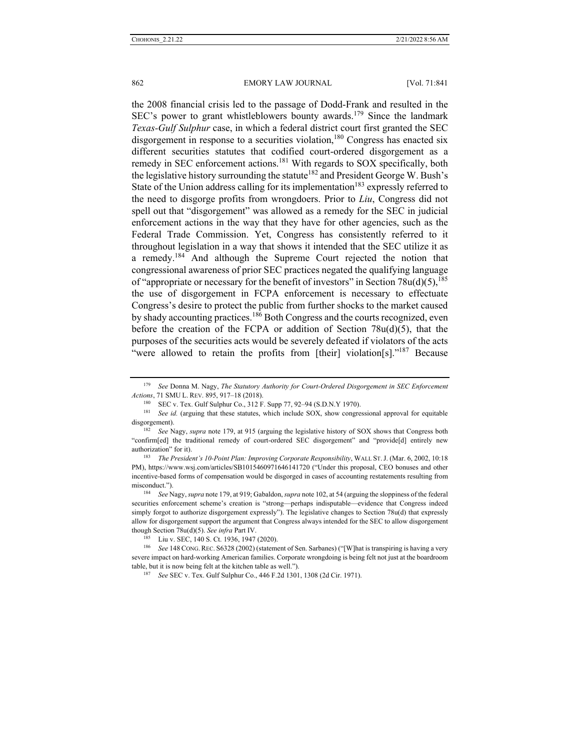the 2008 financial crisis led to the passage of Dodd-Frank and resulted in the SEC's power to grant whistleblowers bounty awards.[179] Since the landmark *Texas-Gulf Sulphur* case, in which a federal district court first granted the SEC disgorgement in response to a securities violation,[180] Congress has enacted six different securities statutes that codified court-ordered disgorgement as a remedy in SEC enforcement actions.[181] With regards to SOX specifically, both the legislative history surrounding the statute[182] and President George W. Bush's State of the Union address calling for its implementation[183] expressly referred to the need to disgorge profits from wrongdoers. Prior to *Liu*, Congress did not spell out that "disgorgement" was allowed as a remedy for the SEC in judicial enforcement actions in the way that they have for other agencies, such as the Federal Trade Commission. Yet, Congress has consistently referred to it throughout legislation in a way that shows it intended that the SEC utilize it as a remedy.[184] And although the Supreme Court rejected the notion that congressional awareness of prior SEC practices negated the qualifying language of "appropriate or necessary for the benefit of investors" in Section 78u(d)(5),[185] the use of disgorgement in FCPA enforcement is necessary to effectuate Congress's desire to protect the public from further shocks to the market caused by shady accounting practices.[186] Both Congress and the courts recognized, even before the creation of the FCPA or addition of Section 78u(d)(5), that the purposes of the securities acts would be severely defeated if violators of the acts "were allowed to retain the profits from [their] violation[s]."[187] Because

---

[179] *See* Donna M. Nagy, *The Statutory Authority for Court-Ordered Disgorgement in SEC Enforcement Actions*, 71 SMU L. REV. 895, 917–18 (2018).

[180] SEC v. Tex. Gulf Sulphur Co., 312 F. Supp 77, 92–94 (S.D.N.Y 1970).

[181] *See id.* (arguing that these statutes, which include SOX, show congressional approval for equitable disgorgement).

[182] *See* Nagy, *supra* note 179, at 915 (arguing the legislative history of SOX shows that Congress both "confirm[ed] the traditional remedy of court-ordered SEC disgorgement" and "provide[d] entirely new authorization" for it).

[183] *The President's 10-Point Plan: Improving Corporate Responsibility*, WALL ST. J. (Mar. 6, 2002, 10:18 PM), https://www.wsj.com/articles/SB1015460971646141720 ("Under this proposal, CEO bonuses and other incentive-based forms of compensation would be disgorged in cases of accounting restatements resulting from misconduct.").

[184] *See* Nagy, *supra* note 179, at 919; Gabaldon, *supra* note 102, at 54 (arguing the sloppiness of the federal securities enforcement scheme's creation is "strong—perhaps indisputable—evidence that Congress indeed simply forgot to authorize disgorgement expressly"). The legislative changes to Section 78u(d) that expressly allow for disgorgement support the argument that Congress always intended for the SEC to allow disgorgement though Section 78u(d)(5). *See infra* Part IV.

[185] Liu v. SEC, 140 S. Ct. 1936, 1947 (2020).

[186] *See* 148 CONG. REC. S6328 (2002) (statement of Sen. Sarbanes) ("[W]hat is transpiring is having a very severe impact on hard-working American families. Corporate wrongdoing is being felt not just at the boardroom table, but it is now being felt at the kitchen table as well.").

[187] *See* SEC v. Tex. Gulf Sulphur Co., 446 F.2d 1301, 1308 (2d Cir. 1971).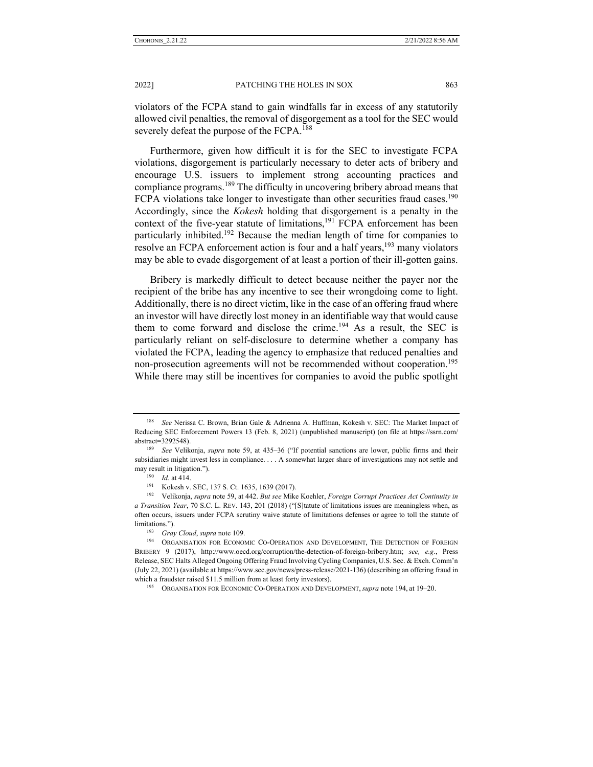violators of the FCPA stand to gain windfalls far in excess of any statutorily allowed civil penalties, the removal of disgorgement as a tool for the SEC would severely defeat the purpose of the FCPA.[188]

Furthermore, given how difficult it is for the SEC to investigate FCPA violations, disgorgement is particularly necessary to deter acts of bribery and encourage U.S. issuers to implement strong accounting practices and compliance programs.[189] The difficulty in uncovering bribery abroad means that FCPA violations take longer to investigate than other securities fraud cases.[190] Accordingly, since the *Kokesh* holding that disgorgement is a penalty in the context of the five-year statute of limitations,[191] FCPA enforcement has been particularly inhibited.[192] Because the median length of time for companies to resolve an FCPA enforcement action is four and a half years,[193] many violators may be able to evade disgorgement of at least a portion of their ill-gotten gains.

Bribery is markedly difficult to detect because neither the payer nor the recipient of the bribe has any incentive to see their wrongdoing come to light. Additionally, there is no direct victim, like in the case of an offering fraud where an investor will have directly lost money in an identifiable way that would cause them to come forward and disclose the crime.[194] As a result, the SEC is particularly reliant on self-disclosure to determine whether a company has violated the FCPA, leading the agency to emphasize that reduced penalties and non-prosecution agreements will not be recommended without cooperation.[195] While there may still be incentives for companies to avoid the public spotlight

---

[188] *See* Nerissa C. Brown, Brian Gale & Adrienna A. Huffman, Kokesh v. SEC: The Market Impact of Reducing SEC Enforcement Powers 13 (Feb. 8, 2021) (unpublished manuscript) (on file at https://ssrn.com/abstract=3292548).

[189] *See* Velikonja, *supra* note 59, at 435–36 ("If potential sanctions are lower, public firms and their subsidiaries might invest less in compliance. . . . A somewhat larger share of investigations may not settle and may result in litigation.").

[190] *Id.* at 414.

[191] Kokesh v. SEC, 137 S. Ct. 1635, 1639 (2017).

[192] Velikonja, *supra* note 59, at 442. *But see* Mike Koehler, *Foreign Corrupt Practices Act Continuity in a Transition Year*, 70 S.C. L. REV. 143, 201 (2018) ("[S]tatute of limitations issues are meaningless when, as often occurs, issuers under FCPA scrutiny waive statute of limitations defenses or agree to toll the statute of limitations.").

[193] *Gray Cloud*, *supra* note 109.

[194] ORGANISATION FOR ECONOMIC CO-OPERATION AND DEVELOPMENT, THE DETECTION OF FOREIGN BRIBERY 9 (2017), http://www.oecd.org/corruption/the-detection-of-foreign-bribery.htm; *see, e.g.*, Press Release, SEC Halts Alleged Ongoing Offering Fraud Involving Cycling Companies, U.S. Sec. & Exch. Comm'n (July 22, 2021) (available at https://www.sec.gov/news/press-release/2021-136) (describing an offering fraud in which a fraudster raised $11.5 million from at least forty investors).

[195] ORGANISATION FOR ECONOMIC CO-OPERATION AND DEVELOPMENT, *supra* note 194, at 19–20.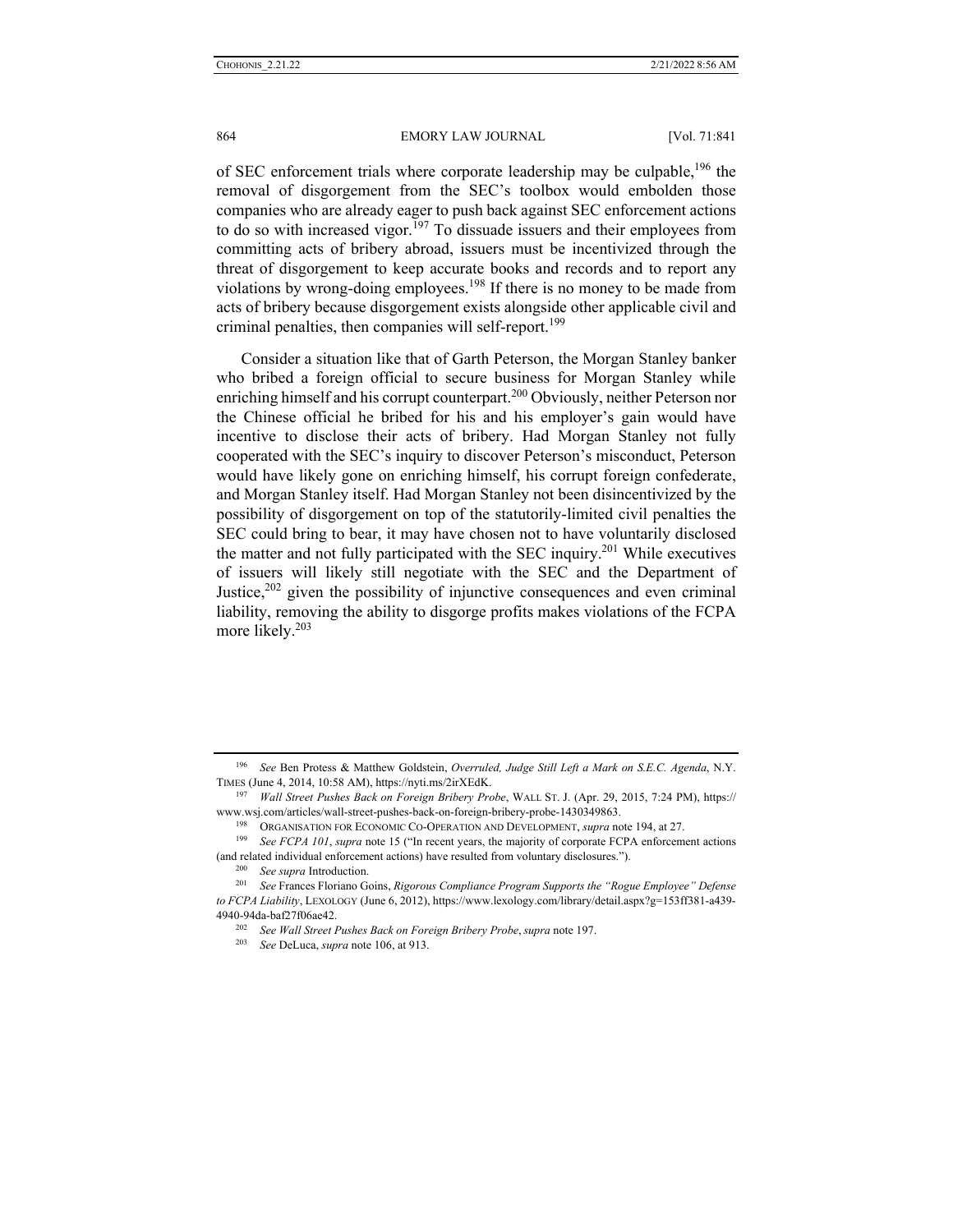of SEC enforcement trials where corporate leadership may be culpable,[196] the removal of disgorgement from the SEC's toolbox would embolden those companies who are already eager to push back against SEC enforcement actions to do so with increased vigor.[197] To dissuade issuers and their employees from committing acts of bribery abroad, issuers must be incentivized through the threat of disgorgement to keep accurate books and records and to report any violations by wrong-doing employees.[198] If there is no money to be made from acts of bribery because disgorgement exists alongside other applicable civil and criminal penalties, then companies will self-report.[199]

Consider a situation like that of Garth Peterson, the Morgan Stanley banker who bribed a foreign official to secure business for Morgan Stanley while enriching himself and his corrupt counterpart.[200] Obviously, neither Peterson nor the Chinese official he bribed for his and his employer's gain would have incentive to disclose their acts of bribery. Had Morgan Stanley not fully cooperated with the SEC's inquiry to discover Peterson's misconduct, Peterson would have likely gone on enriching himself, his corrupt foreign confederate, and Morgan Stanley itself. Had Morgan Stanley not been disincentivized by the possibility of disgorgement on top of the statutorily-limited civil penalties the SEC could bring to bear, it may have chosen not to have voluntarily disclosed the matter and not fully participated with the SEC inquiry.[201] While executives of issuers will likely still negotiate with the SEC and the Department of Justice,[202] given the possibility of injunctive consequences and even criminal liability, removing the ability to disgorge profits makes violations of the FCPA more likely.[203]

---

[196] *See* Ben Protess & Matthew Goldstein, *Overruled, Judge Still Left a Mark on S.E.C. Agenda*, N.Y. TIMES (June 4, 2014, 10:58 AM), https://nyti.ms/2irXEdK.

[197] *Wall Street Pushes Back on Foreign Bribery Probe*, WALL ST. J. (Apr. 29, 2015, 7:24 PM), https://www.wsj.com/articles/wall-street-pushes-back-on-foreign-bribery-probe-1430349863.

[198] ORGANISATION FOR ECONOMIC CO-OPERATION AND DEVELOPMENT, *supra* note 194, at 27.

[199] *See FCPA 101*, *supra* note 15 ("In recent years, the majority of corporate FCPA enforcement actions (and related individual enforcement actions) have resulted from voluntary disclosures.").

[200] *See supra* Introduction.

[201] *See* Frances Floriano Goins, *Rigorous Compliance Program Supports the "Rogue Employee" Defense to FCPA Liability*, LEXOLOGY (June 6, 2012), https://www.lexology.com/library/detail.aspx?g=153ff381-a439-4940-94da-baf27f06ae42.

[202] *See Wall Street Pushes Back on Foreign Bribery Probe*, *supra* note 197.

[203] *See* DeLuca, *supra* note 106, at 913.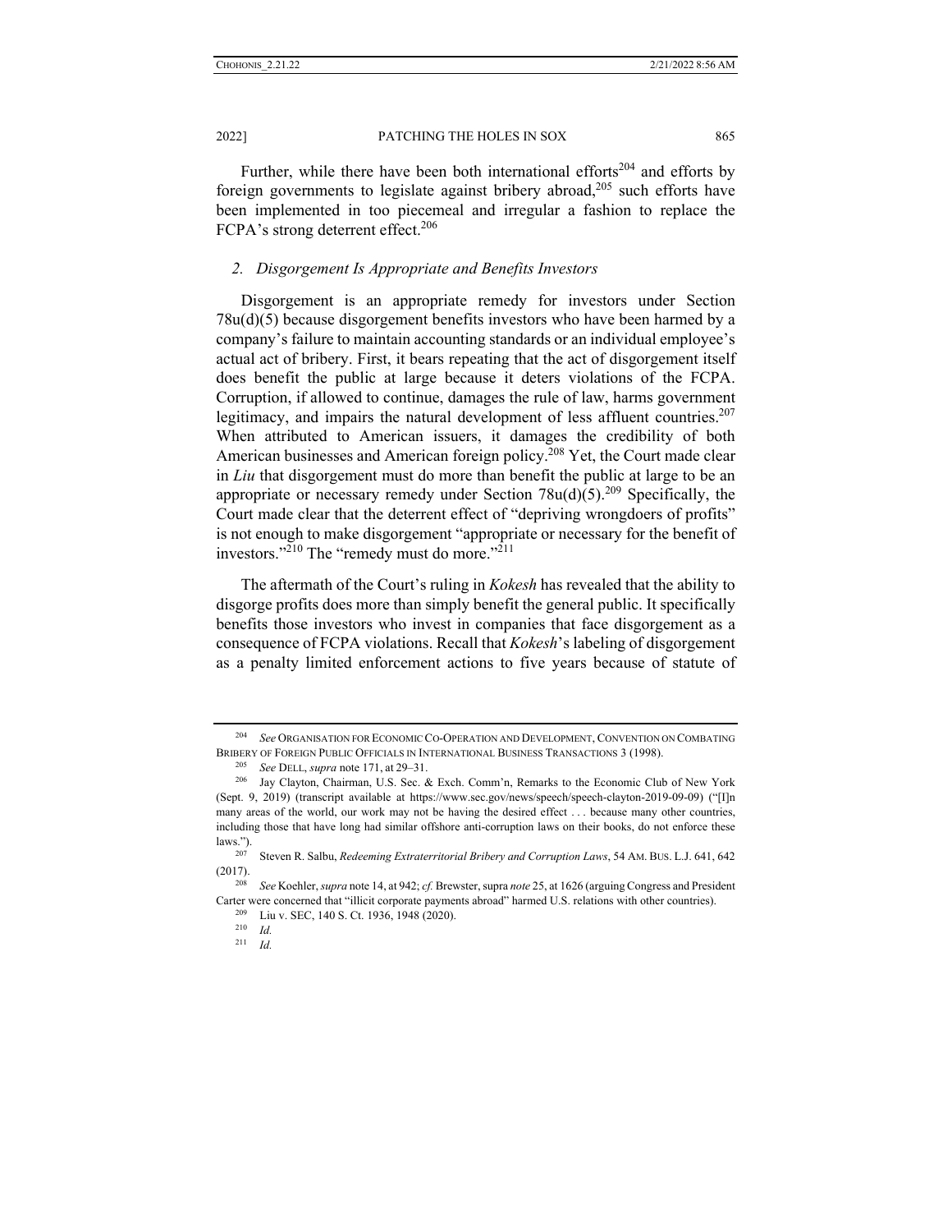Further, while there have been both international efforts[204] and efforts by foreign governments to legislate against bribery abroad,[205] such efforts have been implemented in too piecemeal and irregular a fashion to replace the FCPA's strong deterrent effect.[206]

### *2. Disgorgement Is Appropriate and Benefits Investors*

Disgorgement is an appropriate remedy for investors under Section 78u(d)(5) because disgorgement benefits investors who have been harmed by a company's failure to maintain accounting standards or an individual employee's actual act of bribery. First, it bears repeating that the act of disgorgement itself does benefit the public at large because it deters violations of the FCPA. Corruption, if allowed to continue, damages the rule of law, harms government legitimacy, and impairs the natural development of less affluent countries.[207] When attributed to American issuers, it damages the credibility of both American businesses and American foreign policy.[208] Yet, the Court made clear in *Liu* that disgorgement must do more than benefit the public at large to be an appropriate or necessary remedy under Section 78u(d)(5).[209] Specifically, the Court made clear that the deterrent effect of "depriving wrongdoers of profits" is not enough to make disgorgement "appropriate or necessary for the benefit of investors."[210] The "remedy must do more."[211]

The aftermath of the Court's ruling in *Kokesh* has revealed that the ability to disgorge profits does more than simply benefit the general public. It specifically benefits those investors who invest in companies that face disgorgement as a consequence of FCPA violations. Recall that *Kokesh*'s labeling of disgorgement as a penalty limited enforcement actions to five years because of statute of

---

[204] *See* ORGANISATION FOR ECONOMIC CO-OPERATION AND DEVELOPMENT, CONVENTION ON COMBATING BRIBERY OF FOREIGN PUBLIC OFFICIALS IN INTERNATIONAL BUSINESS TRANSACTIONS 3 (1998).

[205] *See* DELL, *supra* note 171, at 29–31.

[206] Jay Clayton, Chairman, U.S. Sec. & Exch. Comm'n, Remarks to the Economic Club of New York (Sept. 9, 2019) (transcript available at https://www.sec.gov/news/speech/speech-clayton-2019-09-09) ("[I]n many areas of the world, our work may not be having the desired effect . . . because many other countries, including those that have long had similar offshore anti-corruption laws on their books, do not enforce these laws.").

[207] Steven R. Salbu, *Redeeming Extraterritorial Bribery and Corruption Laws*, 54 AM. BUS. L.J. 641, 642 (2017).

[208] *See* Koehler, *supra* note 14, at 942; *cf.* Brewster, supra *note* 25, at 1626 (arguing Congress and President Carter were concerned that "illicit corporate payments abroad" harmed U.S. relations with other countries).

[209] Liu v. SEC, 140 S. Ct. 1936, 1948 (2020).

[210] *Id.*

[211] *Id.*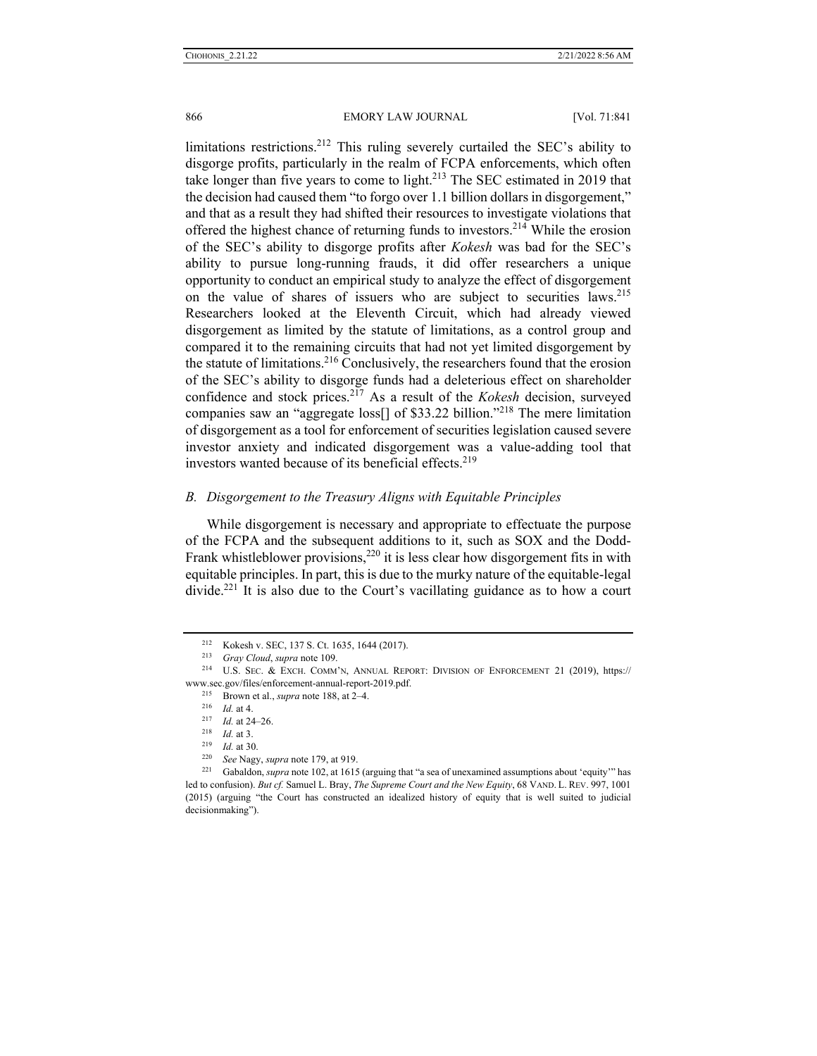limitations restrictions.[212] This ruling severely curtailed the SEC's ability to disgorge profits, particularly in the realm of FCPA enforcements, which often take longer than five years to come to light.[213] The SEC estimated in 2019 that the decision had caused them "to forgo over 1.1 billion dollars in disgorgement," and that as a result they had shifted their resources to investigate violations that offered the highest chance of returning funds to investors.[214] While the erosion of the SEC's ability to disgorge profits after *Kokesh* was bad for the SEC's ability to pursue long-running frauds, it did offer researchers a unique opportunity to conduct an empirical study to analyze the effect of disgorgement on the value of shares of issuers who are subject to securities laws.[215] Researchers looked at the Eleventh Circuit, which had already viewed disgorgement as limited by the statute of limitations, as a control group and compared it to the remaining circuits that had not yet limited disgorgement by the statute of limitations.[216] Conclusively, the researchers found that the erosion of the SEC's ability to disgorge funds had a deleterious effect on shareholder confidence and stock prices.[217] As a result of the *Kokesh* decision, surveyed companies saw an "aggregate loss[] of $33.22 billion."[218] The mere limitation of disgorgement as a tool for enforcement of securities legislation caused severe investor anxiety and indicated disgorgement was a value-adding tool that investors wanted because of its beneficial effects.[219]

### *B. Disgorgement to the Treasury Aligns with Equitable Principles*

While disgorgement is necessary and appropriate to effectuate the purpose of the FCPA and the subsequent additions to it, such as SOX and the Dodd-Frank whistleblower provisions,[220] it is less clear how disgorgement fits in with equitable principles. In part, this is due to the murky nature of the equitable-legal divide.[221] It is also due to the Court's vacillating guidance as to how a court

---

[212] Kokesh v. SEC, 137 S. Ct. 1635, 1644 (2017).

[213] *Gray Cloud*, *supra* note 109.

[214] U.S. SEC. & EXCH. COMM'N, ANNUAL REPORT: DIVISION OF ENFORCEMENT 21 (2019), https://www.sec.gov/files/enforcement-annual-report-2019.pdf.

[215] Brown et al., *supra* note 188, at 2–4.

[216] *Id.* at 4.

[217] *Id.* at 24–26.

[218] *Id.* at 3.

[219] *Id.* at 30.

[220] *See* Nagy, *supra* note 179, at 919.

[221] Gabaldon, *supra* note 102, at 1615 (arguing that "a sea of unexamined assumptions about 'equity'" has led to confusion). *But cf.* Samuel L. Bray, *The Supreme Court and the New Equity*, 68 VAND. L. REV. 997, 1001 (2015) (arguing "the Court has constructed an idealized history of equity that is well suited to judicial decisionmaking").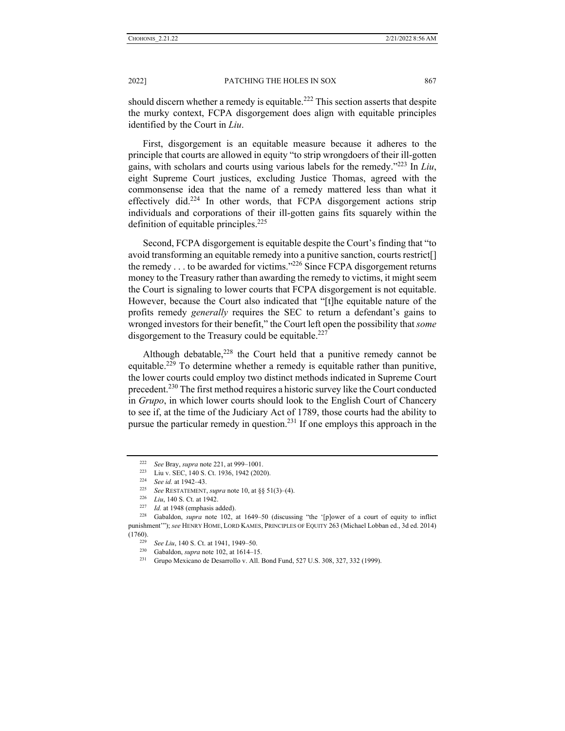should discern whether a remedy is equitable.[222] This section asserts that despite the murky context, FCPA disgorgement does align with equitable principles identified by the Court in *Liu*.

First, disgorgement is an equitable measure because it adheres to the principle that courts are allowed in equity "to strip wrongdoers of their ill-gotten gains, with scholars and courts using various labels for the remedy."[223] In *Liu*, eight Supreme Court justices, excluding Justice Thomas, agreed with the commonsense idea that the name of a remedy mattered less than what it effectively did.[224] In other words, that FCPA disgorgement actions strip individuals and corporations of their ill-gotten gains fits squarely within the definition of equitable principles.[225]

Second, FCPA disgorgement is equitable despite the Court's finding that "to avoid transforming an equitable remedy into a punitive sanction, courts restrict[] the remedy . . . to be awarded for victims."[226] Since FCPA disgorgement returns money to the Treasury rather than awarding the remedy to victims, it might seem the Court is signaling to lower courts that FCPA disgorgement is not equitable. However, because the Court also indicated that "[t]he equitable nature of the profits remedy *generally* requires the SEC to return a defendant's gains to wronged investors for their benefit," the Court left open the possibility that *some* disgorgement to the Treasury could be equitable.[227]

Although debatable,[228] the Court held that a punitive remedy cannot be equitable.[229] To determine whether a remedy is equitable rather than punitive, the lower courts could employ two distinct methods indicated in Supreme Court precedent.[230] The first method requires a historic survey like the Court conducted in *Grupo*, in which lower courts should look to the English Court of Chancery to see if, at the time of the Judiciary Act of 1789, those courts had the ability to pursue the particular remedy in question.[231] If one employs this approach in the

---

[222] *See* Bray, *supra* note 221, at 999–1001.

[223] Liu v. SEC, 140 S. Ct. 1936, 1942 (2020).

[224] *See id.* at 1942–43.

[225] *See* RESTATEMENT, *supra* note 10, at §§ 51(3)–(4).

[226] *Liu*, 140 S. Ct. at 1942.

[227] *Id.* at 1948 (emphasis added).

[228] Gabaldon, *supra* note 102, at 1649–50 (discussing "the '[p]ower of a court of equity to inflict punishment'"); *see* HENRY HOME, LORD KAMES, PRINCIPLES OF EQUITY 263 (Michael Lobban ed., 3d ed. 2014) (1760).

[229] *See Liu*, 140 S. Ct. at 1941, 1949–50.

[230] Gabaldon, *supra* note 102, at 1614–15.

[231] Grupo Mexicano de Desarrollo v. All. Bond Fund, 527 U.S. 308, 327, 332 (1999).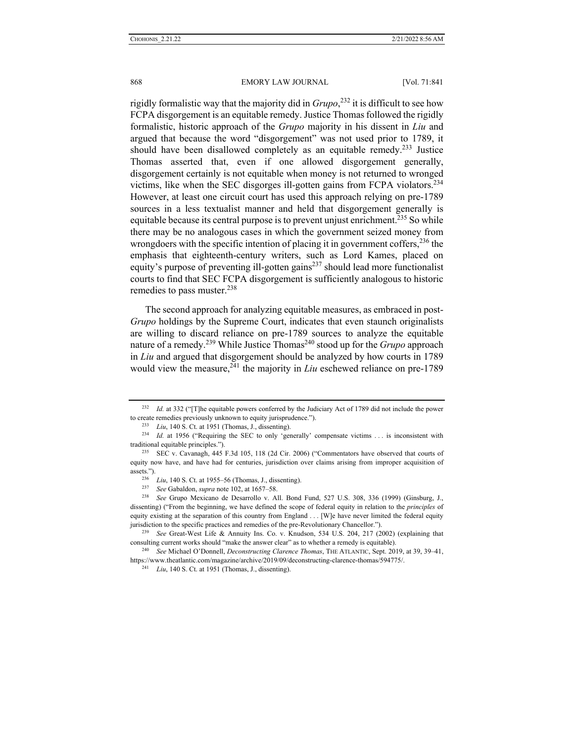rigidly formalistic way that the majority did in *Grupo*,[232] it is difficult to see how FCPA disgorgement is an equitable remedy. Justice Thomas followed the rigidly formalistic, historic approach of the *Grupo* majority in his dissent in *Liu* and argued that because the word "disgorgement" was not used prior to 1789, it should have been disallowed completely as an equitable remedy.[233] Justice Thomas asserted that, even if one allowed disgorgement generally, disgorgement certainly is not equitable when money is not returned to wronged victims, like when the SEC disgorges ill-gotten gains from FCPA violators.[234] However, at least one circuit court has used this approach relying on pre-1789 sources in a less textualist manner and held that disgorgement generally is equitable because its central purpose is to prevent unjust enrichment.[235] So while there may be no analogous cases in which the government seized money from wrongdoers with the specific intention of placing it in government coffers,[236] the emphasis that eighteenth-century writers, such as Lord Kames, placed on equity's purpose of preventing ill-gotten gains[237] should lead more functionalist courts to find that SEC FCPA disgorgement is sufficiently analogous to historic remedies to pass muster.[238]

The second approach for analyzing equitable measures, as embraced in post-*Grupo* holdings by the Supreme Court, indicates that even staunch originalists are willing to discard reliance on pre-1789 sources to analyze the equitable nature of a remedy.[239] While Justice Thomas[240] stood up for the *Grupo* approach in *Liu* and argued that disgorgement should be analyzed by how courts in 1789 would view the measure,[241] the majority in *Liu* eschewed reliance on pre-1789

---

[232] *Id.* at 332 ("[T]he equitable powers conferred by the Judiciary Act of 1789 did not include the power to create remedies previously unknown to equity jurisprudence.").

[233] *Liu*, 140 S. Ct. at 1951 (Thomas, J., dissenting).

[234] *Id.* at 1956 ("Requiring the SEC to only 'generally' compensate victims . . . is inconsistent with traditional equitable principles.").

[235] SEC v. Cavanagh, 445 F.3d 105, 118 (2d Cir. 2006) ("Commentators have observed that courts of equity now have, and have had for centuries, jurisdiction over claims arising from improper acquisition of assets.").

[236] *Liu*, 140 S. Ct. at 1955–56 (Thomas, J., dissenting).

[237] *See* Gabaldon, *supra* note 102, at 1657–58.

[238] *See* Grupo Mexicano de Desarrollo v. All. Bond Fund, 527 U.S. 308, 336 (1999) (Ginsburg, J., dissenting) ("From the beginning, we have defined the scope of federal equity in relation to the *principles* of equity existing at the separation of this country from England . . . [W]e have never limited the federal equity jurisdiction to the specific practices and remedies of the pre-Revolutionary Chancellor.").

[239] *See* Great-West Life & Annuity Ins. Co. v. Knudson, 534 U.S. 204, 217 (2002) (explaining that consulting current works should "make the answer clear" as to whether a remedy is equitable).

[240] *See* Michael O'Donnell, *Deconstructing Clarence Thomas*, THE ATLANTIC, Sept. 2019, at 39, 39–41, https://www.theatlantic.com/magazine/archive/2019/09/deconstructing-clarence-thomas/594775/.

[241] *Liu*, 140 S. Ct. at 1951 (Thomas, J., dissenting).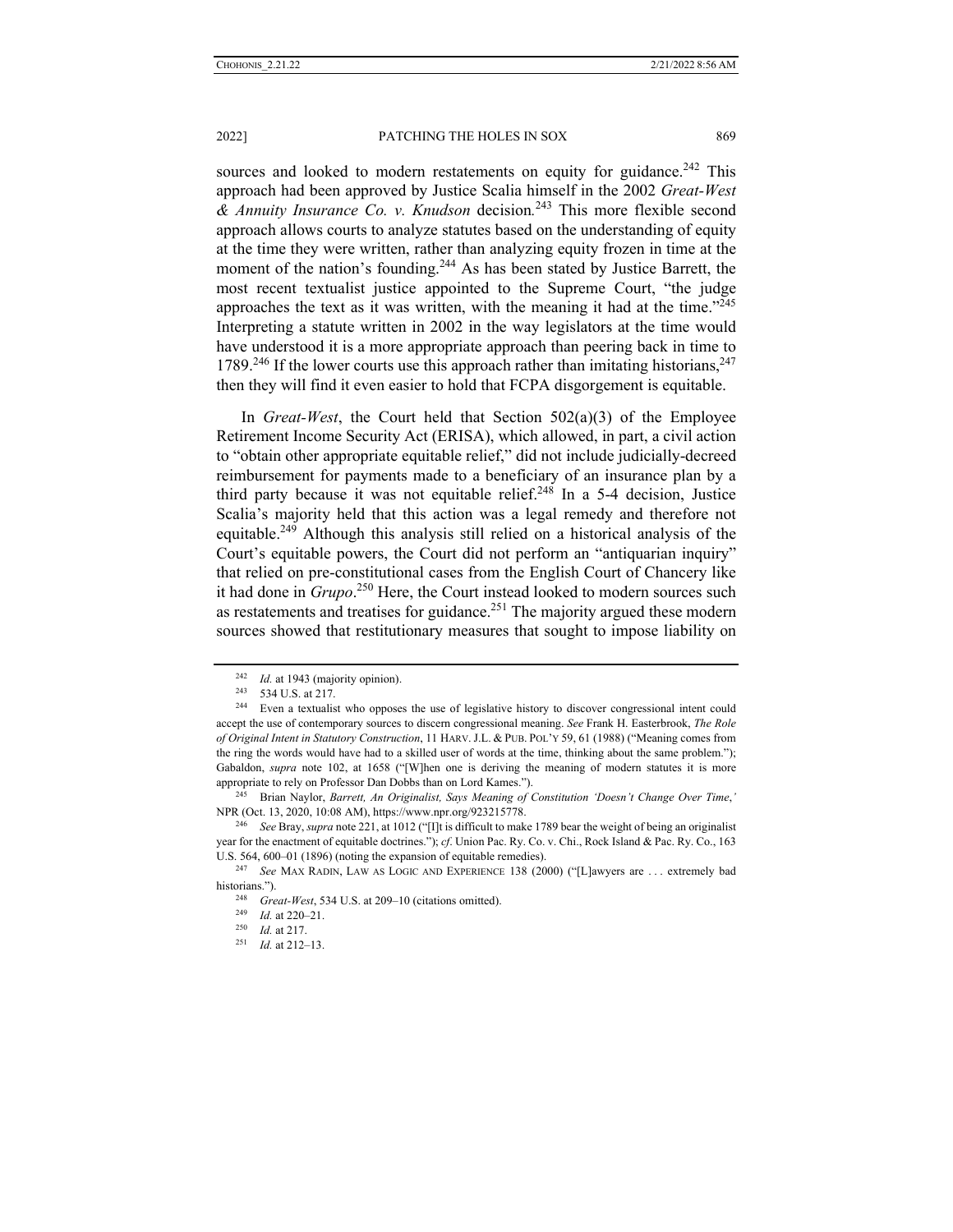sources and looked to modern restatements on equity for guidance.[242] This approach had been approved by Justice Scalia himself in the 2002 *Great-West & Annuity Insurance Co. v. Knudson* decision.[243] This more flexible second approach allows courts to analyze statutes based on the understanding of equity at the time they were written, rather than analyzing equity frozen in time at the moment of the nation's founding.[244] As has been stated by Justice Barrett, the most recent textualist justice appointed to the Supreme Court, "the judge approaches the text as it was written, with the meaning it had at the time."[245] Interpreting a statute written in 2002 in the way legislators at the time would have understood it is a more appropriate approach than peering back in time to 1789.[246] If the lower courts use this approach rather than imitating historians,[247] then they will find it even easier to hold that FCPA disgorgement is equitable.

In *Great-West*, the Court held that Section 502(a)(3) of the Employee Retirement Income Security Act (ERISA), which allowed, in part, a civil action to "obtain other appropriate equitable relief," did not include judicially-decreed reimbursement for payments made to a beneficiary of an insurance plan by a third party because it was not equitable relief.[248] In a 5-4 decision, Justice Scalia's majority held that this action was a legal remedy and therefore not equitable.[249] Although this analysis still relied on a historical analysis of the Court's equitable powers, the Court did not perform an "antiquarian inquiry" that relied on pre-constitutional cases from the English Court of Chancery like it had done in *Grupo*.[250] Here, the Court instead looked to modern sources such as restatements and treatises for guidance.[251] The majority argued these modern sources showed that restitutionary measures that sought to impose liability on

---

[242] *Id.* at 1943 (majority opinion).

[243] 534 U.S. at 217.

[244] Even a textualist who opposes the use of legislative history to discover congressional intent could accept the use of contemporary sources to discern congressional meaning. *See* Frank H. Easterbrook, *The Role of Original Intent in Statutory Construction*, 11 HARV. J.L. & PUB. POL'Y 59, 61 (1988) ("Meaning comes from the ring the words would have had to a skilled user of words at the time, thinking about the same problem."); Gabaldon, *supra* note 102, at 1658 ("[W]hen one is deriving the meaning of modern statutes it is more appropriate to rely on Professor Dan Dobbs than on Lord Kames.").

[245] Brian Naylor, *Barrett, An Originalist, Says Meaning of Constitution 'Doesn't Change Over Time*,*'* NPR (Oct. 13, 2020, 10:08 AM), https://www.npr.org/923215778.

[246] *See* Bray, *supra* note 221, at 1012 ("[I]t is difficult to make 1789 bear the weight of being an originalist year for the enactment of equitable doctrines."); *cf*. Union Pac. Ry. Co. v. Chi., Rock Island & Pac. Ry. Co., 163 U.S. 564, 600–01 (1896) (noting the expansion of equitable remedies).

[247] *See* MAX RADIN, LAW AS LOGIC AND EXPERIENCE 138 (2000) ("[L]awyers are . . . extremely bad historians.").

[248] *Great-West*, 534 U.S. at 209–10 (citations omitted).

[249] *Id.* at 220–21.

[250] *Id.* at 217.

[251] *Id.* at 212–13.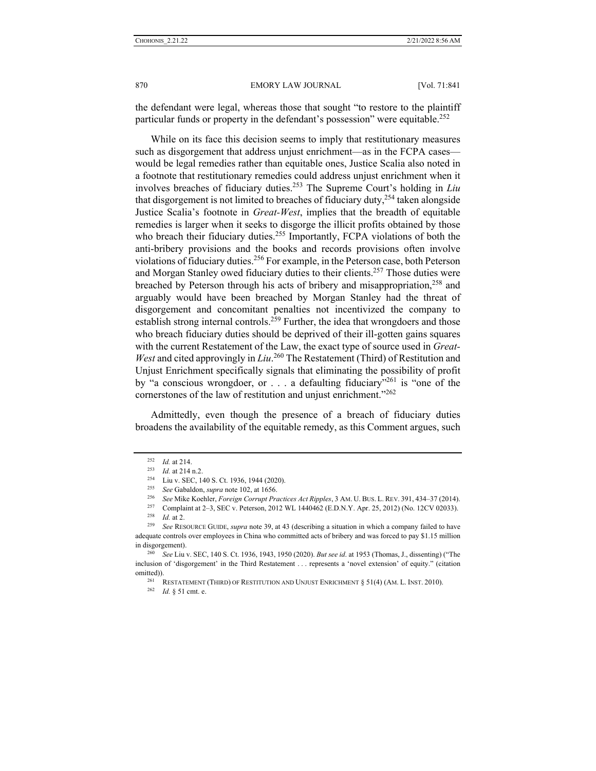the defendant were legal, whereas those that sought "to restore to the plaintiff particular funds or property in the defendant's possession" were equitable.[252]

While on its face this decision seems to imply that restitutionary measures such as disgorgement that address unjust enrichment—as in the FCPA cases—would be legal remedies rather than equitable ones, Justice Scalia also noted in a footnote that restitutionary remedies could address unjust enrichment when it involves breaches of fiduciary duties.[253] The Supreme Court's holding in *Liu* that disgorgement is not limited to breaches of fiduciary duty,[254] taken alongside Justice Scalia's footnote in *Great-West*, implies that the breadth of equitable remedies is larger when it seeks to disgorge the illicit profits obtained by those who breach their fiduciary duties.[255] Importantly, FCPA violations of both the anti-bribery provisions and the books and records provisions often involve violations of fiduciary duties.[256] For example, in the Peterson case, both Peterson and Morgan Stanley owed fiduciary duties to their clients.[257] Those duties were breached by Peterson through his acts of bribery and misappropriation,[258] and arguably would have been breached by Morgan Stanley had the threat of disgorgement and concomitant penalties not incentivized the company to establish strong internal controls.[259] Further, the idea that wrongdoers and those who breach fiduciary duties should be deprived of their ill-gotten gains squares with the current Restatement of the Law, the exact type of source used in *Great-West* and cited approvingly in *Liu*.[260] The Restatement (Third) of Restitution and Unjust Enrichment specifically signals that eliminating the possibility of profit by "a conscious wrongdoer, or . . . a defaulting fiduciary"[261] is "one of the cornerstones of the law of restitution and unjust enrichment."[262]

Admittedly, even though the presence of a breach of fiduciary duties broadens the availability of the equitable remedy, as this Comment argues, such

---

[252] *Id.* at 214.

[253] *Id.* at 214 n.2.

[254] Liu v. SEC, 140 S. Ct. 1936, 1944 (2020).

[255] *See* Gabaldon, *supra* note 102, at 1656.

[256] *See* Mike Koehler, *Foreign Corrupt Practices Act Ripples*, 3 AM. U. BUS. L. REV. 391, 434–37 (2014).

[257] Complaint at 2–3, SEC v. Peterson, 2012 WL 1440462 (E.D.N.Y. Apr. 25, 2012) (No. 12CV 02033).

[258] *Id.* at 2.

[259] *See* RESOURCE GUIDE, *supra* note 39, at 43 (describing a situation in which a company failed to have adequate controls over employees in China who committed acts of bribery and was forced to pay $1.15 million in disgorgement).

[260] *See* Liu v. SEC, 140 S. Ct. 1936, 1943, 1950 (2020). *But see id.* at 1953 (Thomas, J., dissenting) ("The inclusion of 'disgorgement' in the Third Restatement . . . represents a 'novel extension' of equity." (citation omitted)).

[261] RESTATEMENT (THIRD) OF RESTITUTION AND UNJUST ENRICHMENT § 51(4) (AM. L. INST. 2010).

[262] *Id.* § 51 cmt. e.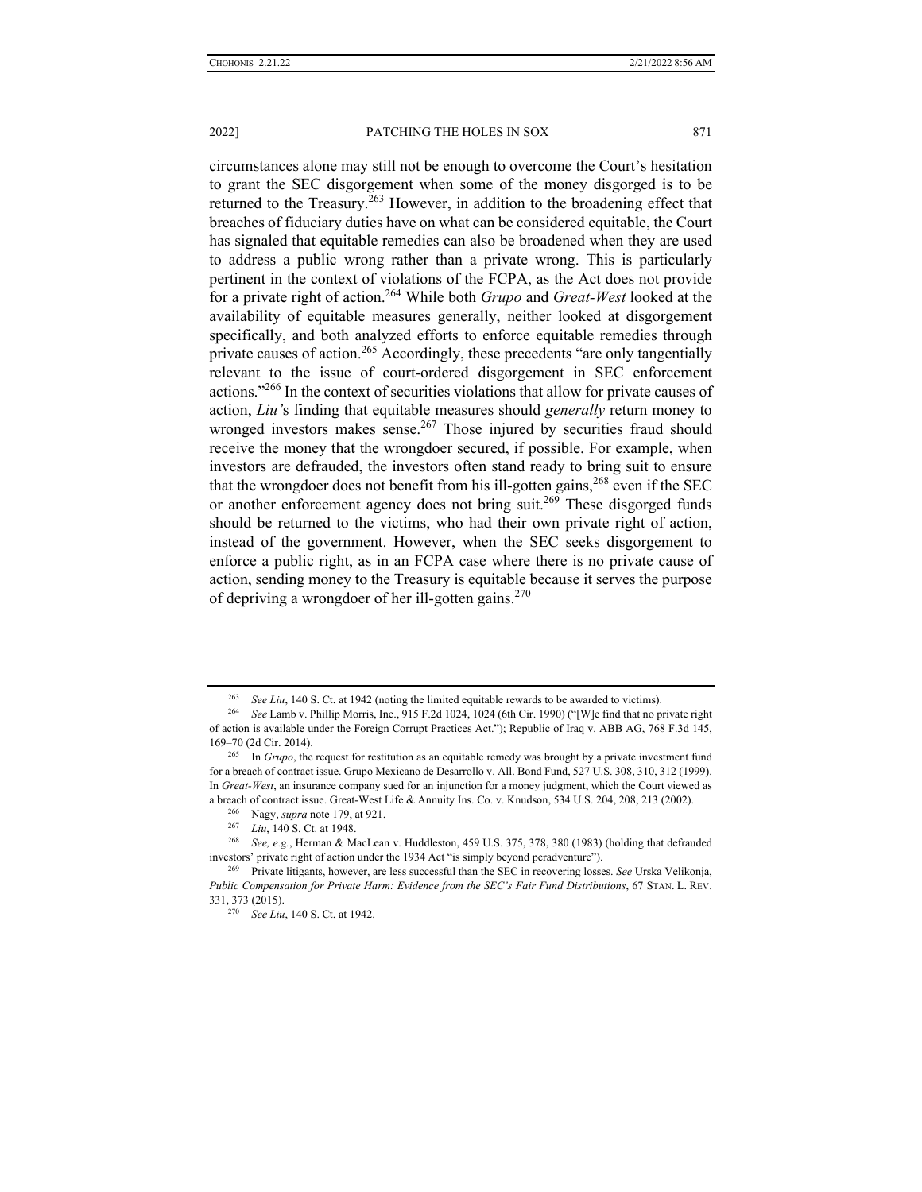circumstances alone may still not be enough to overcome the Court's hesitation to grant the SEC disgorgement when some of the money disgorged is to be returned to the Treasury.[263] However, in addition to the broadening effect that breaches of fiduciary duties have on what can be considered equitable, the Court has signaled that equitable remedies can also be broadened when they are used to address a public wrong rather than a private wrong. This is particularly pertinent in the context of violations of the FCPA, as the Act does not provide for a private right of action.[264] While both *Grupo* and *Great-West* looked at the availability of equitable measures generally, neither looked at disgorgement specifically, and both analyzed efforts to enforce equitable remedies through private causes of action.[265] Accordingly, these precedents "are only tangentially relevant to the issue of court-ordered disgorgement in SEC enforcement actions."[266] In the context of securities violations that allow for private causes of action, *Liu'*s finding that equitable measures should *generally* return money to wronged investors makes sense.[267] Those injured by securities fraud should receive the money that the wrongdoer secured, if possible. For example, when investors are defrauded, the investors often stand ready to bring suit to ensure that the wrongdoer does not benefit from his ill-gotten gains,[268] even if the SEC or another enforcement agency does not bring suit.[269] These disgorged funds should be returned to the victims, who had their own private right of action, instead of the government. However, when the SEC seeks disgorgement to enforce a public right, as in an FCPA case where there is no private cause of action, sending money to the Treasury is equitable because it serves the purpose of depriving a wrongdoer of her ill-gotten gains.[270]

---

[263] *See Liu*, 140 S. Ct. at 1942 (noting the limited equitable rewards to be awarded to victims).

[264] *See* Lamb v. Phillip Morris, Inc., 915 F.2d 1024, 1024 (6th Cir. 1990) ("[W]e find that no private right of action is available under the Foreign Corrupt Practices Act."); Republic of Iraq v. ABB AG, 768 F.3d 145, 169–70 (2d Cir. 2014).

[265] In *Grupo*, the request for restitution as an equitable remedy was brought by a private investment fund for a breach of contract issue. Grupo Mexicano de Desarrollo v. All. Bond Fund, 527 U.S. 308, 310, 312 (1999). In *Great-West*, an insurance company sued for an injunction for a money judgment, which the Court viewed as a breach of contract issue. Great-West Life & Annuity Ins. Co. v. Knudson, 534 U.S. 204, 208, 213 (2002).

[266] Nagy, *supra* note 179, at 921.

[267] *Liu*, 140 S. Ct. at 1948.

[268] *See, e.g.*, Herman & MacLean v. Huddleston, 459 U.S. 375, 378, 380 (1983) (holding that defrauded investors' private right of action under the 1934 Act "is simply beyond peradventure").

[269] Private litigants, however, are less successful than the SEC in recovering losses. *See* Urska Velikonja, *Public Compensation for Private Harm: Evidence from the SEC's Fair Fund Distributions*, 67 STAN. L. REV. 331, 373 (2015).

[270] *See Liu*, 140 S. Ct. at 1942.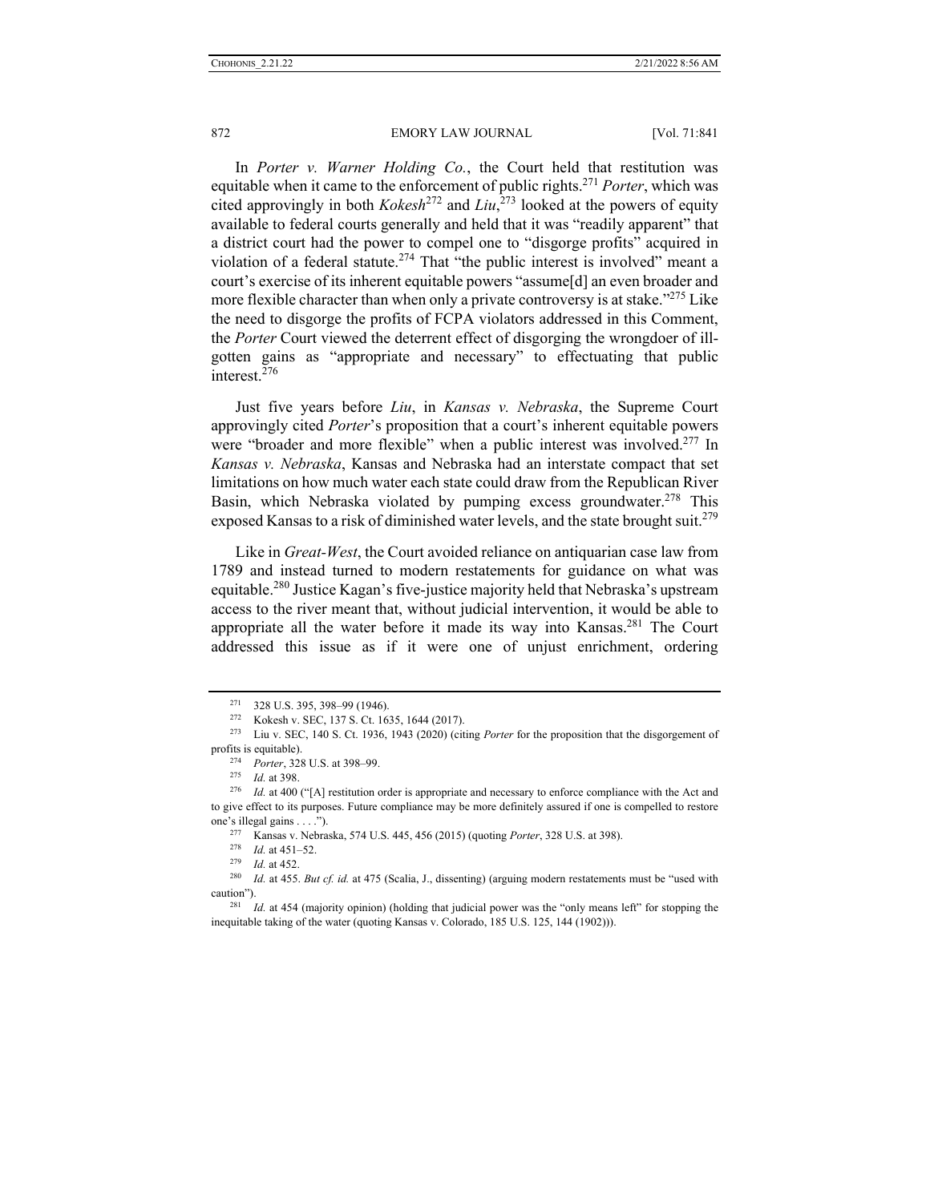In *Porter v. Warner Holding Co.*, the Court held that restitution was equitable when it came to the enforcement of public rights.[271] *Porter*, which was cited approvingly in both *Kokesh*[272] and *Liu*,[273] looked at the powers of equity available to federal courts generally and held that it was "readily apparent" that a district court had the power to compel one to "disgorge profits" acquired in violation of a federal statute.[274] That "the public interest is involved" meant a court's exercise of its inherent equitable powers "assume[d] an even broader and more flexible character than when only a private controversy is at stake."[275] Like the need to disgorge the profits of FCPA violators addressed in this Comment, the *Porter* Court viewed the deterrent effect of disgorging the wrongdoer of ill-gotten gains as "appropriate and necessary" to effectuating that public interest.[276]

Just five years before *Liu*, in *Kansas v. Nebraska*, the Supreme Court approvingly cited *Porter*'s proposition that a court's inherent equitable powers were "broader and more flexible" when a public interest was involved.[277] In *Kansas v. Nebraska*, Kansas and Nebraska had an interstate compact that set limitations on how much water each state could draw from the Republican River Basin, which Nebraska violated by pumping excess groundwater.[278] This exposed Kansas to a risk of diminished water levels, and the state brought suit.[279]

Like in *Great-West*, the Court avoided reliance on antiquarian case law from 1789 and instead turned to modern restatements for guidance on what was equitable.[280] Justice Kagan's five-justice majority held that Nebraska's upstream access to the river meant that, without judicial intervention, it would be able to appropriate all the water before it made its way into Kansas.[281] The Court addressed this issue as if it were one of unjust enrichment, ordering

---

[271] 328 U.S. 395, 398–99 (1946).

[272] Kokesh v. SEC, 137 S. Ct. 1635, 1644 (2017).

[273] Liu v. SEC, 140 S. Ct. 1936, 1943 (2020) (citing *Porter* for the proposition that the disgorgement of profits is equitable).

[274] *Porter*, 328 U.S. at 398–99.

[275] *Id.* at 398.

[276] *Id.* at 400 ("[A] restitution order is appropriate and necessary to enforce compliance with the Act and to give effect to its purposes. Future compliance may be more definitely assured if one is compelled to restore one's illegal gains . . . .").

[277] Kansas v. Nebraska, 574 U.S. 445, 456 (2015) (quoting *Porter*, 328 U.S. at 398).

[278] *Id.* at 451–52.

[279] *Id.* at 452.

[280] *Id.* at 455. *But cf. id.* at 475 (Scalia, J., dissenting) (arguing modern restatements must be "used with caution").

[281] *Id.* at 454 (majority opinion) (holding that judicial power was the "only means left" for stopping the inequitable taking of the water (quoting Kansas v. Colorado, 185 U.S. 125, 144 (1902))).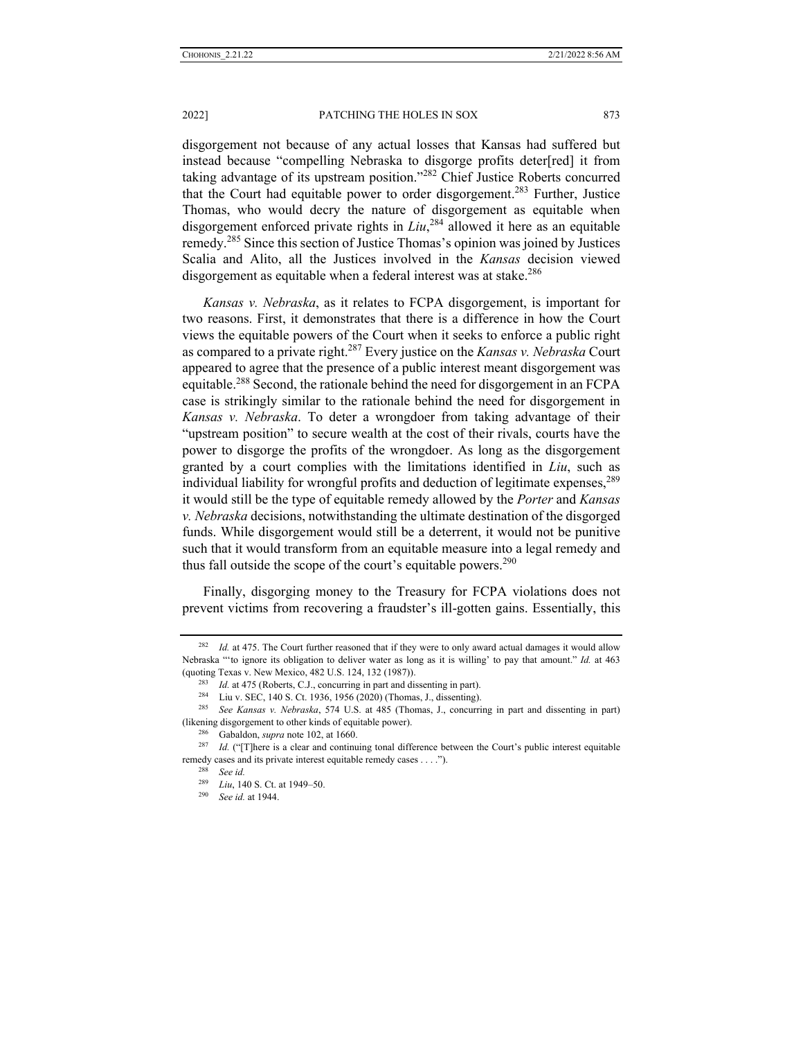disgorgement not because of any actual losses that Kansas had suffered but instead because "compelling Nebraska to disgorge profits deter[red] it from taking advantage of its upstream position."[282] Chief Justice Roberts concurred that the Court had equitable power to order disgorgement.[283] Further, Justice Thomas, who would decry the nature of disgorgement as equitable when disgorgement enforced private rights in *Liu*,[284] allowed it here as an equitable remedy.[285] Since this section of Justice Thomas's opinion was joined by Justices Scalia and Alito, all the Justices involved in the *Kansas* decision viewed disgorgement as equitable when a federal interest was at stake.[286]

*Kansas v. Nebraska*, as it relates to FCPA disgorgement, is important for two reasons. First, it demonstrates that there is a difference in how the Court views the equitable powers of the Court when it seeks to enforce a public right as compared to a private right.[287] Every justice on the *Kansas v. Nebraska* Court appeared to agree that the presence of a public interest meant disgorgement was equitable.[288] Second, the rationale behind the need for disgorgement in an FCPA case is strikingly similar to the rationale behind the need for disgorgement in *Kansas v. Nebraska*. To deter a wrongdoer from taking advantage of their "upstream position" to secure wealth at the cost of their rivals, courts have the power to disgorge the profits of the wrongdoer. As long as the disgorgement granted by a court complies with the limitations identified in *Liu*, such as individual liability for wrongful profits and deduction of legitimate expenses,[289] it would still be the type of equitable remedy allowed by the *Porter* and *Kansas v. Nebraska* decisions, notwithstanding the ultimate destination of the disgorged funds. While disgorgement would still be a deterrent, it would not be punitive such that it would transform from an equitable measure into a legal remedy and thus fall outside the scope of the court's equitable powers.[290]

Finally, disgorging money to the Treasury for FCPA violations does not prevent victims from recovering a fraudster's ill-gotten gains. Essentially, this

---

[282] *Id.* at 475. The Court further reasoned that if they were to only award actual damages it would allow Nebraska "'to ignore its obligation to deliver water as long as it is willing' to pay that amount." *Id.* at 463 (quoting Texas v. New Mexico, 482 U.S. 124, 132 (1987)).

[283] *Id.* at 475 (Roberts, C.J., concurring in part and dissenting in part).

[284] Liu v. SEC, 140 S. Ct. 1936, 1956 (2020) (Thomas, J., dissenting).

[285] *See Kansas v. Nebraska*, 574 U.S. at 485 (Thomas, J., concurring in part and dissenting in part) (likening disgorgement to other kinds of equitable power).

[286] Gabaldon, *supra* note 102, at 1660.

[287] *Id.* ("[T]here is a clear and continuing tonal difference between the Court's public interest equitable remedy cases and its private interest equitable remedy cases . . . .").

[288] *See id.*

[289] *Liu*, 140 S. Ct. at 1949–50.

[290] *See id.* at 1944.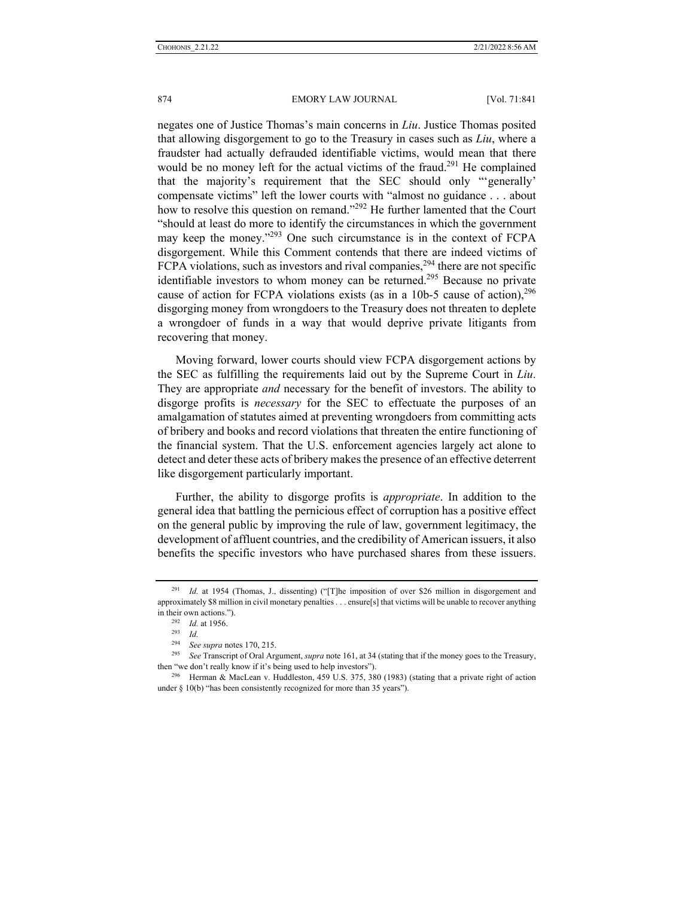negates one of Justice Thomas's main concerns in *Liu*. Justice Thomas posited that allowing disgorgement to go to the Treasury in cases such as *Liu*, where a fraudster had actually defrauded identifiable victims, would mean that there would be no money left for the actual victims of the fraud.[291] He complained that the majority's requirement that the SEC should only "'generally' compensate victims" left the lower courts with "almost no guidance . . . about how to resolve this question on remand."[292] He further lamented that the Court "should at least do more to identify the circumstances in which the government may keep the money."[293] One such circumstance is in the context of FCPA disgorgement. While this Comment contends that there are indeed victims of FCPA violations, such as investors and rival companies,[294] there are not specific identifiable investors to whom money can be returned.[295] Because no private cause of action for FCPA violations exists (as in a 10b-5 cause of action),[296] disgorging money from wrongdoers to the Treasury does not threaten to deplete a wrongdoer of funds in a way that would deprive private litigants from recovering that money.

Moving forward, lower courts should view FCPA disgorgement actions by the SEC as fulfilling the requirements laid out by the Supreme Court in *Liu*. They are appropriate *and* necessary for the benefit of investors. The ability to disgorge profits is *necessary* for the SEC to effectuate the purposes of an amalgamation of statutes aimed at preventing wrongdoers from committing acts of bribery and books and record violations that threaten the entire functioning of the financial system. That the U.S. enforcement agencies largely act alone to detect and deter these acts of bribery makes the presence of an effective deterrent like disgorgement particularly important.

Further, the ability to disgorge profits is *appropriate*. In addition to the general idea that battling the pernicious effect of corruption has a positive effect on the general public by improving the rule of law, government legitimacy, the development of affluent countries, and the credibility of American issuers, it also benefits the specific investors who have purchased shares from these issuers.

---

[291] *Id.* at 1954 (Thomas, J., dissenting) ("[T]he imposition of over $26 million in disgorgement and approximately $8 million in civil monetary penalties . . . ensure[s] that victims will be unable to recover anything in their own actions.").

[292] *Id.* at 1956.

[293] *Id.*

[294] *See supra* notes 170, 215.

[295] *See* Transcript of Oral Argument, *supra* note 161, at 34 (stating that if the money goes to the Treasury, then "we don't really know if it's being used to help investors").

[296] Herman & MacLean v. Huddleston, 459 U.S. 375, 380 (1983) (stating that a private right of action under § 10(b) "has been consistently recognized for more than 35 years").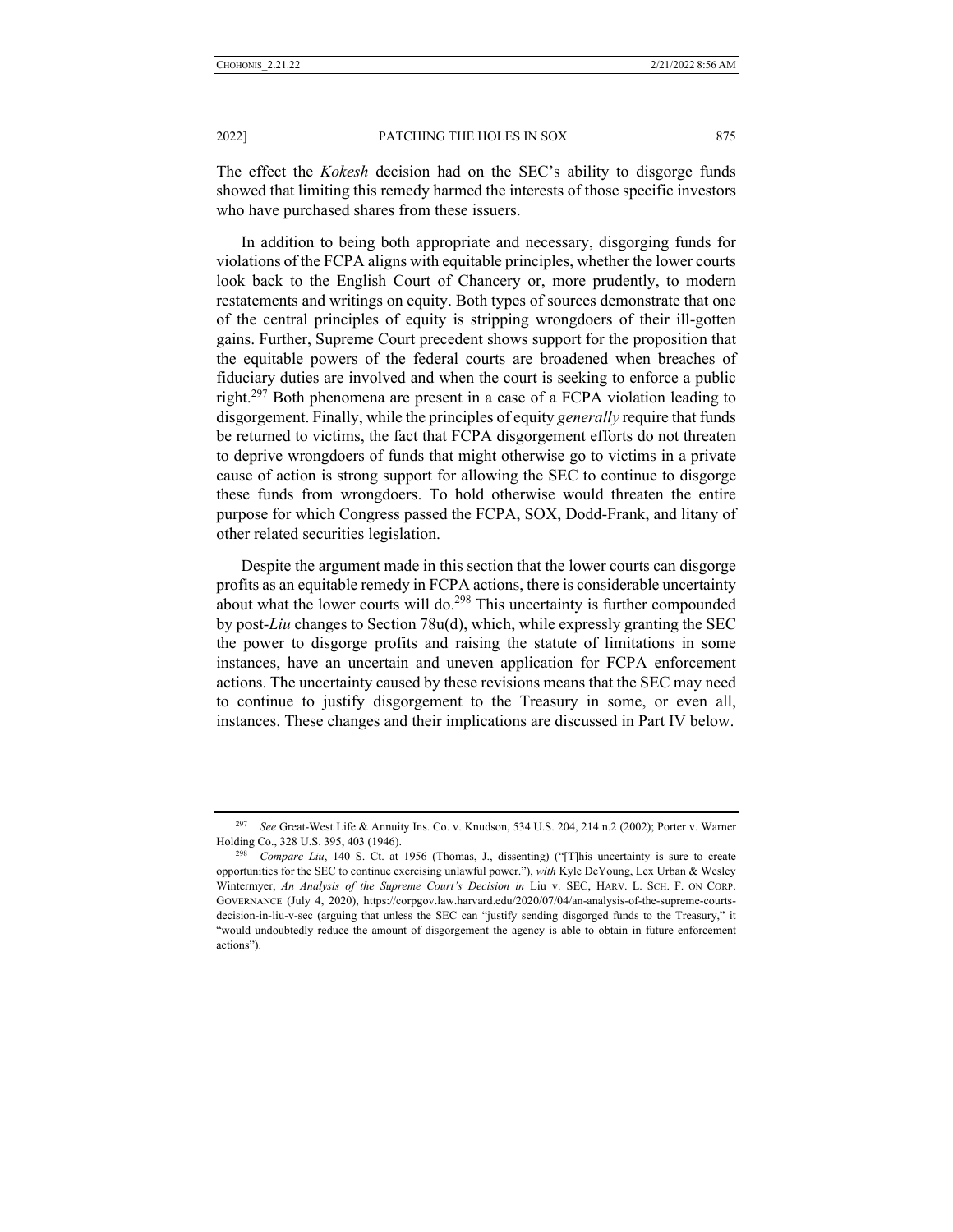The effect the *Kokesh* decision had on the SEC's ability to disgorge funds showed that limiting this remedy harmed the interests of those specific investors who have purchased shares from these issuers.

In addition to being both appropriate and necessary, disgorging funds for violations of the FCPA aligns with equitable principles, whether the lower courts look back to the English Court of Chancery or, more prudently, to modern restatements and writings on equity. Both types of sources demonstrate that one of the central principles of equity is stripping wrongdoers of their ill-gotten gains. Further, Supreme Court precedent shows support for the proposition that the equitable powers of the federal courts are broadened when breaches of fiduciary duties are involved and when the court is seeking to enforce a public right.[297] Both phenomena are present in a case of a FCPA violation leading to disgorgement. Finally, while the principles of equity *generally* require that funds be returned to victims, the fact that FCPA disgorgement efforts do not threaten to deprive wrongdoers of funds that might otherwise go to victims in a private cause of action is strong support for allowing the SEC to continue to disgorge these funds from wrongdoers. To hold otherwise would threaten the entire purpose for which Congress passed the FCPA, SOX, Dodd-Frank, and litany of other related securities legislation.

Despite the argument made in this section that the lower courts can disgorge profits as an equitable remedy in FCPA actions, there is considerable uncertainty about what the lower courts will do.[298] This uncertainty is further compounded by post-*Liu* changes to Section 78u(d), which, while expressly granting the SEC the power to disgorge profits and raising the statute of limitations in some instances, have an uncertain and uneven application for FCPA enforcement actions. The uncertainty caused by these revisions means that the SEC may need to continue to justify disgorgement to the Treasury in some, or even all, instances. These changes and their implications are discussed in Part IV below.

---

[297] *See* Great-West Life & Annuity Ins. Co. v. Knudson, 534 U.S. 204, 214 n.2 (2002); Porter v. Warner Holding Co., 328 U.S. 395, 403 (1946).

[298] *Compare Liu*, 140 S. Ct. at 1956 (Thomas, J., dissenting) ("[T]his uncertainty is sure to create opportunities for the SEC to continue exercising unlawful power."), *with* Kyle DeYoung, Lex Urban & Wesley Wintermyer, *An Analysis of the Supreme Court's Decision in* Liu v. SEC, HARV. L. SCH. F. ON CORP. GOVERNANCE (July 4, 2020), https://corpgov.law.harvard.edu/2020/07/04/an-analysis-of-the-supreme-courts-decision-in-liu-v-sec (arguing that unless the SEC can "justify sending disgorged funds to the Treasury," it "would undoubtedly reduce the amount of disgorgement the agency is able to obtain in future enforcement actions").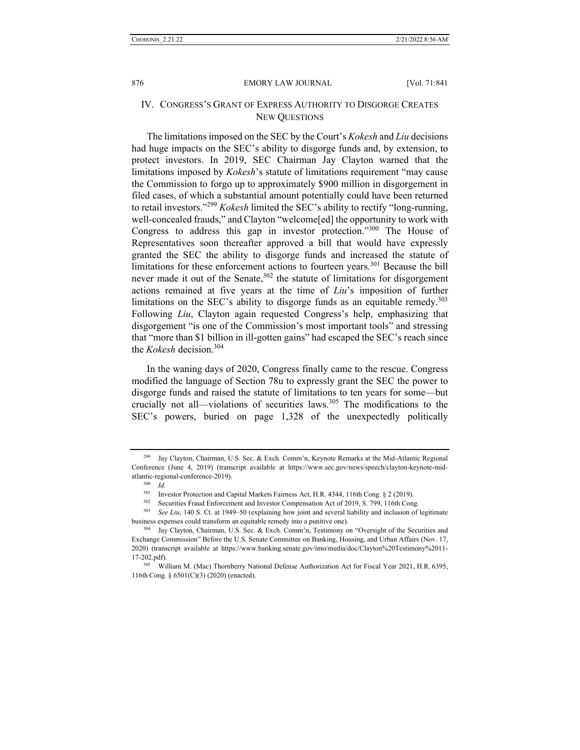## IV. Congress's Grant of Express Authority to Disgorge Creates New Questions

The limitations imposed on the SEC by the Court's *Kokesh* and *Liu* decisions had huge impacts on the SEC's ability to disgorge funds and, by extension, to protect investors. In 2019, SEC Chairman Jay Clayton warned that the limitations imposed by *Kokesh*'s statute of limitations requirement "may cause the Commission to forgo up to approximately $900 million in disgorgement in filed cases, of which a substantial amount potentially could have been returned to retail investors."[299] *Kokesh* limited the SEC's ability to rectify "long-running, well-concealed frauds," and Clayton "welcome[ed] the opportunity to work with Congress to address this gap in investor protection."[300] The House of Representatives soon thereafter approved a bill that would have expressly granted the SEC the ability to disgorge funds and increased the statute of limitations for these enforcement actions to fourteen years.[301] Because the bill never made it out of the Senate,[302] the statute of limitations for disgorgement actions remained at five years at the time of *Liu*'s imposition of further limitations on the SEC's ability to disgorge funds as an equitable remedy.[303] Following *Liu*, Clayton again requested Congress's help, emphasizing that disgorgement "is one of the Commission's most important tools" and stressing that "more than $1 billion in ill-gotten gains" had escaped the SEC's reach since the *Kokesh* decision.[304]

In the waning days of 2020, Congress finally came to the rescue. Congress modified the language of Section 78u to expressly grant the SEC the power to disgorge funds and raised the statute of limitations to ten years for some—but crucially not all—violations of securities laws.[305] The modifications to the SEC's powers, buried on page 1,328 of the unexpectedly politically

---

[299] Jay Clayton, Chairman, U.S. Sec. & Exch. Comm'n, Keynote Remarks at the Mid-Atlantic Regional Conference (June 4, 2019) (transcript available at https://www.sec.gov/news/speech/clayton-keynote-mid-atlantic-regional-conference-2019).

[300] *Id.*

[301] Investor Protection and Capital Markets Fairness Act, H.R. 4344, 116th Cong. § 2 (2019).

[302] Securities Fraud Enforcement and Investor Compensation Act of 2019, S. 799, 116th Cong.

[303] *See Liu*, 140 S. Ct. at 1949–50 (explaining how joint and several liability and inclusion of legitimate business expenses could transform an equitable remedy into a punitive one).

[304] Jay Clayton, Chairman, U.S. Sec. & Exch. Comm'n, Testimony on "Oversight of the Securities and Exchange Commission" Before the U.S. Senate Committee on Banking, Housing, and Urban Affairs (Nov. 17, 2020) (transcript available at https://www.banking.senate.gov/imo/media/doc/Clayton%20Testimony%2011-17-202.pdf).

[305] William M. (Mac) Thornberry National Defense Authorization Act for Fiscal Year 2021, H.R. 6395, 116th Cong. § 6501(C)(3) (2020) (enacted).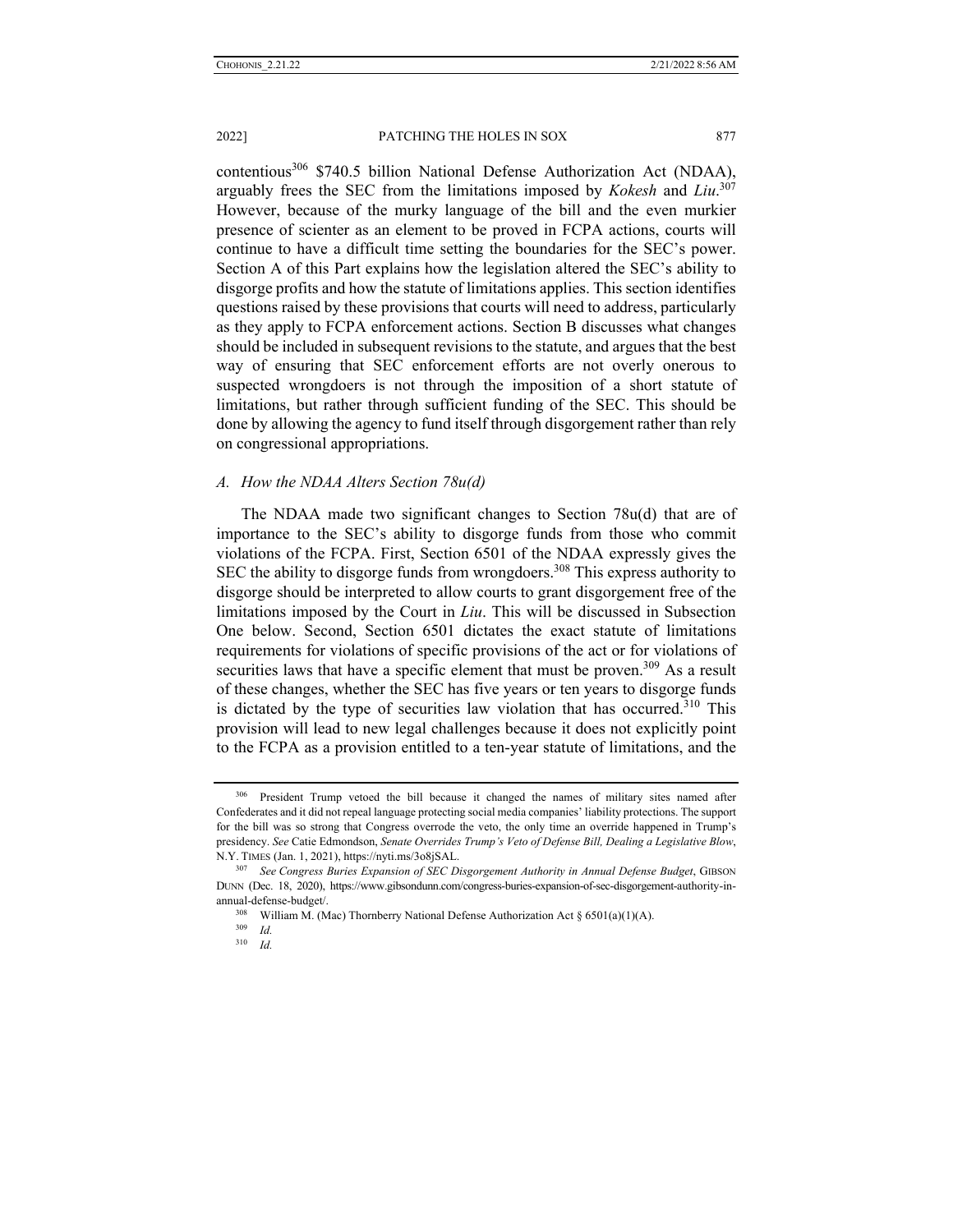contentious[306] $740.5 billion National Defense Authorization Act (NDAA), arguably frees the SEC from the limitations imposed by *Kokesh* and *Liu*.[307] However, because of the murky language of the bill and the even murkier presence of scienter as an element to be proved in FCPA actions, courts will continue to have a difficult time setting the boundaries for the SEC's power. Section A of this Part explains how the legislation altered the SEC's ability to disgorge profits and how the statute of limitations applies. This section identifies questions raised by these provisions that courts will need to address, particularly as they apply to FCPA enforcement actions. Section B discusses what changes should be included in subsequent revisions to the statute, and argues that the best way of ensuring that SEC enforcement efforts are not overly onerous to suspected wrongdoers is not through the imposition of a short statute of limitations, but rather through sufficient funding of the SEC. This should be done by allowing the agency to fund itself through disgorgement rather than rely on congressional appropriations.

### *A. How the NDAA Alters Section 78u(d)*

The NDAA made two significant changes to Section 78u(d) that are of importance to the SEC's ability to disgorge funds from those who commit violations of the FCPA. First, Section 6501 of the NDAA expressly gives the SEC the ability to disgorge funds from wrongdoers.[308] This express authority to disgorge should be interpreted to allow courts to grant disgorgement free of the limitations imposed by the Court in *Liu*. This will be discussed in Subsection One below. Second, Section 6501 dictates the exact statute of limitations requirements for violations of specific provisions of the act or for violations of securities laws that have a specific element that must be proven.[309] As a result of these changes, whether the SEC has five years or ten years to disgorge funds is dictated by the type of securities law violation that has occurred.[310] This provision will lead to new legal challenges because it does not explicitly point to the FCPA as a provision entitled to a ten-year statute of limitations, and the

---

[306] President Trump vetoed the bill because it changed the names of military sites named after Confederates and it did not repeal language protecting social media companies' liability protections. The support for the bill was so strong that Congress overrode the veto, the only time an override happened in Trump's presidency. *See* Catie Edmondson, *Senate Overrides Trump's Veto of Defense Bill, Dealing a Legislative Blow*, N.Y. TIMES (Jan. 1, 2021), https://nyti.ms/3o8jSAL.

[307] *See Congress Buries Expansion of SEC Disgorgement Authority in Annual Defense Budget*, GIBSON DUNN (Dec. 18, 2020), https://www.gibsondunn.com/congress-buries-expansion-of-sec-disgorgement-authority-in-annual-defense-budget/.

[308] William M. (Mac) Thornberry National Defense Authorization Act § 6501(a)(1)(A).

[309] *Id.*

[310] *Id.*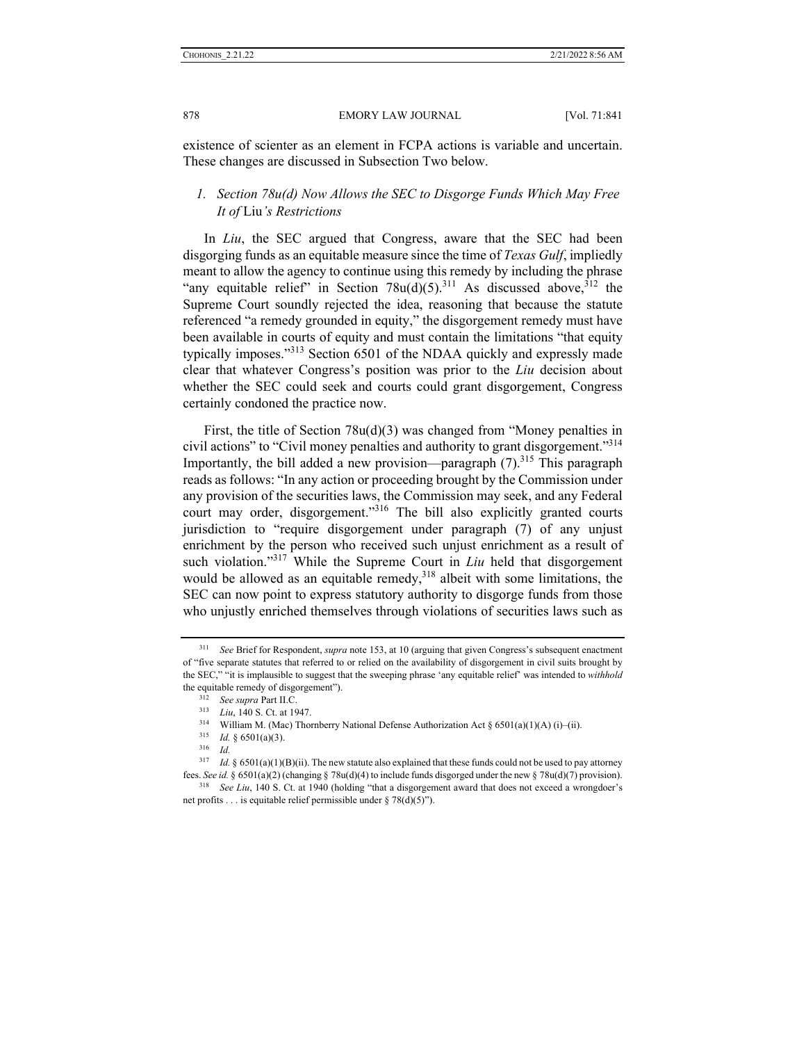existence of scienter as an element in FCPA actions is variable and uncertain. These changes are discussed in Subsection Two below.

### *1. Section 78u(d) Now Allows the SEC to Disgorge Funds Which May Free It of* Liu*'s Restrictions*

In *Liu*, the SEC argued that Congress, aware that the SEC had been disgorging funds as an equitable measure since the time of *Texas Gulf*, impliedly meant to allow the agency to continue using this remedy by including the phrase "any equitable relief" in Section 78u(d)(5).[311] As discussed above,[312] the Supreme Court soundly rejected the idea, reasoning that because the statute referenced "a remedy grounded in equity," the disgorgement remedy must have been available in courts of equity and must contain the limitations "that equity typically imposes."[313] Section 6501 of the NDAA quickly and expressly made clear that whatever Congress's position was prior to the *Liu* decision about whether the SEC could seek and courts could grant disgorgement, Congress certainly condoned the practice now.

First, the title of Section 78u(d)(3) was changed from "Money penalties in civil actions" to "Civil money penalties and authority to grant disgorgement."[314] Importantly, the bill added a new provision—paragraph (7).[315] This paragraph reads as follows: "In any action or proceeding brought by the Commission under any provision of the securities laws, the Commission may seek, and any Federal court may order, disgorgement."[316] The bill also explicitly granted courts jurisdiction to "require disgorgement under paragraph (7) of any unjust enrichment by the person who received such unjust enrichment as a result of such violation."[317] While the Supreme Court in *Liu* held that disgorgement would be allowed as an equitable remedy,[318] albeit with some limitations, the SEC can now point to express statutory authority to disgorge funds from those who unjustly enriched themselves through violations of securities laws such as

---

[311] *See* Brief for Respondent, *supra* note 153, at 10 (arguing that given Congress's subsequent enactment of "five separate statutes that referred to or relied on the availability of disgorgement in civil suits brought by the SEC," "it is implausible to suggest that the sweeping phrase 'any equitable relief' was intended to *withhold* the equitable remedy of disgorgement").

[312] *See supra* Part II.C.

[313] *Liu*, 140 S. Ct. at 1947.

[314] William M. (Mac) Thornberry National Defense Authorization Act § 6501(a)(1)(A) (i)–(ii).

[315] *Id.* § 6501(a)(3).

[316] *Id.*

[317] *Id.* § 6501(a)(1)(B)(ii). The new statute also explained that these funds could not be used to pay attorney fees. *See id.* § 6501(a)(2) (changing § 78u(d)(4) to include funds disgorged under the new § 78u(d)(7) provision).

[318] *See Liu*, 140 S. Ct. at 1940 (holding "that a disgorgement award that does not exceed a wrongdoer's net profits . . . is equitable relief permissible under § 78(d)(5)").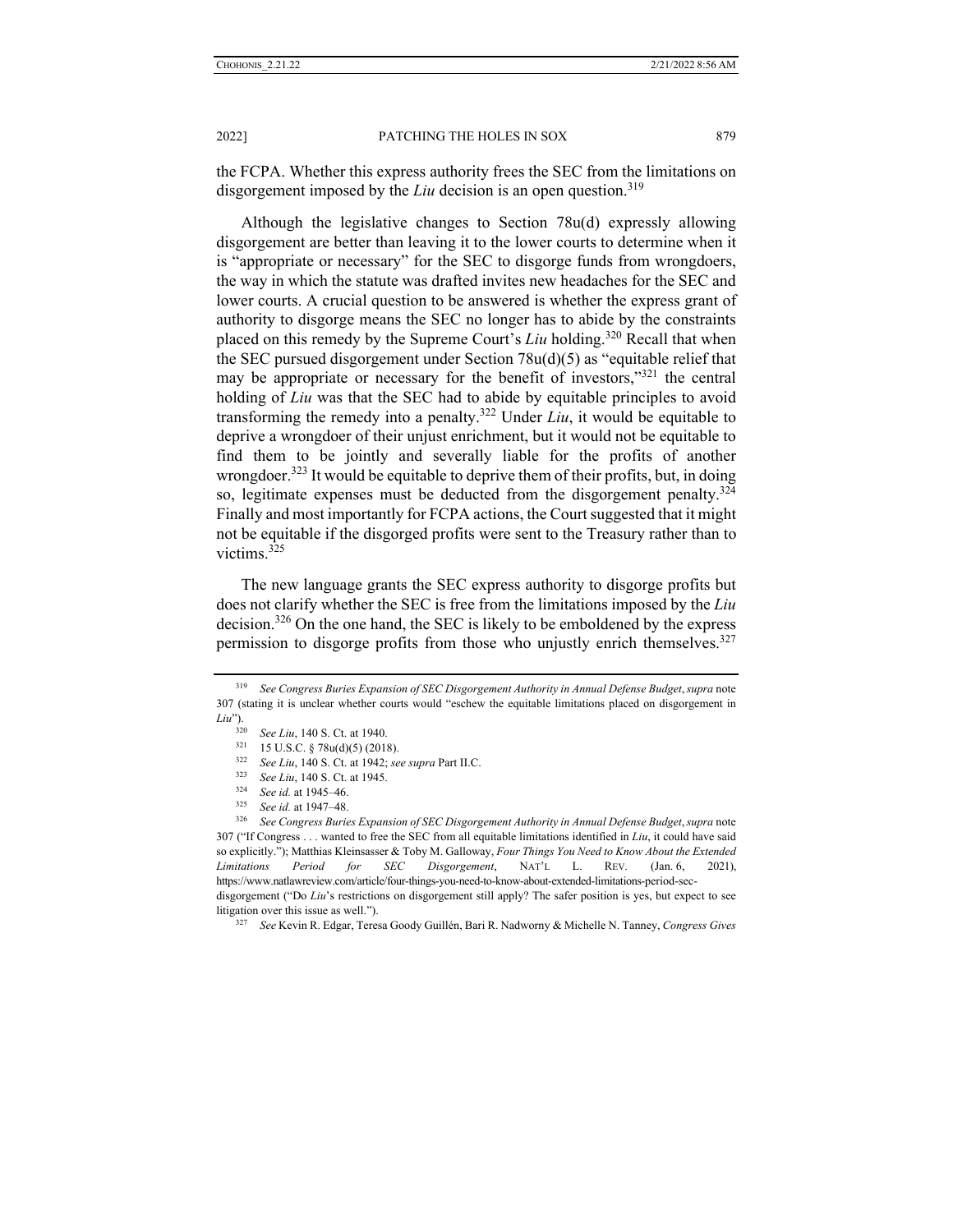the FCPA. Whether this express authority frees the SEC from the limitations on disgorgement imposed by the *Liu* decision is an open question.[319]

Although the legislative changes to Section 78u(d) expressly allowing disgorgement are better than leaving it to the lower courts to determine when it is "appropriate or necessary" for the SEC to disgorge funds from wrongdoers, the way in which the statute was drafted invites new headaches for the SEC and lower courts. A crucial question to be answered is whether the express grant of authority to disgorge means the SEC no longer has to abide by the constraints placed on this remedy by the Supreme Court's *Liu* holding.[320] Recall that when the SEC pursued disgorgement under Section 78u(d)(5) as "equitable relief that may be appropriate or necessary for the benefit of investors,"[321] the central holding of *Liu* was that the SEC had to abide by equitable principles to avoid transforming the remedy into a penalty.[322] Under *Liu*, it would be equitable to deprive a wrongdoer of their unjust enrichment, but it would not be equitable to find them to be jointly and severally liable for the profits of another wrongdoer.[323] It would be equitable to deprive them of their profits, but, in doing so, legitimate expenses must be deducted from the disgorgement penalty.[324] Finally and most importantly for FCPA actions, the Court suggested that it might not be equitable if the disgorged profits were sent to the Treasury rather than to victims.[325]

The new language grants the SEC express authority to disgorge profits but does not clarify whether the SEC is free from the limitations imposed by the *Liu* decision.[326] On the one hand, the SEC is likely to be emboldened by the express permission to disgorge profits from those who unjustly enrich themselves.[327]

---

[319] *See Congress Buries Expansion of SEC Disgorgement Authority in Annual Defense Budget*, *supra* note 307 (stating it is unclear whether courts would "eschew the equitable limitations placed on disgorgement in *Liu*").

[320] *See Liu*, 140 S. Ct. at 1940.

[321] 15 U.S.C. § 78u(d)(5) (2018).

[322] *See Liu*, 140 S. Ct. at 1942; *see supra* Part II.C.

[323] *See Liu*, 140 S. Ct. at 1945.

[324] *See id.* at 1945–46.

[325] *See id.* at 1947–48.

[326] *See Congress Buries Expansion of SEC Disgorgement Authority in Annual Defense Budget*, *supra* note 307 ("If Congress . . . wanted to free the SEC from all equitable limitations identified in *Liu*, it could have said so explicitly."); Matthias Kleinsasser & Toby M. Galloway, *Four Things You Need to Know About the Extended Limitations Period for SEC Disgorgement*, NAT'L L. REV. (Jan. 6, 2021), https://www.natlawreview.com/article/four-things-you-need-to-know-about-extended-limitations-period-sec-disgorgement ("Do *Liu*'s restrictions on disgorgement still apply? The safer position is yes, but expect to see litigation over this issue as well.").

[327] *See* Kevin R. Edgar, Teresa Goody Guillén, Bari R. Nadworny & Michelle N. Tanney, *Congress Gives*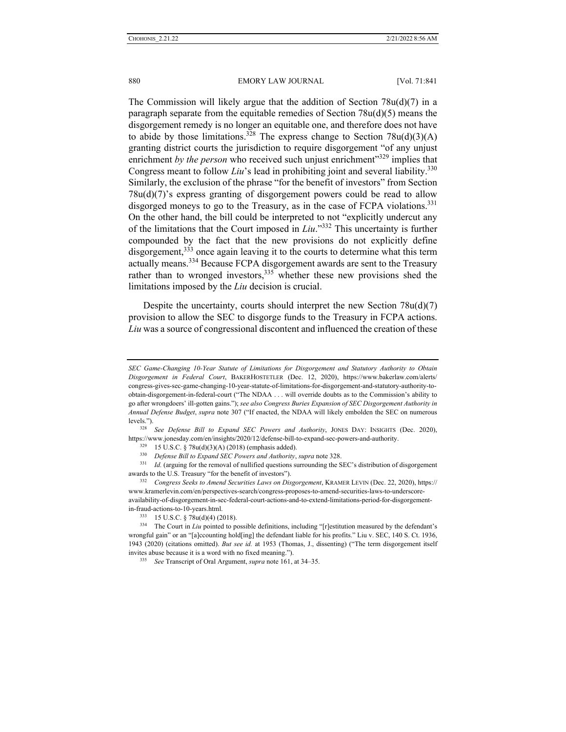The Commission will likely argue that the addition of Section 78u(d)(7) in a paragraph separate from the equitable remedies of Section 78u(d)(5) means the disgorgement remedy is no longer an equitable one, and therefore does not have to abide by those limitations.[328] The express change to Section 78u(d)(3)(A) granting district courts the jurisdiction to require disgorgement "of any unjust enrichment *by the person* who received such unjust enrichment"[329] implies that Congress meant to follow *Liu*'s lead in prohibiting joint and several liability.[330] Similarly, the exclusion of the phrase "for the benefit of investors" from Section 78u(d)(7)'s express granting of disgorgement powers could be read to allow disgorged moneys to go to the Treasury, as in the case of FCPA violations.[331] On the other hand, the bill could be interpreted to not "explicitly undercut any of the limitations that the Court imposed in *Liu*."[332] This uncertainty is further compounded by the fact that the new provisions do not explicitly define disgorgement,[333] once again leaving it to the courts to determine what this term actually means.[334] Because FCPA disgorgement awards are sent to the Treasury rather than to wronged investors,[335] whether these new provisions shed the limitations imposed by the *Liu* decision is crucial.

Despite the uncertainty, courts should interpret the new Section 78u(d)(7) provision to allow the SEC to disgorge funds to the Treasury in FCPA actions. *Liu* was a source of congressional discontent and influenced the creation of these

---

*SEC Game-Changing 10-Year Statute of Limitations for Disgorgement and Statutory Authority to Obtain Disgorgement in Federal Court*, BAKERHOSTETLER (Dec. 12, 2020), https://www.bakerlaw.com/alerts/congress-gives-sec-game-changing-10-year-statute-of-limitations-for-disgorgement-and-statutory-authority-to-obtain-disgorgement-in-federal-court ("The NDAA . . . will override doubts as to the Commission's ability to go after wrongdoers' ill-gotten gains."); *see also Congress Buries Expansion of SEC Disgorgement Authority in Annual Defense Budget*, *supra* note 307 ("If enacted, the NDAA will likely embolden the SEC on numerous levels.").

[328] *See Defense Bill to Expand SEC Powers and Authority*, JONES DAY: INSIGHTS (Dec. 2020), https://www.jonesday.com/en/insights/2020/12/defense-bill-to-expand-sec-powers-and-authority.

[329] 15 U.S.C. § 78u(d)(3)(A) (2018) (emphasis added).

[330] *Defense Bill to Expand SEC Powers and Authority*, *supra* note 328.

[331] *Id.* (arguing for the removal of nullified questions surrounding the SEC's distribution of disgorgement awards to the U.S. Treasury "for the benefit of investors").

[332] *Congress Seeks to Amend Securities Laws on Disgorgement*, KRAMER LEVIN (Dec. 22, 2020), https://www.kramerlevin.com/en/perspectives-search/congress-proposes-to-amend-securities-laws-to-underscore-availability-of-disgorgement-in-sec-federal-court-actions-and-to-extend-limitations-period-for-disgorgement-in-fraud-actions-to-10-years.html.

[333] 15 U.S.C. § 78u(d)(4) (2018).

[334] The Court in *Liu* pointed to possible definitions, including "[r]estitution measured by the defendant's wrongful gain" or an "[a]ccounting hold[ing] the defendant liable for his profits." Liu v. SEC, 140 S. Ct. 1936, 1943 (2020) (citations omitted). *But see id.* at 1953 (Thomas, J., dissenting) ("The term disgorgement itself invites abuse because it is a word with no fixed meaning.").

[335] *See* Transcript of Oral Argument, *supra* note 161, at 34–35.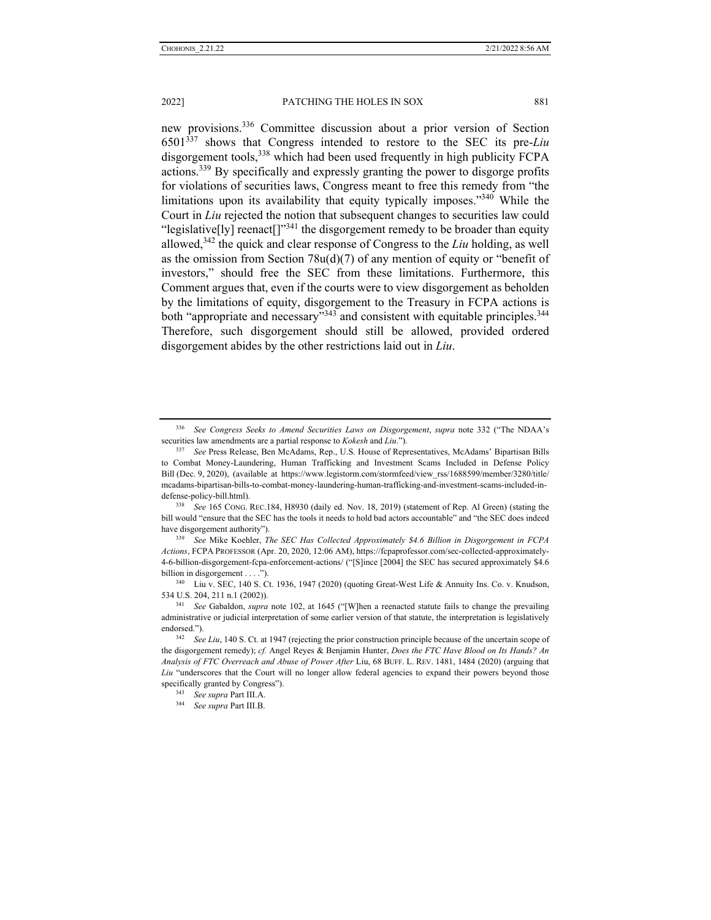new provisions.[336] Committee discussion about a prior version of Section 6501[337] shows that Congress intended to restore to the SEC its pre-*Liu* disgorgement tools,[338] which had been used frequently in high publicity FCPA actions.[339] By specifically and expressly granting the power to disgorge profits for violations of securities laws, Congress meant to free this remedy from "the limitations upon its availability that equity typically imposes."[340] While the Court in *Liu* rejected the notion that subsequent changes to securities law could "legislative[ly] reenact[]"[341] the disgorgement remedy to be broader than equity allowed,[342] the quick and clear response of Congress to the *Liu* holding, as well as the omission from Section 78u(d)(7) of any mention of equity or "benefit of investors," should free the SEC from these limitations. Furthermore, this Comment argues that, even if the courts were to view disgorgement as beholden by the limitations of equity, disgorgement to the Treasury in FCPA actions is both "appropriate and necessary"[343] and consistent with equitable principles.[344] Therefore, such disgorgement should still be allowed, provided ordered disgorgement abides by the other restrictions laid out in *Liu*.

---

[336] *See Congress Seeks to Amend Securities Laws on Disgorgement*, *supra* note 332 ("The NDAA's securities law amendments are a partial response to *Kokesh* and *Liu*.").

[337] *See* Press Release, Ben McAdams, Rep., U.S. House of Representatives, McAdams' Bipartisan Bills to Combat Money-Laundering, Human Trafficking and Investment Scams Included in Defense Policy Bill (Dec. 9, 2020), (available at https://www.legistorm.com/stormfeed/view_rss/1688599/member/3280/title/mcadams-bipartisan-bills-to-combat-money-laundering-human-trafficking-and-investment-scams-included-in-defense-policy-bill.html).

[338] *See* 165 CONG. REC.184, H8930 (daily ed. Nov. 18, 2019) (statement of Rep. Al Green) (stating the bill would "ensure that the SEC has the tools it needs to hold bad actors accountable" and "the SEC does indeed have disgorgement authority").

[339] *See* Mike Koehler, *The SEC Has Collected Approximately $4.6 Billion in Disgorgement in FCPA Actions*, FCPA PROFESSOR (Apr. 20, 2020, 12:06 AM), https://fcpaprofessor.com/sec-collected-approximately-4-6-billion-disgorgement-fcpa-enforcement-actions/ ("[S]ince [2004] the SEC has secured approximately $4.6 billion in disgorgement . . . .").

[340] Liu v. SEC, 140 S. Ct. 1936, 1947 (2020) (quoting Great-West Life & Annuity Ins. Co. v. Knudson, 534 U.S. 204, 211 n.1 (2002)).

[341] *See* Gabaldon, *supra* note 102, at 1645 ("[W]hen a reenacted statute fails to change the prevailing administrative or judicial interpretation of some earlier version of that statute, the interpretation is legislatively endorsed.").

[342] *See Liu*, 140 S. Ct. at 1947 (rejecting the prior construction principle because of the uncertain scope of the disgorgement remedy); *cf.* Angel Reyes & Benjamin Hunter, *Does the FTC Have Blood on Its Hands? An Analysis of FTC Overreach and Abuse of Power After* Liu, 68 BUFF. L. REV. 1481, 1484 (2020) (arguing that *Liu* "underscores that the Court will no longer allow federal agencies to expand their powers beyond those specifically granted by Congress").

[343] *See supra* Part III.A.

[344] *See supra* Part III.B.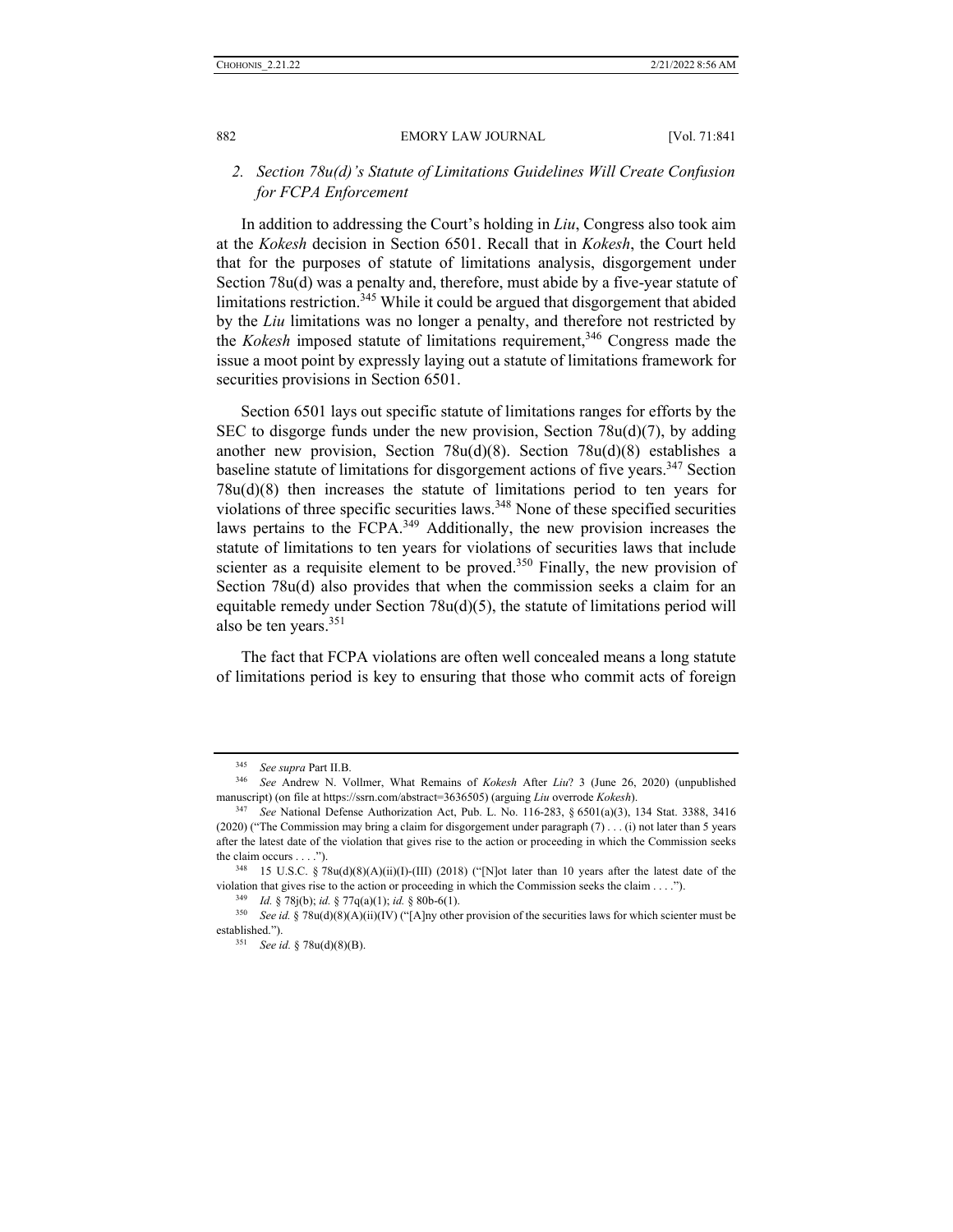### 2. *Section 78u(d)'s Statute of Limitations Guidelines Will Create Confusion for FCPA Enforcement*

In addition to addressing the Court's holding in *Liu*, Congress also took aim at the *Kokesh* decision in Section 6501. Recall that in *Kokesh*, the Court held that for the purposes of statute of limitations analysis, disgorgement under Section 78u(d) was a penalty and, therefore, must abide by a five-year statute of limitations restriction.[345] While it could be argued that disgorgement that abided by the *Liu* limitations was no longer a penalty, and therefore not restricted by the *Kokesh* imposed statute of limitations requirement,[346] Congress made the issue a moot point by expressly laying out a statute of limitations framework for securities provisions in Section 6501.

Section 6501 lays out specific statute of limitations ranges for efforts by the SEC to disgorge funds under the new provision, Section 78u(d)(7), by adding another new provision, Section 78u(d)(8). Section 78u(d)(8) establishes a baseline statute of limitations for disgorgement actions of five years.[347] Section 78u(d)(8) then increases the statute of limitations period to ten years for violations of three specific securities laws.[348] None of these specified securities laws pertains to the FCPA.[349] Additionally, the new provision increases the statute of limitations to ten years for violations of securities laws that include scienter as a requisite element to be proved.[350] Finally, the new provision of Section 78u(d) also provides that when the commission seeks a claim for an equitable remedy under Section 78u(d)(5), the statute of limitations period will also be ten years.[351]

The fact that FCPA violations are often well concealed means a long statute of limitations period is key to ensuring that those who commit acts of foreign

---

[345] *See supra* Part II.B.

[346] *See* Andrew N. Vollmer, What Remains of *Kokesh* After *Liu*? 3 (June 26, 2020) (unpublished manuscript) (on file at https://ssrn.com/abstract=3636505) (arguing *Liu* overrode *Kokesh*).

[347] *See* National Defense Authorization Act, Pub. L. No. 116-283, § 6501(a)(3), 134 Stat. 3388, 3416 (2020) ("The Commission may bring a claim for disgorgement under paragraph (7) . . . (i) not later than 5 years after the latest date of the violation that gives rise to the action or proceeding in which the Commission seeks the claim occurs . . . .").

[348] 15 U.S.C. § 78u(d)(8)(A)(ii)(I)-(III) (2018) ("[N]ot later than 10 years after the latest date of the violation that gives rise to the action or proceeding in which the Commission seeks the claim . . . .").

[349] *Id.* § 78j(b); *id.* § 77q(a)(1); *id.* § 80b-6(1).

[350] *See id.* § 78u(d)(8)(A)(ii)(IV) ("[A]ny other provision of the securities laws for which scienter must be established.").

[351] *See id.* § 78u(d)(8)(B).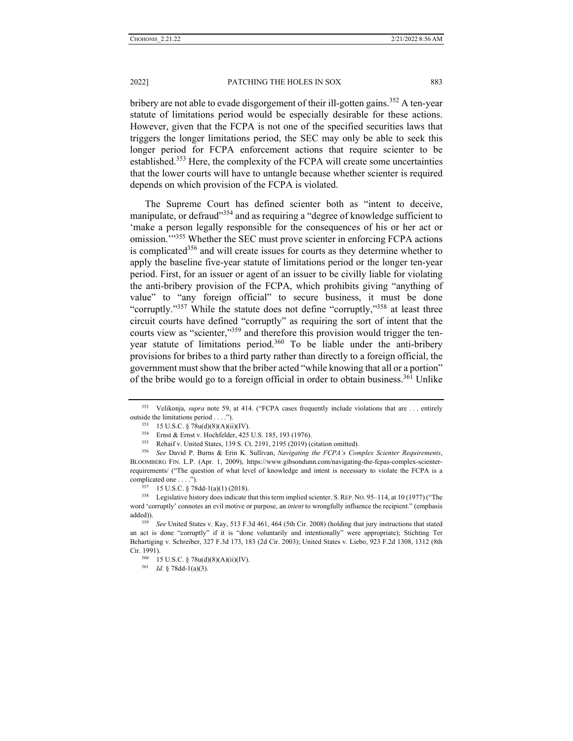bribery are not able to evade disgorgement of their ill-gotten gains.[352] A ten-year statute of limitations period would be especially desirable for these actions. However, given that the FCPA is not one of the specified securities laws that triggers the longer limitations period, the SEC may only be able to seek this longer period for FCPA enforcement actions that require scienter to be established.[353] Here, the complexity of the FCPA will create some uncertainties that the lower courts will have to untangle because whether scienter is required depends on which provision of the FCPA is violated.

The Supreme Court has defined scienter both as "intent to deceive, manipulate, or defraud"[354] and as requiring a "degree of knowledge sufficient to 'make a person legally responsible for the consequences of his or her act or omission.'"[355] Whether the SEC must prove scienter in enforcing FCPA actions is complicated[356] and will create issues for courts as they determine whether to apply the baseline five-year statute of limitations period or the longer ten-year period. First, for an issuer or agent of an issuer to be civilly liable for violating the anti-bribery provision of the FCPA, which prohibits giving "anything of value" to "any foreign official" to secure business, it must be done "corruptly."[357] While the statute does not define "corruptly,"[358] at least three circuit courts have defined "corruptly" as requiring the sort of intent that the courts view as "scienter,"[359] and therefore this provision would trigger the ten-year statute of limitations period.[360] To be liable under the anti-bribery provisions for bribes to a third party rather than directly to a foreign official, the government must show that the briber acted "while knowing that all or a portion" of the bribe would go to a foreign official in order to obtain business.[361] Unlike

---

[352] Velikonja, *supra* note 59, at 414. ("FCPA cases frequently include violations that are . . . entirely outside the limitations period . . . .").

[353] 15 U.S.C. § 78u(d)(8)(A)(ii)(IV).

[354] Ernst & Ernst v. Hochfelder, 425 U.S. 185, 193 (1976).

[355] Rehaif v. United States, 139 S. Ct. 2191, 2195 (2019) (citation omitted).

[356] *See* David P. Burns & Erin K. Sullivan, *Navigating the FCPA's Complex Scienter Requirements*, BLOOMBERG FIN. L.P. (Apr. 1, 2009), https://www.gibsondunn.com/navigating-the-fcpas-complex-scienter-requirements/ ("The question of what level of knowledge and intent is necessary to violate the FCPA is a complicated one . . . .").

[357] 15 U.S.C. § 78dd-1(a)(1) (2018).

[358] Legislative history does indicate that this term implied scienter. S. REP. NO. 95–114, at 10 (1977) ("The word 'corruptly' connotes an evil motive or purpose, an *intent* to wrongfully influence the recipient." (emphasis added)).

[359] *See* United States v. Kay, 513 F.3d 461, 464 (5th Cir. 2008) (holding that jury instructions that stated an act is done "corruptly" if it is "done voluntarily and intentionally" were appropriate); Stichting Ter Behartiging v. Schreiber, 327 F.3d 173, 183 (2d Cir. 2003); United States v. Liebo, 923 F.2d 1308, 1312 (8th Cir. 1991).

[360] 15 U.S.C. § 78u(d)(8)(A)(ii)(IV).

[361] *Id.* § 78dd-1(a)(3).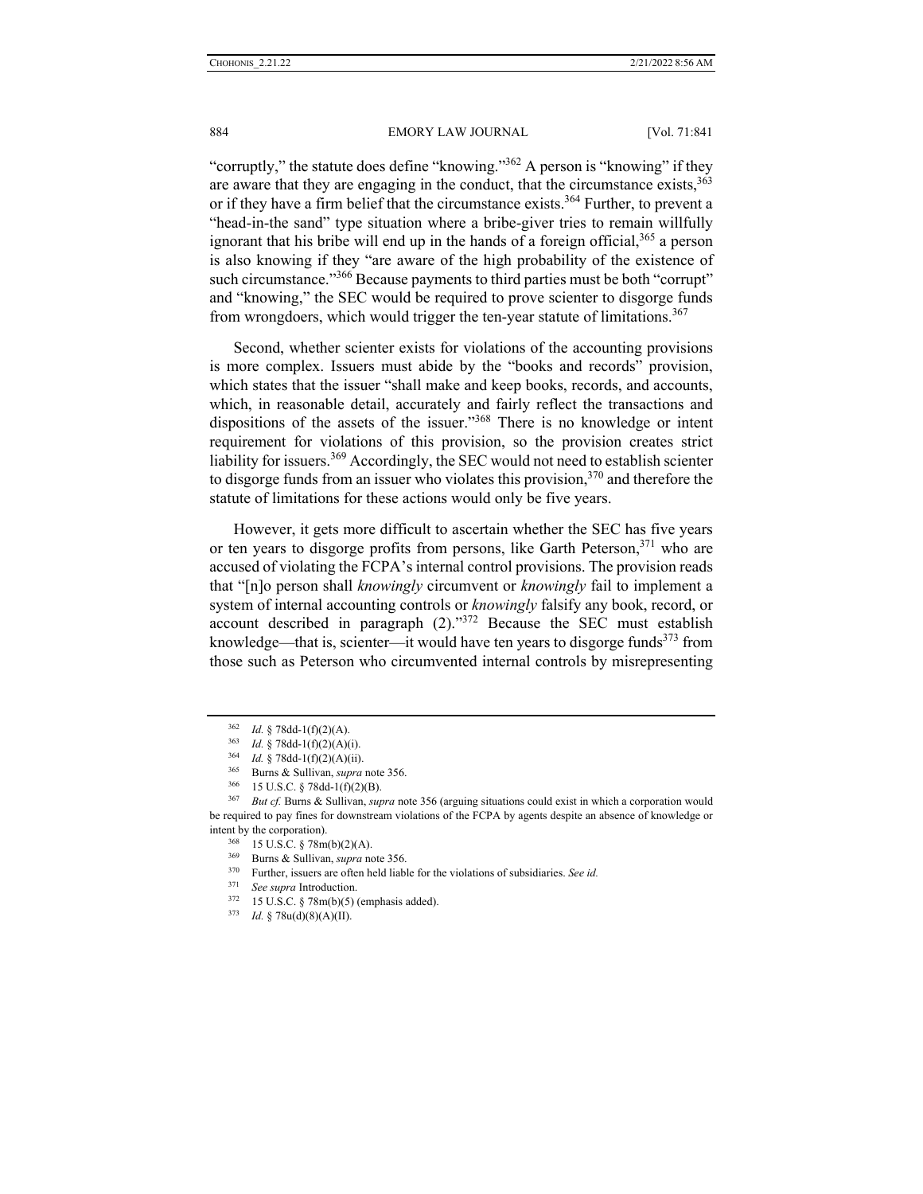"corruptly," the statute does define "knowing."[362] A person is "knowing" if they are aware that they are engaging in the conduct, that the circumstance exists,[363] or if they have a firm belief that the circumstance exists.[364] Further, to prevent a "head-in-the sand" type situation where a bribe-giver tries to remain willfully ignorant that his bribe will end up in the hands of a foreign official,[365] a person is also knowing if they "are aware of the high probability of the existence of such circumstance."[366] Because payments to third parties must be both "corrupt" and "knowing," the SEC would be required to prove scienter to disgorge funds from wrongdoers, which would trigger the ten-year statute of limitations.[367]

Second, whether scienter exists for violations of the accounting provisions is more complex. Issuers must abide by the "books and records" provision, which states that the issuer "shall make and keep books, records, and accounts, which, in reasonable detail, accurately and fairly reflect the transactions and dispositions of the assets of the issuer."[368] There is no knowledge or intent requirement for violations of this provision, so the provision creates strict liability for issuers.[369] Accordingly, the SEC would not need to establish scienter to disgorge funds from an issuer who violates this provision,[370] and therefore the statute of limitations for these actions would only be five years.

However, it gets more difficult to ascertain whether the SEC has five years or ten years to disgorge profits from persons, like Garth Peterson,[371] who are accused of violating the FCPA's internal control provisions. The provision reads that "[n]o person shall *knowingly* circumvent or *knowingly* fail to implement a system of internal accounting controls or *knowingly* falsify any book, record, or account described in paragraph (2)."[372] Because the SEC must establish knowledge—that is, scienter—it would have ten years to disgorge funds[373] from those such as Peterson who circumvented internal controls by misrepresenting

---

[362] *Id.* § 78dd-1(f)(2)(A).

[363] *Id.* § 78dd-1(f)(2)(A)(i).

[364] *Id.* § 78dd-1(f)(2)(A)(ii).

[365] Burns & Sullivan, *supra* note 356.

[366] 15 U.S.C. § 78dd-1(f)(2)(B).

[367] *But cf.* Burns & Sullivan, *supra* note 356 (arguing situations could exist in which a corporation would be required to pay fines for downstream violations of the FCPA by agents despite an absence of knowledge or intent by the corporation).

[368] 15 U.S.C. § 78m(b)(2)(A).

[369] Burns & Sullivan, *supra* note 356.

[370] Further, issuers are often held liable for the violations of subsidiaries. *See id.*

[371] *See supra* Introduction.

[372] 15 U.S.C. § 78m(b)(5) (emphasis added).

[373] *Id.* § 78u(d)(8)(A)(II).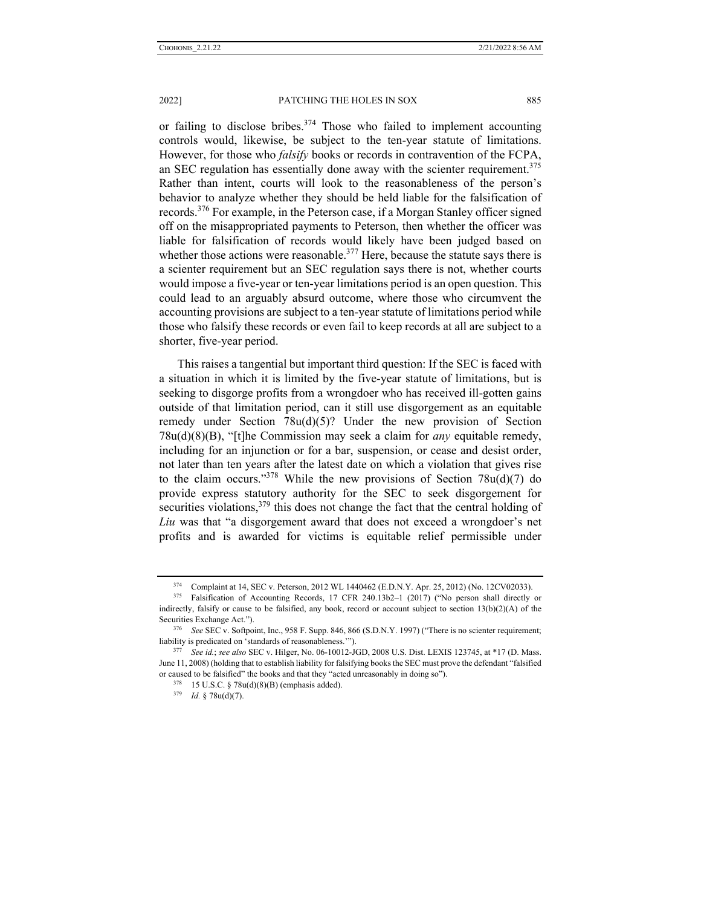or failing to disclose bribes.[374] Those who failed to implement accounting controls would, likewise, be subject to the ten-year statute of limitations. However, for those who *falsify* books or records in contravention of the FCPA, an SEC regulation has essentially done away with the scienter requirement.[375] Rather than intent, courts will look to the reasonableness of the person's behavior to analyze whether they should be held liable for the falsification of records.[376] For example, in the Peterson case, if a Morgan Stanley officer signed off on the misappropriated payments to Peterson, then whether the officer was liable for falsification of records would likely have been judged based on whether those actions were reasonable.[377] Here, because the statute says there is a scienter requirement but an SEC regulation says there is not, whether courts would impose a five-year or ten-year limitations period is an open question. This could lead to an arguably absurd outcome, where those who circumvent the accounting provisions are subject to a ten-year statute of limitations period while those who falsify these records or even fail to keep records at all are subject to a shorter, five-year period.

This raises a tangential but important third question: If the SEC is faced with a situation in which it is limited by the five-year statute of limitations, but is seeking to disgorge profits from a wrongdoer who has received ill-gotten gains outside of that limitation period, can it still use disgorgement as an equitable remedy under Section 78u(d)(5)? Under the new provision of Section 78u(d)(8)(B), "[t]he Commission may seek a claim for *any* equitable remedy, including for an injunction or for a bar, suspension, or cease and desist order, not later than ten years after the latest date on which a violation that gives rise to the claim occurs."[378] While the new provisions of Section 78u(d)(7) do provide express statutory authority for the SEC to seek disgorgement for securities violations,[379] this does not change the fact that the central holding of *Liu* was that "a disgorgement award that does not exceed a wrongdoer's net profits and is awarded for victims is equitable relief permissible under

---

[374] Complaint at 14, SEC v. Peterson, 2012 WL 1440462 (E.D.N.Y. Apr. 25, 2012) (No. 12CV02033).

[375] Falsification of Accounting Records, 17 CFR 240.13b2–1 (2017) ("No person shall directly or indirectly, falsify or cause to be falsified, any book, record or account subject to section 13(b)(2)(A) of the Securities Exchange Act.").

[376] *See* SEC v. Softpoint, Inc., 958 F. Supp. 846, 866 (S.D.N.Y. 1997) ("There is no scienter requirement; liability is predicated on 'standards of reasonableness.'").

[377] *See id.*; *see also* SEC v. Hilger, No. 06-10012-JGD, 2008 U.S. Dist. LEXIS 123745, at *17 (D. Mass. June 11, 2008) (holding that to establish liability for falsifying books the SEC must prove the defendant "falsified or caused to be falsified" the books and that they "acted unreasonably in doing so").

[378] 15 U.S.C. § 78u(d)(8)(B) (emphasis added).

[379] *Id.* § 78u(d)(7).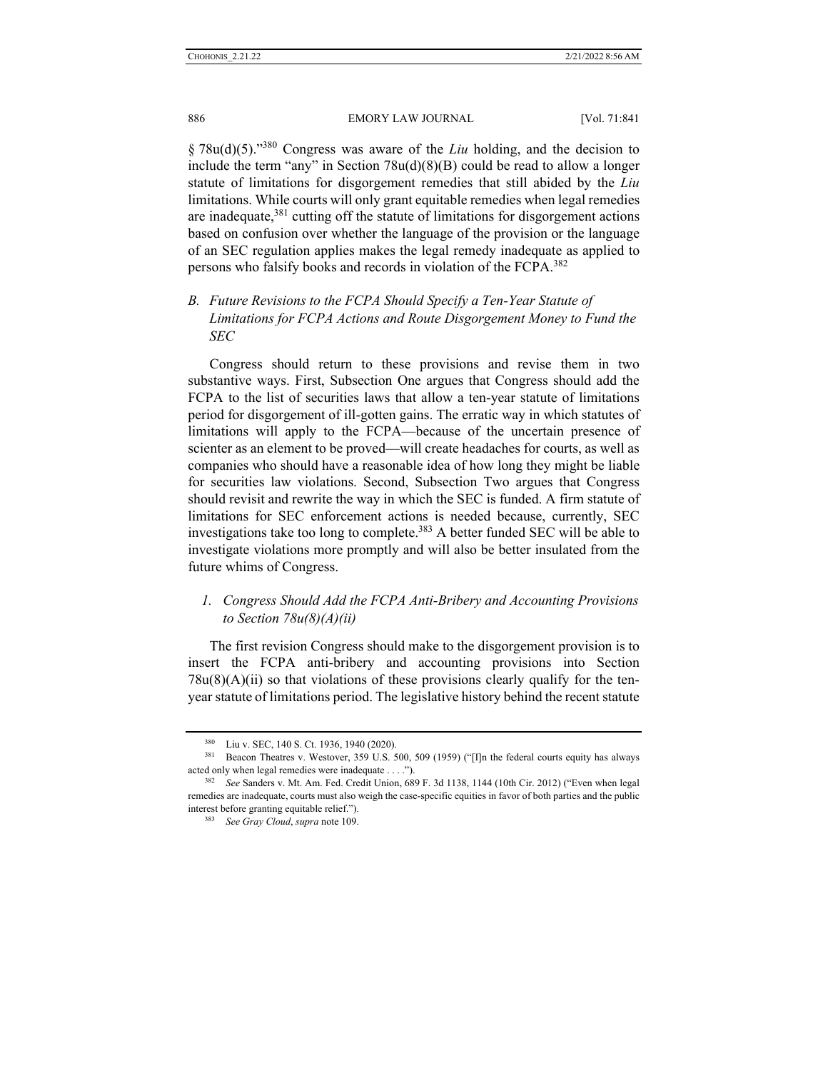§ 78u(d)(5)."[380] Congress was aware of the *Liu* holding, and the decision to include the term "any" in Section 78u(d)(8)(B) could be read to allow a longer statute of limitations for disgorgement remedies that still abided by the *Liu* limitations. While courts will only grant equitable remedies when legal remedies are inadequate,[381] cutting off the statute of limitations for disgorgement actions based on confusion over whether the language of the provision or the language of an SEC regulation applies makes the legal remedy inadequate as applied to persons who falsify books and records in violation of the FCPA.[382]

### *B. Future Revisions to the FCPA Should Specify a Ten-Year Statute of Limitations for FCPA Actions and Route Disgorgement Money to Fund the SEC*

Congress should return to these provisions and revise them in two substantive ways. First, Subsection One argues that Congress should add the FCPA to the list of securities laws that allow a ten-year statute of limitations period for disgorgement of ill-gotten gains. The erratic way in which statutes of limitations will apply to the FCPA—because of the uncertain presence of scienter as an element to be proved—will create headaches for courts, as well as companies who should have a reasonable idea of how long they might be liable for securities law violations. Second, Subsection Two argues that Congress should revisit and rewrite the way in which the SEC is funded. A firm statute of limitations for SEC enforcement actions is needed because, currently, SEC investigations take too long to complete.[383] A better funded SEC will be able to investigate violations more promptly and will also be better insulated from the future whims of Congress.

#### *1. Congress Should Add the FCPA Anti-Bribery and Accounting Provisions to Section 78u(8)(A)(ii)*

The first revision Congress should make to the disgorgement provision is to insert the FCPA anti-bribery and accounting provisions into Section 78u(8)(A)(ii) so that violations of these provisions clearly qualify for the ten-year statute of limitations period. The legislative history behind the recent statute

---

[380] Liu v. SEC, 140 S. Ct. 1936, 1940 (2020).

[381] Beacon Theatres v. Westover, 359 U.S. 500, 509 (1959) ("[I]n the federal courts equity has always acted only when legal remedies were inadequate . . . .").

[382] *See* Sanders v. Mt. Am. Fed. Credit Union, 689 F. 3d 1138, 1144 (10th Cir. 2012) ("Even when legal remedies are inadequate, courts must also weigh the case-specific equities in favor of both parties and the public interest before granting equitable relief.").

[383] *See Gray Cloud*, *supra* note 109.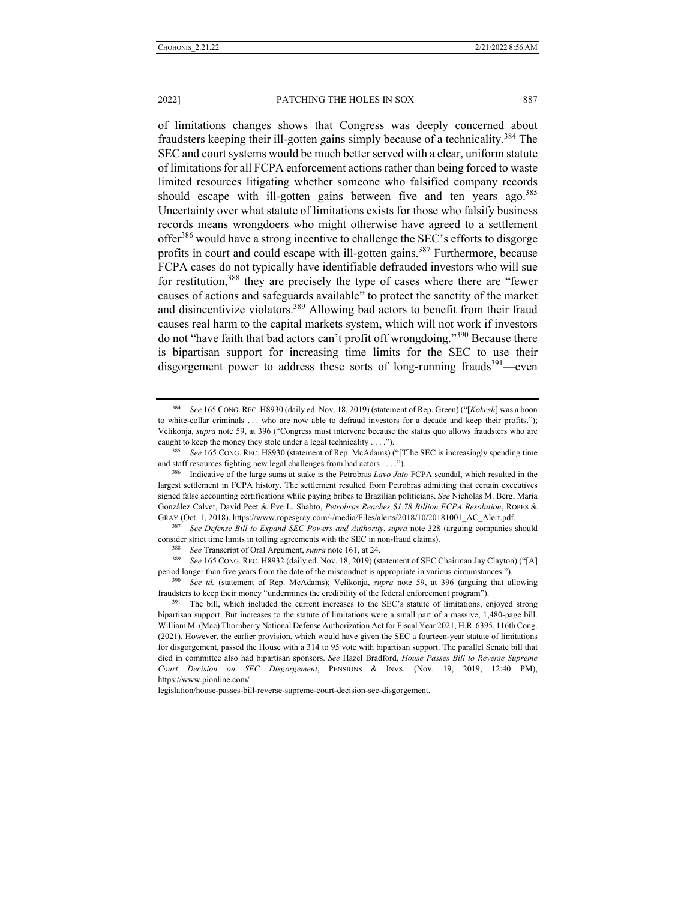of limitations changes shows that Congress was deeply concerned about fraudsters keeping their ill-gotten gains simply because of a technicality.[384] The SEC and court systems would be much better served with a clear, uniform statute of limitations for all FCPA enforcement actions rather than being forced to waste limited resources litigating whether someone who falsified company records should escape with ill-gotten gains between five and ten years ago.[385] Uncertainty over what statute of limitations exists for those who falsify business records means wrongdoers who might otherwise have agreed to a settlement offer[386] would have a strong incentive to challenge the SEC's efforts to disgorge profits in court and could escape with ill-gotten gains.[387] Furthermore, because FCPA cases do not typically have identifiable defrauded investors who will sue for restitution,[388] they are precisely the type of cases where there are "fewer causes of actions and safeguards available" to protect the sanctity of the market and disincentivize violators.[389] Allowing bad actors to benefit from their fraud causes real harm to the capital markets system, which will not work if investors do not "have faith that bad actors can't profit off wrongdoing."[390] Because there is bipartisan support for increasing time limits for the SEC to use their disgorgement power to address these sorts of long-running frauds[391]—even

---

[384] *See* 165 CONG. REC. H8930 (daily ed. Nov. 18, 2019) (statement of Rep. Green) ("[*Kokesh*] was a boon to white-collar criminals . . . who are now able to defraud investors for a decade and keep their profits."); Velikonja, *supra* note 59, at 396 ("Congress must intervene because the status quo allows fraudsters who are caught to keep the money they stole under a legal technicality . . . .").

[385] *See* 165 CONG. REC. H8930 (statement of Rep. McAdams) ("[T]he SEC is increasingly spending time and staff resources fighting new legal challenges from bad actors . . . .").

[386] Indicative of the large sums at stake is the Petrobras *Lavo Jato* FCPA scandal, which resulted in the largest settlement in FCPA history. The settlement resulted from Petrobras admitting that certain executives signed false accounting certifications while paying bribes to Brazilian politicians. *See* Nicholas M. Berg, Maria González Calvet, David Peet & Eve L. Shabto, *Petrobras Reaches $1.78 Billion FCPA Resolution*, ROPES & GRAY (Oct. 1, 2018), https://www.ropesgray.com/-/media/Files/alerts/2018/10/20181001_AC_Alert.pdf.

[387] *See Defense Bill to Expand SEC Powers and Authority*, *supra* note 328 (arguing companies should consider strict time limits in tolling agreements with the SEC in non-fraud claims).

[388] *See* Transcript of Oral Argument, *supra* note 161, at 24.

[389] *See* 165 CONG. REC. H8932 (daily ed. Nov. 18, 2019) (statement of SEC Chairman Jay Clayton) ("[A] period longer than five years from the date of the misconduct is appropriate in various circumstances.").

[390] *See id.* (statement of Rep. McAdams); Velikonja, *supra* note 59, at 396 (arguing that allowing fraudsters to keep their money "undermines the credibility of the federal enforcement program").

[391] The bill, which included the current increases to the SEC's statute of limitations, enjoyed strong bipartisan support. But increases to the statute of limitations were a small part of a massive, 1,480-page bill. William M. (Mac) Thornberry National Defense Authorization Act for Fiscal Year 2021, H.R. 6395, 116th Cong. (2021). However, the earlier provision, which would have given the SEC a fourteen-year statute of limitations for disgorgement, passed the House with a 314 to 95 vote with bipartisan support. The parallel Senate bill that died in committee also had bipartisan sponsors. *See* Hazel Bradford, *House Passes Bill to Reverse Supreme Court Decision on SEC Disgorgement*, PENSIONS & INVS. (Nov. 19, 2019, 12:40 PM), https://www.pionline.com/legislation/house-passes-bill-reverse-supreme-court-decision-sec-disgorgement.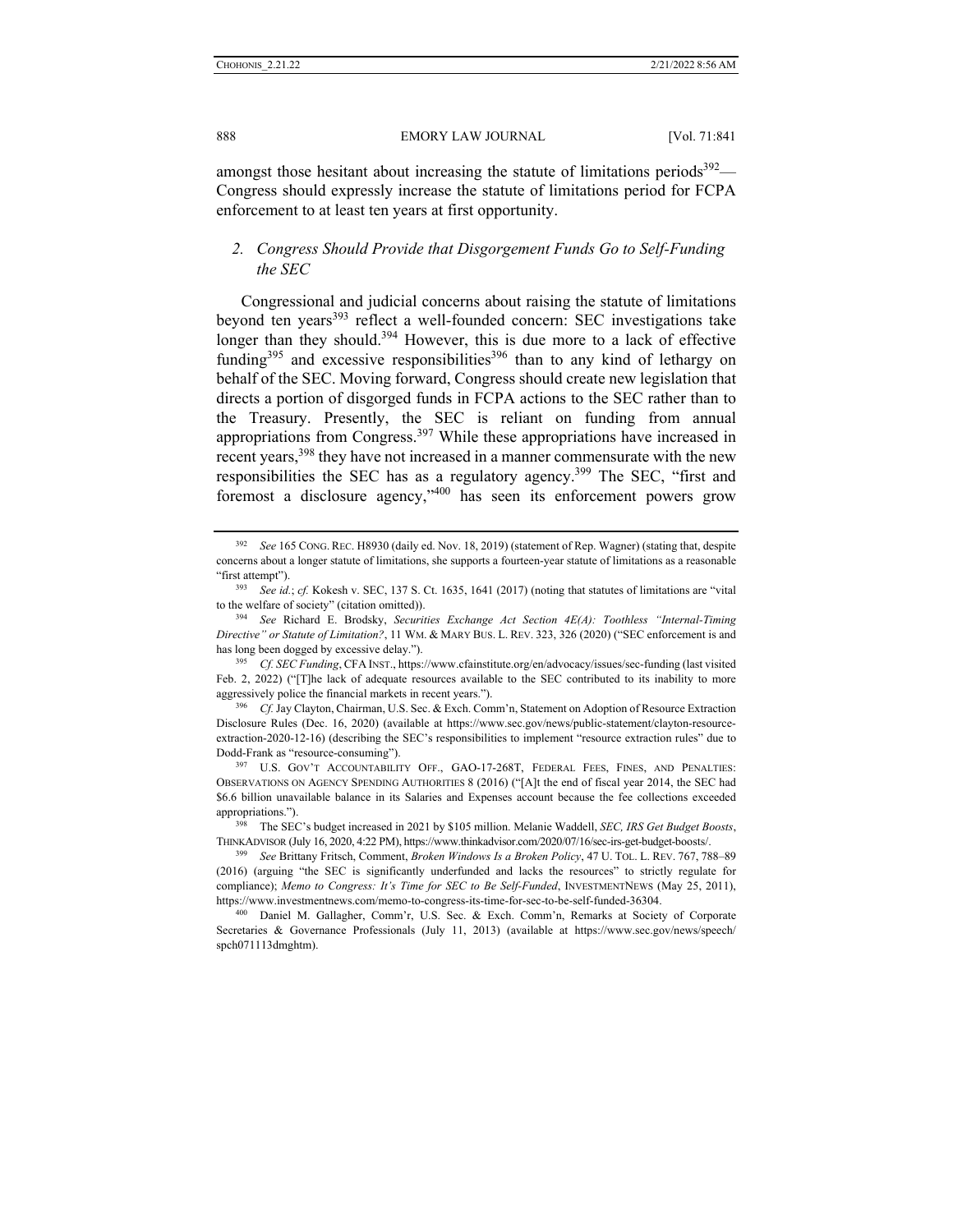amongst those hesitant about increasing the statute of limitations periods[392]—Congress should expressly increase the statute of limitations period for FCPA enforcement to at least ten years at first opportunity.

### *2. Congress Should Provide that Disgorgement Funds Go to Self-Funding the SEC*

Congressional and judicial concerns about raising the statute of limitations beyond ten years[393] reflect a well-founded concern: SEC investigations take longer than they should.[394] However, this is due more to a lack of effective funding[395] and excessive responsibilities[396] than to any kind of lethargy on behalf of the SEC. Moving forward, Congress should create new legislation that directs a portion of disgorged funds in FCPA actions to the SEC rather than to the Treasury. Presently, the SEC is reliant on funding from annual appropriations from Congress.[397] While these appropriations have increased in recent years,[398] they have not increased in a manner commensurate with the new responsibilities the SEC has as a regulatory agency.[399] The SEC, "first and foremost a disclosure agency,"[400] has seen its enforcement powers grow

---

[392] *See* 165 CONG. REC. H8930 (daily ed. Nov. 18, 2019) (statement of Rep. Wagner) (stating that, despite concerns about a longer statute of limitations, she supports a fourteen-year statute of limitations as a reasonable "first attempt").

[393] *See id.*; *cf.* Kokesh v. SEC, 137 S. Ct. 1635, 1641 (2017) (noting that statutes of limitations are "vital to the welfare of society" (citation omitted)).

[394] *See* Richard E. Brodsky, *Securities Exchange Act Section 4E(A): Toothless "Internal-Timing Directive" or Statute of Limitation?*, 11 WM. & MARY BUS. L. REV. 323, 326 (2020) ("SEC enforcement is and has long been dogged by excessive delay.").

[395] *Cf. SEC Funding*, CFA INST., https://www.cfainstitute.org/en/advocacy/issues/sec-funding (last visited Feb. 2, 2022) ("[T]he lack of adequate resources available to the SEC contributed to its inability to more aggressively police the financial markets in recent years.").

[396] *Cf.* Jay Clayton, Chairman, U.S. Sec. & Exch. Comm'n, Statement on Adoption of Resource Extraction Disclosure Rules (Dec. 16, 2020) (available at https://www.sec.gov/news/public-statement/clayton-resource-extraction-2020-12-16) (describing the SEC's responsibilities to implement "resource extraction rules" due to Dodd-Frank as "resource-consuming").

[397] U.S. GOV'T ACCOUNTABILITY OFF., GAO-17-268T, FEDERAL FEES, FINES, AND PENALTIES: OBSERVATIONS ON AGENCY SPENDING AUTHORITIES 8 (2016) ("[A]t the end of fiscal year 2014, the SEC had \$6.6 billion unavailable balance in its Salaries and Expenses account because the fee collections exceeded appropriations.").

[398] The SEC's budget increased in 2021 by \$105 million. Melanie Waddell, *SEC, IRS Get Budget Boosts*, THINKADVISOR (July 16, 2020, 4:22 PM), https://www.thinkadvisor.com/2020/07/16/sec-irs-get-budget-boosts/.

[399] *See* Brittany Fritsch, Comment, *Broken Windows Is a Broken Policy*, 47 U. TOL. L. REV. 767, 788–89 (2016) (arguing "the SEC is significantly underfunded and lacks the resources" to strictly regulate for compliance); *Memo to Congress: It's Time for SEC to Be Self-Funded*, INVESTMENTNEWS (May 25, 2011), https://www.investmentnews.com/memo-to-congress-its-time-for-sec-to-be-self-funded-36304.

[400] Daniel M. Gallagher, Comm'r, U.S. Sec. & Exch. Comm'n, Remarks at Society of Corporate Secretaries & Governance Professionals (July 11, 2013) (available at https://www.sec.gov/news/speech/spch071113dmghtm).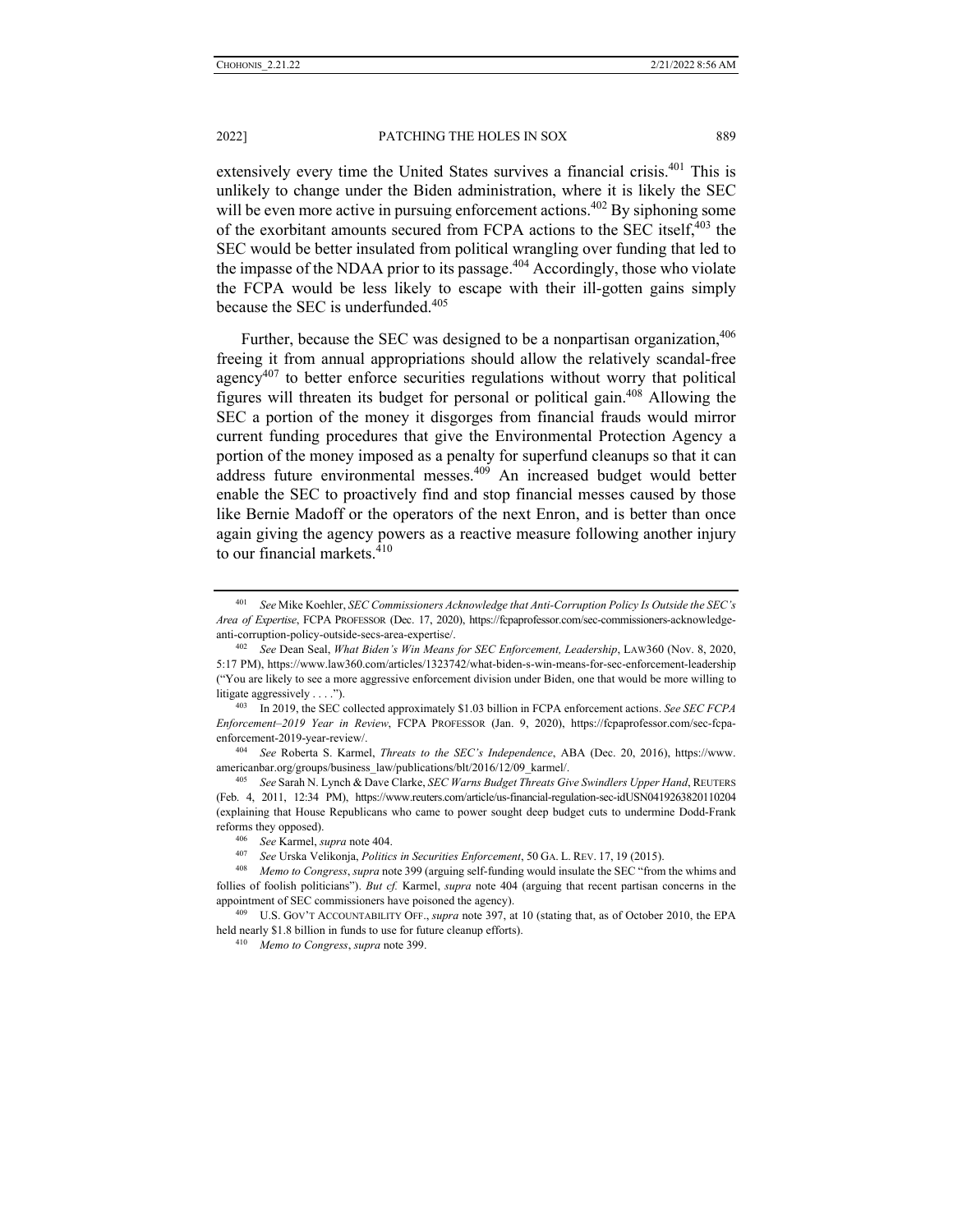extensively every time the United States survives a financial crisis.[401] This is unlikely to change under the Biden administration, where it is likely the SEC will be even more active in pursuing enforcement actions.[402] By siphoning some of the exorbitant amounts secured from FCPA actions to the SEC itself,[403] the SEC would be better insulated from political wrangling over funding that led to the impasse of the NDAA prior to its passage.[404] Accordingly, those who violate the FCPA would be less likely to escape with their ill-gotten gains simply because the SEC is underfunded.[405]

Further, because the SEC was designed to be a nonpartisan organization,[406] freeing it from annual appropriations should allow the relatively scandal-free agency[407] to better enforce securities regulations without worry that political figures will threaten its budget for personal or political gain.[408] Allowing the SEC a portion of the money it disgorges from financial frauds would mirror current funding procedures that give the Environmental Protection Agency a portion of the money imposed as a penalty for superfund cleanups so that it can address future environmental messes.[409] An increased budget would better enable the SEC to proactively find and stop financial messes caused by those like Bernie Madoff or the operators of the next Enron, and is better than once again giving the agency powers as a reactive measure following another injury to our financial markets.[410]

---

[401] *See* Mike Koehler, *SEC Commissioners Acknowledge that Anti-Corruption Policy Is Outside the SEC's Area of Expertise*, FCPA PROFESSOR (Dec. 17, 2020), https://fcpaprofessor.com/sec-commissioners-acknowledge-anti-corruption-policy-outside-secs-area-expertise/.

[402] *See* Dean Seal, *What Biden's Win Means for SEC Enforcement, Leadership*, LAW360 (Nov. 8, 2020, 5:17 PM), https://www.law360.com/articles/1323742/what-biden-s-win-means-for-sec-enforcement-leadership ("You are likely to see a more aggressive enforcement division under Biden, one that would be more willing to litigate aggressively . . . .").

[403] In 2019, the SEC collected approximately $1.03 billion in FCPA enforcement actions. *See SEC FCPA Enforcement–2019 Year in Review*, FCPA PROFESSOR (Jan. 9, 2020), https://fcpaprofessor.com/sec-fcpa-enforcement-2019-year-review/.

[404] *See* Roberta S. Karmel, *Threats to the SEC's Independence*, ABA (Dec. 20, 2016), https://www.americanbar.org/groups/business_law/publications/blt/2016/12/09_karmel/.

[405] *See* Sarah N. Lynch & Dave Clarke, *SEC Warns Budget Threats Give Swindlers Upper Hand*, REUTERS (Feb. 4, 2011, 12:34 PM), https://www.reuters.com/article/us-financial-regulation-sec-idUSN0419263820110204 (explaining that House Republicans who came to power sought deep budget cuts to undermine Dodd-Frank reforms they opposed).

[406] *See* Karmel, *supra* note 404.

[407] *See* Urska Velikonja, *Politics in Securities Enforcement*, 50 GA. L. REV. 17, 19 (2015).

[408] *Memo to Congress*, *supra* note 399 (arguing self-funding would insulate the SEC "from the whims and follies of foolish politicians"). *But cf.* Karmel, *supra* note 404 (arguing that recent partisan concerns in the appointment of SEC commissioners have poisoned the agency).

[409] U.S. GOV'T ACCOUNTABILITY OFF., *supra* note 397, at 10 (stating that, as of October 2010, the EPA held nearly $1.8 billion in funds to use for future cleanup efforts).

[410] *Memo to Congress*, *supra* note 399.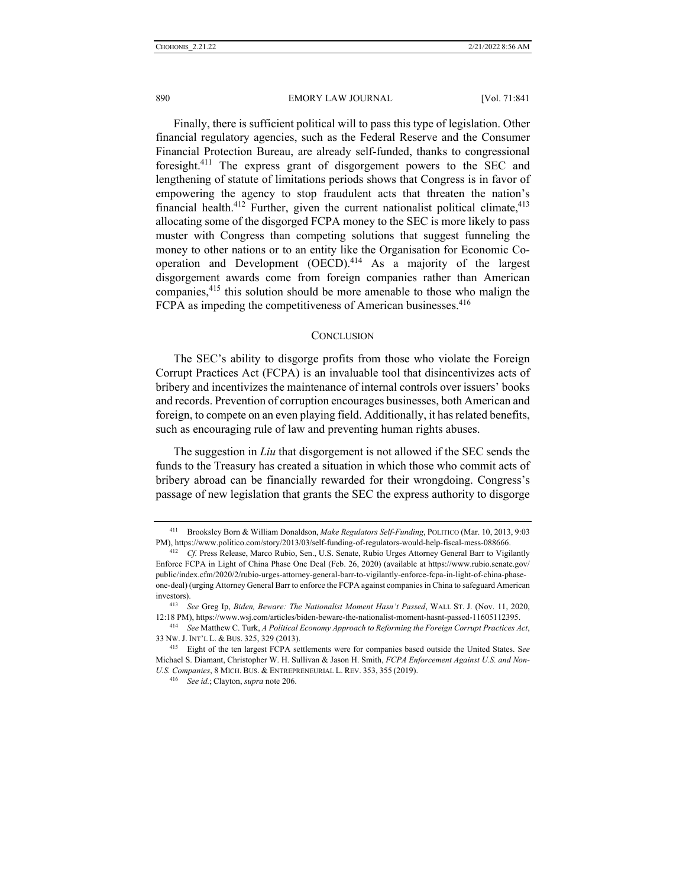Finally, there is sufficient political will to pass this type of legislation. Other financial regulatory agencies, such as the Federal Reserve and the Consumer Financial Protection Bureau, are already self-funded, thanks to congressional foresight.[411] The express grant of disgorgement powers to the SEC and lengthening of statute of limitations periods shows that Congress is in favor of empowering the agency to stop fraudulent acts that threaten the nation's financial health.[412] Further, given the current nationalist political climate,[413] allocating some of the disgorged FCPA money to the SEC is more likely to pass muster with Congress than competing solutions that suggest funneling the money to other nations or to an entity like the Organisation for Economic Co-operation and Development (OECD).[414] As a majority of the largest disgorgement awards come from foreign companies rather than American companies,[415] this solution should be more amenable to those who malign the FCPA as impeding the competitiveness of American businesses.[416]

## CONCLUSION

The SEC's ability to disgorge profits from those who violate the Foreign Corrupt Practices Act (FCPA) is an invaluable tool that disincentivizes acts of bribery and incentivizes the maintenance of internal controls over issuers' books and records. Prevention of corruption encourages businesses, both American and foreign, to compete on an even playing field. Additionally, it has related benefits, such as encouraging rule of law and preventing human rights abuses.

The suggestion in *Liu* that disgorgement is not allowed if the SEC sends the funds to the Treasury has created a situation in which those who commit acts of bribery abroad can be financially rewarded for their wrongdoing. Congress's passage of new legislation that grants the SEC the express authority to disgorge

---

[411] Brooksley Born & William Donaldson, *Make Regulators Self-Funding*, POLITICO (Mar. 10, 2013, 9:03 PM), https://www.politico.com/story/2013/03/self-funding-of-regulators-would-help-fiscal-mess-088666.

[412] *Cf.* Press Release, Marco Rubio, Sen., U.S. Senate, Rubio Urges Attorney General Barr to Vigilantly Enforce FCPA in Light of China Phase One Deal (Feb. 26, 2020) (available at https://www.rubio.senate.gov/public/index.cfm/2020/2/rubio-urges-attorney-general-barr-to-vigilantly-enforce-fcpa-in-light-of-china-phase-one-deal) (urging Attorney General Barr to enforce the FCPA against companies in China to safeguard American investors).

[413] *See* Greg Ip, *Biden, Beware: The Nationalist Moment Hasn't Passed*, WALL ST. J. (Nov. 11, 2020, 12:18 PM), https://www.wsj.com/articles/biden-beware-the-nationalist-moment-hasnt-passed-11605112395.

[414] *See* Matthew C. Turk, *A Political Economy Approach to Reforming the Foreign Corrupt Practices Act*, 33 NW. J. INT'L L. & BUS. 325, 329 (2013).

[415] Eight of the ten largest FCPA settlements were for companies based outside the United States. S*ee* Michael S. Diamant, Christopher W. H. Sullivan & Jason H. Smith, *FCPA Enforcement Against U.S. and Non-U.S. Companies*, 8 MICH. BUS. & ENTREPRENEURIAL L. REV. 353, 355 (2019).

[416] *See id.*; Clayton, *supra* note 206.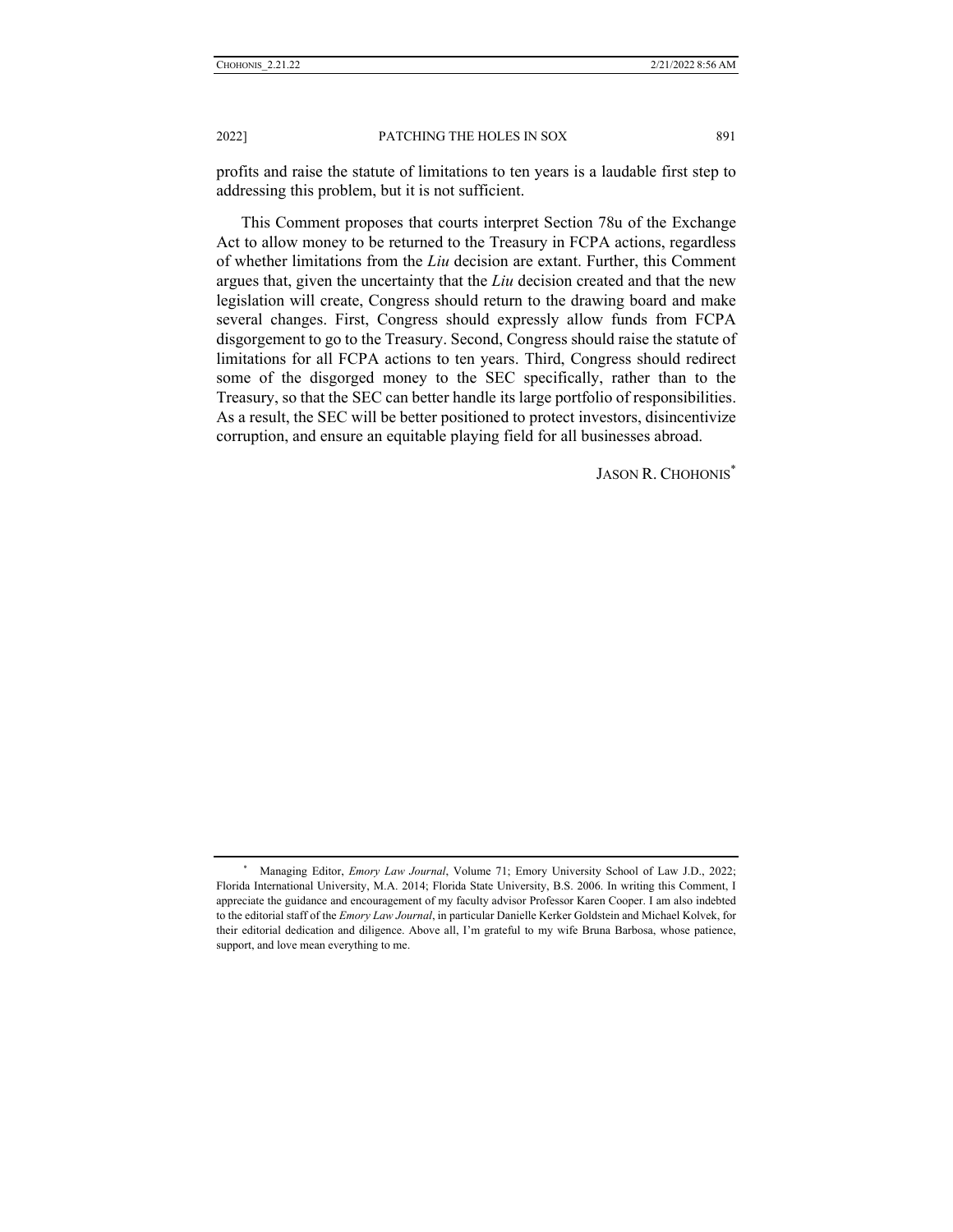profits and raise the statute of limitations to ten years is a laudable first step to addressing this problem, but it is not sufficient.

This Comment proposes that courts interpret Section 78u of the Exchange Act to allow money to be returned to the Treasury in FCPA actions, regardless of whether limitations from the *Liu* decision are extant. Further, this Comment argues that, given the uncertainty that the *Liu* decision created and that the new legislation will create, Congress should return to the drawing board and make several changes. First, Congress should expressly allow funds from FCPA disgorgement to go to the Treasury. Second, Congress should raise the statute of limitations for all FCPA actions to ten years. Third, Congress should redirect some of the disgorged money to the SEC specifically, rather than to the Treasury, so that the SEC can better handle its large portfolio of responsibilities. As a result, the SEC will be better positioned to protect investors, disincentivize corruption, and ensure an equitable playing field for all businesses abroad.

JASON R. CHOHONIS[*]

---

[*] Managing Editor, *Emory Law Journal*, Volume 71; Emory University School of Law J.D., 2022; Florida International University, M.A. 2014; Florida State University, B.S. 2006. In writing this Comment, I appreciate the guidance and encouragement of my faculty advisor Professor Karen Cooper. I am also indebted to the editorial staff of the *Emory Law Journal*, in particular Danielle Kerker Goldstein and Michael Kolvek, for their editorial dedication and diligence. Above all, I'm grateful to my wife Bruna Barbosa, whose patience, support, and love mean everything to me.